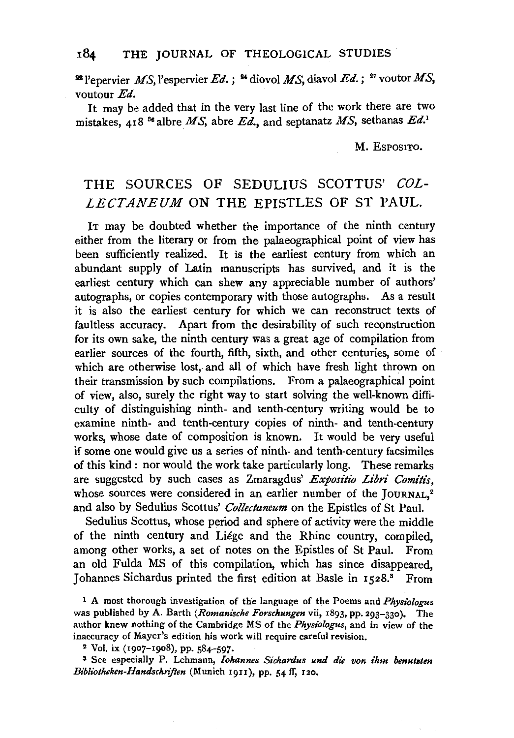[22] l'epervier *MS*, l'espervier *Ed.*; [24] diovol *MS*, diavol *Ed.*; [27] voutor *MS*, voutour *Ed.*

It may be added that in the very last line of the work there are two mistakes, 418 [36] albre *MS*, abre *Ed.*, and septanatz *MS*, sethanas *Ed.*[1]

M. ESPOSITO.

## THE SOURCES OF SEDULIUS SCOTTUS' *COLLECTANEUM* ON THE EPISTLES OF ST PAUL.

IT may be doubted whether the importance of the ninth century either from the literary or from the palaeographical point of view has been sufficiently realized. It is the earliest century from which an abundant supply of Latin manuscripts has survived, and it is the earliest century which can shew any appreciable number of authors' autographs, or copies contemporary with those autographs. As a result it is also the earliest century for which we can reconstruct texts of faultless accuracy. Apart from the desirability of such reconstruction for its own sake, the ninth century was a great age of compilation from earlier sources of the fourth, fifth, sixth, and other centuries, some of which are otherwise lost, and all of which have fresh light thrown on their transmission by such compilations. From a palaeographical point of view, also, surely the right way to start solving the well-known difficulty of distinguishing ninth- and tenth-century writing would be to examine ninth- and tenth-century copies of ninth- and tenth-century works, whose date of composition is known. It would be very useful if some one would give us a series of ninth- and tenth-century facsimiles of this kind: nor would the work take particularly long. These remarks are suggested by such cases as Zmaragdus' *Expositio Libri Comitis*, whose sources were considered in an earlier number of the JOURNAL,[2] and also by Sedulius Scottus' *Collectaneum* on the Epistles of St Paul.

Sedulius Scottus, whose period and sphere of activity were the middle of the ninth century and Liége and the Rhine country, compiled, among other works, a set of notes on the Epistles of St Paul. From an old Fulda MS of this compilation, which has since disappeared, Johannes Sichardus printed the first edition at Basle in 1528.[3] From

[1] A most thorough investigation of the language of the Poems and *Physiologus* was published by A. Barth (*Romanische Forschungen* vii, 1893, pp. 293–330). The author knew nothing of the Cambridge MS of the *Physiologus*, and in view of the inaccuracy of Mayer's edition his work will require careful revision.

[2] Vol. ix (1907–1908), pp. 584–597.

[3] See especially P. Lehmann, *Iohannes Sichardus und die von ihm benutzten Bibliotheken-Handschriften* (Munich 1911), pp. 54 ff, 120.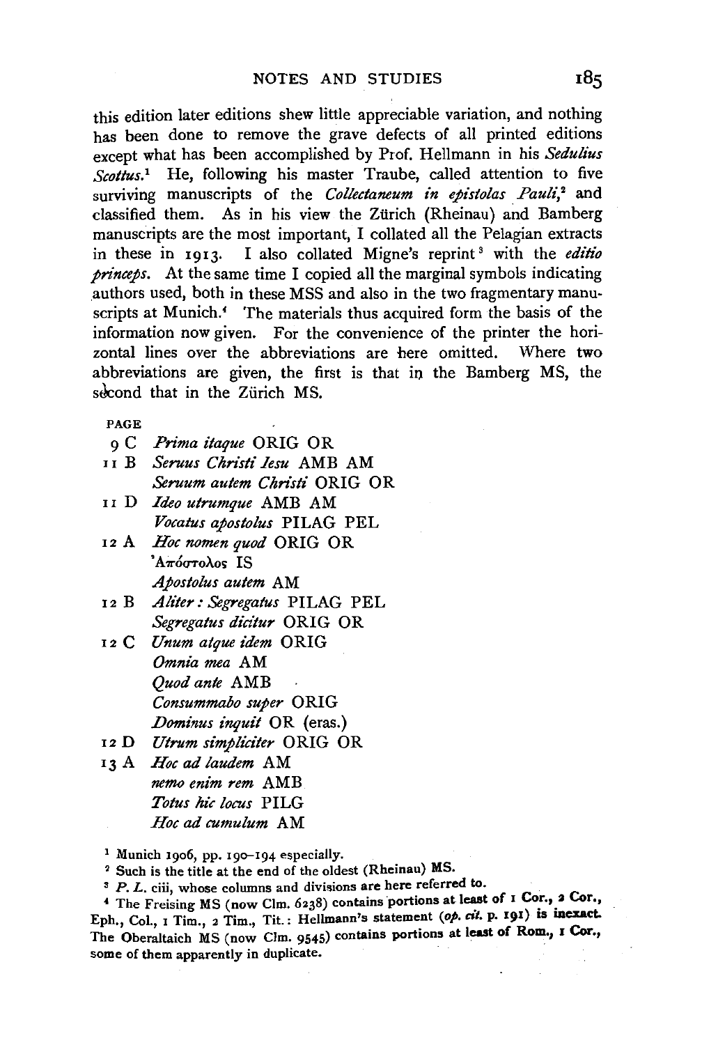this edition later editions shew little appreciable variation, and nothing has been done to remove the grave defects of all printed editions except what has been accomplished by Prof. Hellmann in his *Sedulius Scottus*.[1] He, following his master Traube, called attention to five surviving manuscripts of the *Collectaneum in epistolas Pauli*,[2] and classified them. As in his view the Zürich (Rheinau) and Bamberg manuscripts are the most important, I collated all the Pelagian extracts in these in 1913. I also collated Migne's reprint[3] with the *editio princeps*. At the same time I copied all the marginal symbols indicating authors used, both in these MSS and also in the two fragmentary manuscripts at Munich.[4] The materials thus acquired form the basis of the information now given. For the convenience of the printer the horizontal lines over the abbreviations are here omitted. Where two abbreviations are given, the first is that in the Bamberg MS, the second that in the Zürich MS.

PAGE

9 C *Prima itaque* ORIG OR

11 B *Seruus Christi Iesu* AMB AM
*Seruum autem Christi* ORIG OR

11 D *Ideo utrumque* AMB AM
*Vocatus apostolus* PILAG PEL

12 A *Hoc nomen quod* ORIG OR
Ἀπόστολος IS
*Apostolus autem* AM

12 B *Aliter: Segregatus* PILAG PEL
*Segregatus dicitur* ORIG OR

12 C *Unum atque idem* ORIG
*Omnia mea* AM
*Quod ante* AMB
*Consummabo super* ORIG
*Dominus inquit* OR (eras.)

12 D *Utrum simpliciter* ORIG OR

13 A *Hoc ad laudem* AM
*nemo enim rem* AMB
*Totus hic locus* PILG
*Hoc ad cumulum* AM

[1] Munich 1906, pp. 190–194 especially.

[2] Such is the title at the end of the oldest (Rheinau) MS.

[3] *P. L.* ciii, whose columns and divisions are here referred to.

[4] The Freising MS (now Clm. 6238) contains portions at least of 1 Cor., 2 Cor., Eph., Col., 1 Tim., 2 Tim., Tit.: Hellmann's statement (*op. cit.* p. 191) is inexact. The Oberaltaich MS (now Clm. 9545) contains portions at least of Rom., 1 Cor., some of them apparently in duplicate.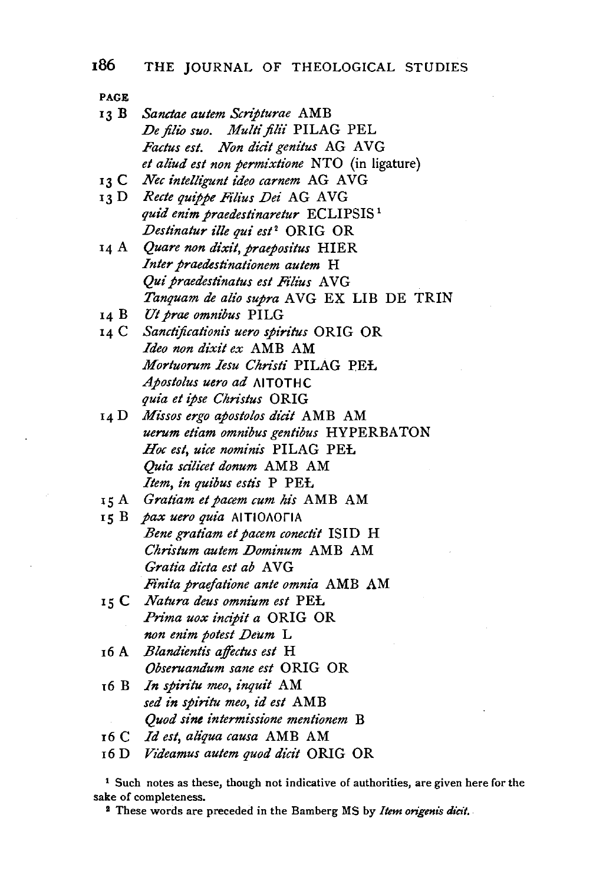PAGE

13 B *Sanctae autem Scripturae* AMB
*De filio suo. Multi filii* PILAG PEL
*Factus est. Non dicit genitus* AG AVG
*et aliud est non permixtione* NTO (in ligature)

13 C *Nec intelligunt ideo carnem* AG AVG

13 D *Recte quippe Filius Dei* AG AVG
*quid enim praedestinaretur* ECLIPSIS[1]
*Destinatur ille qui est*[2] ORIG OR

14 A *Quare non dixit, praepositus* HIER
*Inter praedestinationem autem* H
*Qui praedestinatus est Filius* AVG
*Tanquam de alio supra* AVG EX LIB DE TRIN

14 B *Ut prae omnibus* PILG

14 C *Sanctificationis uero spiritus* ORIG OR
*Ideo non dixit ex* AMB AM
*Mortuorum Iesu Christi* PILAG PEŁ
*Apostolus uero ad* ΑΙΤΟΤΗC
*quia et ipse Christus* ORIG

14 D *Missos ergo apostolos dicit* AMB AM
*uerum etiam omnibus gentibus* HYPERBATON
*Hoc est, uice nominis* PILAG PEŁ
*Quia scilicet donum* AMB AM
*Item, in quibus estis* P PEŁ

15 A *Gratiam et pacem cum his* AMB AM

15 B *pax uero quia* ΑΙΤΙΟΛΟΓΙΑ
*Bene gratiam et pacem conectit* ISID H
*Christum autem Dominum* AMB AM
*Gratia dicta est ab* AVG
*Finita praefatione ante omnia* AMB AM

15 C *Natura deus omnium est* PEŁ
*Prima uox incipit a* ORIG OR
*non enim potest Deum* L

16 A *Blandientis affectus est* H
*Obseruandum sane est* ORIG OR

16 B *In spiritu meo, inquit* AM
*sed in spiritu meo, id est* AMB
*Quod sine intermissione mentionem* B

16 C *Id est, aliqua causa* AMB AM

16 D *Videamus autem quod dicit* ORIG OR

[1] Such notes as these, though not indicative of authorities, are given here for the sake of completeness.

[2] These words are preceded in the Bamberg MS by *Item origenis dicit.*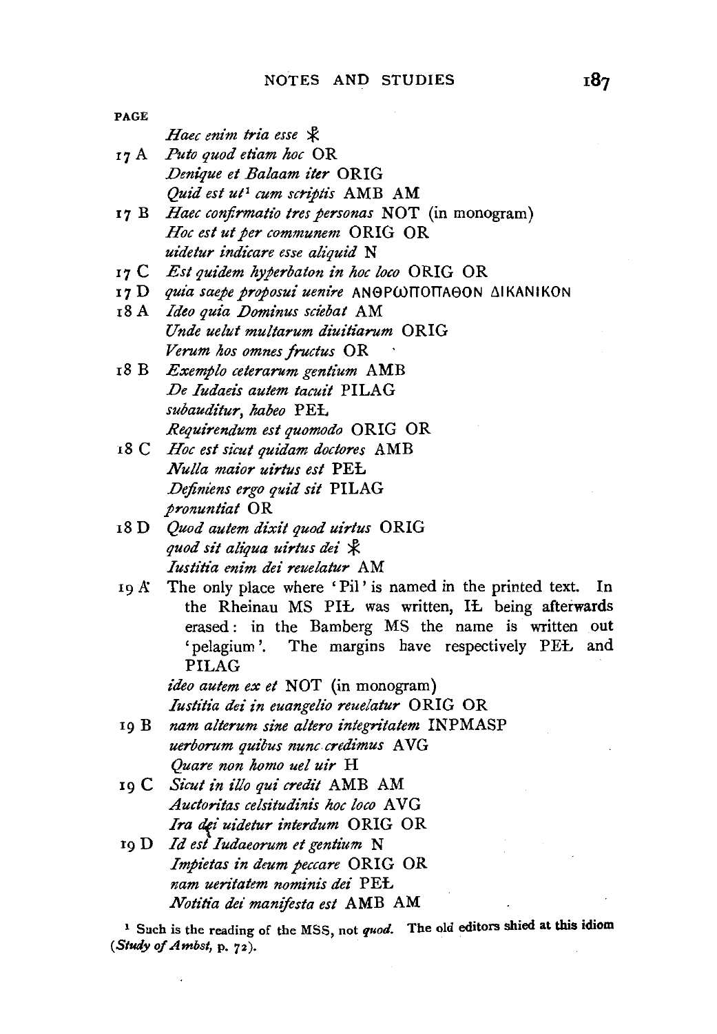PAGE

*Haec enim tria esse* ☧

17 A *Puto quod etiam hoc* OR
*Denique et Balaam iter* ORIG
*Quid est ut*[1] *cum scriptis* AMB AM

17 B *Haec confirmatio tres personas* NOT (in monogram)
*Hoc est ut per communem* ORIG OR
*uidetur indicare esse aliquid* N

17 C *Est quidem hyperbaton in hoc loco* ORIG OR

17 D *quia saepe proposui uenire* ΑΝΘΡΩΠΟΠΑΘΟΝ ΔΙΚΑΝΙΚΟΝ

18 A *Ideo quia Dominus sciebat* AM
*Unde uelut multarum diuitiarum* ORIG
*Verum hos omnes fructus* OR

18 B *Exemplo ceterarum gentium* AMB
*De Iudaeis autem tacuit* PILAG
*subauditur, habeo* PEŁ
*Requirendum est quomodo* ORIG OR

18 C *Hoc est sicut quidam doctores* AMB
*Nulla maior uirtus est* PEŁ
*Definiens ergo quid sit* PILAG
*pronuntiat* OR

18 D *Quod autem dixit quod uirtus* ORIG
*quod sit aliqua uirtus dei* ☧
*Iustitia enim dei reuelatur* AM

19 A The only place where 'Pil' is named in the printed text. In the Rheinau MS PIŁ was written, IŁ being afterwards erased: in the Bamberg MS the name is written out 'pelagium'. The margins have respectively PEŁ and PILAG
*ideo autem ex et* NOT (in monogram)
*Iustitia dei in euangelio reuelatur* ORIG OR

19 B *nam alterum sine altero integritatem* INPMASP
*uerborum quibus nunc credimus* AVG
*Quare non homo uel uir* H

19 C *Sicut in illo qui credit* AMB AM
*Auctoritas celsitudinis hoc loco* AVG
*Ira dei uidetur interdum* ORIG OR

19 D *Id est Iudaeorum et gentium* N
*Impietas in deum peccare* ORIG OR
*nam ueritatem nominis dei* PEŁ
*Notitia dei manifesta est* AMB AM

[1] Such is the reading of the MSS, not *quod*. The old editors shied at this idiom (*Study of Ambst*, p. 72).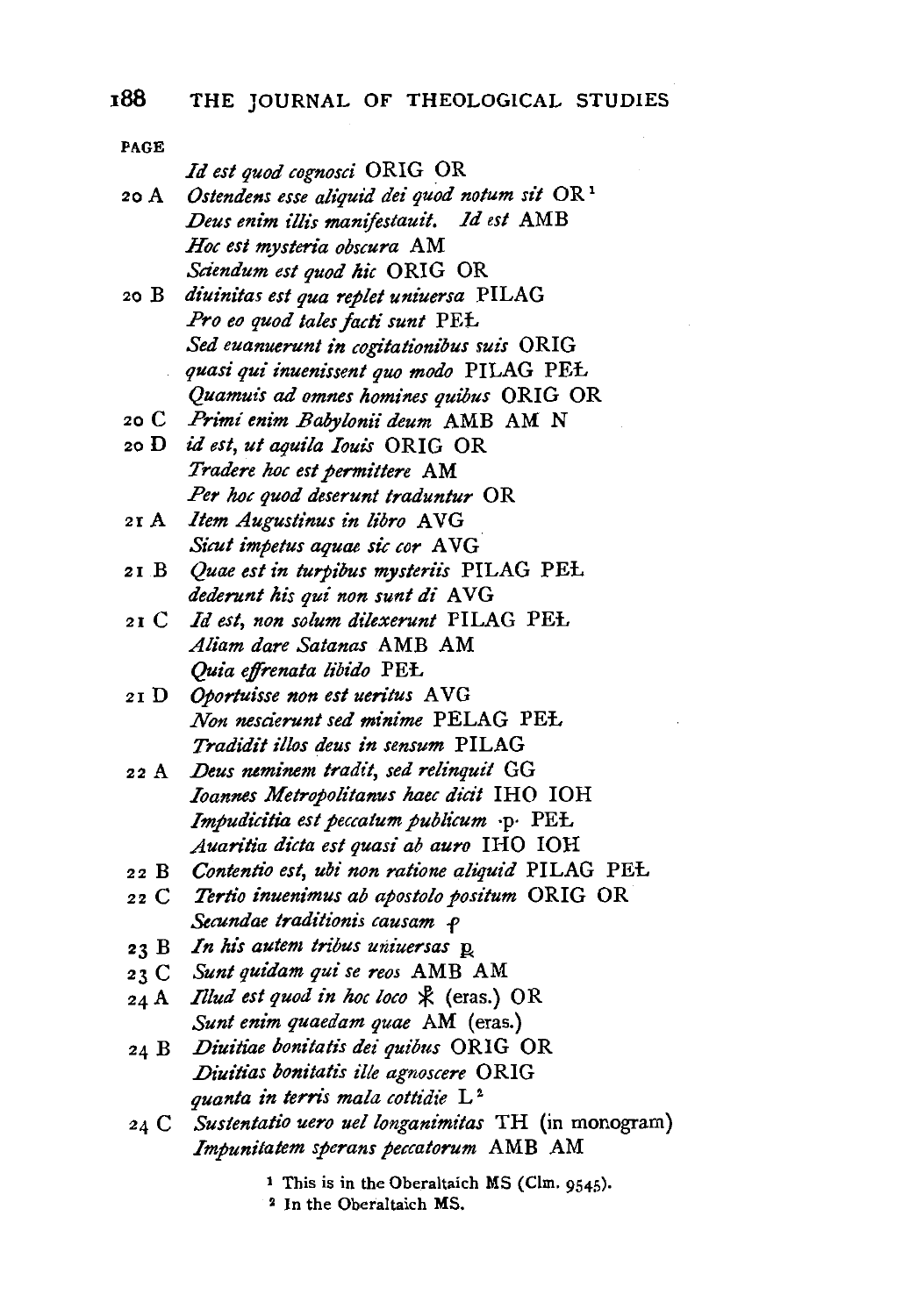PAGE

| | |
|---|---|
| | *Id est quod cognosci* ORIG OR |
| 20 A | *Ostendens esse aliquid dei quod notum sit* OR[1] |
| | *Deus enim illis manifestauit. Id est* AMB |
| | *Hoc est mysteria obscura* AM |
| | *Sciendum est quod hic* ORIG OR |
| 20 B | *diuinitas est qua replet uniuersa* PILAG |
| | *Pro eo quod tales facti sunt* PEŁ |
| | *Sed euanuerunt in cogitationibus suis* ORIG |
| | *quasi qui inuenissent quo modo* PILAG PEŁ |
| | *Quamuis ad omnes homines quibus* ORIG OR |
| 20 C | *Primi enim Babylonii deum* AMB AM N |
| 20 D | *id est, ut aquila Iouis* ORIG OR |
| | *Tradere hoc est permittere* AM |
| | *Per hoc quod deserunt traduntur* OR |
| 21 A | *Item Augustinus in libro* AVG |
| | *Sicut impetus aquae sic cor* AVG |
| 21 B | *Quae est in turpibus mysteriis* PILAG PEŁ |
| | *dederunt his qui non sunt di* AVG |
| 21 C | *Id est, non solum dilexerunt* PILAG PEŁ |
| | *Aliam dare Satanas* AMB AM |
| | *Quia effrenata libido* PEŁ |
| 21 D | *Oportuisse non est ueritus* AVG |
| | *Non nescierunt sed minime* PELAG PEŁ |
| | *Tradidit illos deus in sensum* PILAG |
| 22 A | *Deus neminem tradit, sed relinquit* GG |
| | *Ioannes Metropolitanus haec dicit* IHO IOH |
| | *Impudicitia est peccatum publicum* ·p· PEŁ |
| | *Auaritia dicta est quasi ab auro* IHO IOH |
| 22 B | *Contentio est, ubi non ratione aliquid* PILAG PEŁ |
| 22 C | *Tertio inuenimus ab apostolo positum* ORIG OR |
| | *Secundae traditionis causam* ꝑ |
| 23 B | *In his autem tribus uniuersas* ꝑ |
| 23 C | *Sunt quidam qui se reos* AMB AM |
| 24 A | *Illud est quod in hoc loco* ⳩ (eras.) OR |
| | *Sunt enim quaedam quae* AM (eras.) |
| 24 B | *Diuitiae bonitatis dei quibus* ORIG OR |
| | *Diuitias bonitatis ille agnoscere* ORIG |
| | *quanta in terris mala cottidie* L[2] |
| 24 C | *Sustentatio uero uel longanimitas* TH (in monogram) |
| | *Impunitatem sperans peccatorum* AMB AM |

[1] This is in the Oberaltaich MS (Clm. 9545).

[2] In the Oberaltaich MS.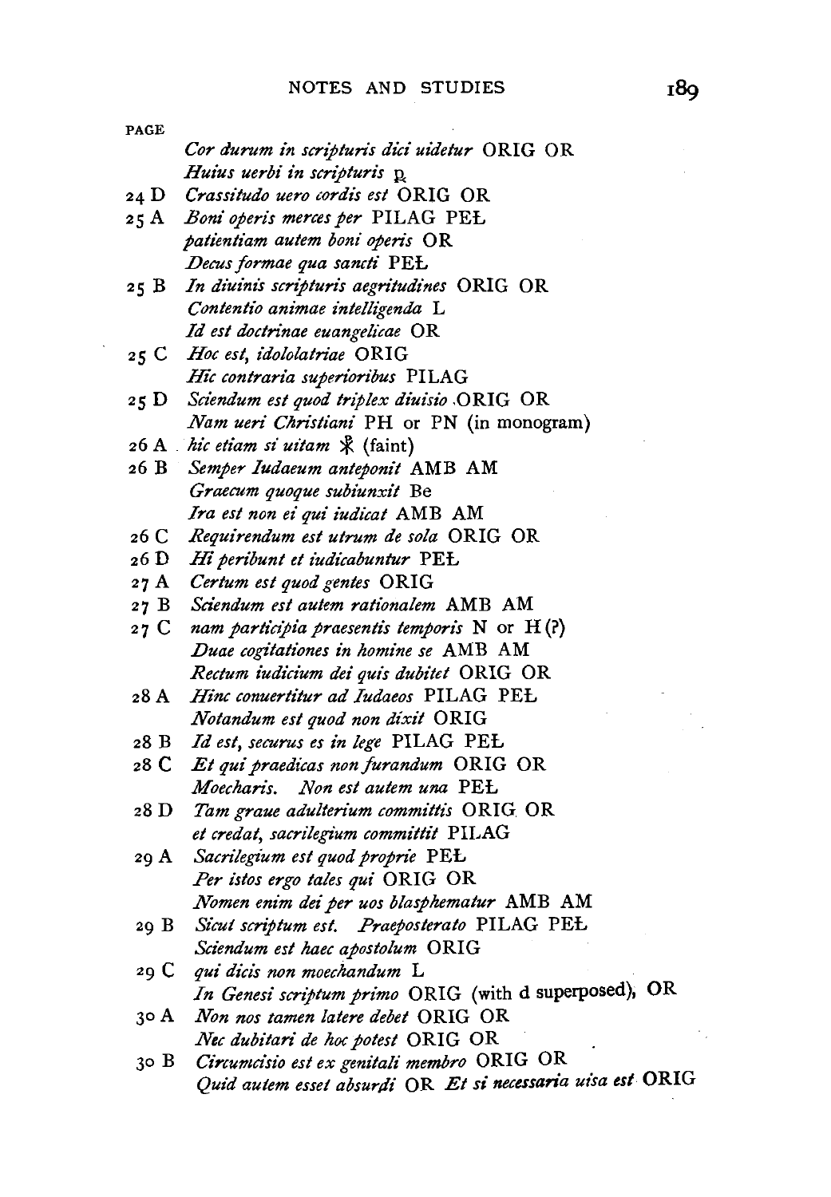PAGE

| | |
|---|---|
| | *Cor durum in scripturis dici uidetur* ORIG OR |
| | *Huius uerbi in scripturis* ℞ |
| 24 D | *Crassitudo uero cordis est* ORIG OR |
| 25 A | *Boni operis merces per* PILAG PEŁ |
| | *patientiam autem boni operis* OR |
| | *Decus formae qua sancti* PEŁ |
| 25 B | *In diuinis scripturis aegritudines* ORIG OR |
| | *Contentio animae intelligenda* L |
| | *Id est doctrinae euangelicae* OR |
| 25 C | *Hoc est, idololatriae* ORIG |
| | *Hic contraria superioribus* PILAG |
| 25 D | *Sciendum est quod triplex diuisio* ORIG OR |
| | *Nam ueri Christiani* PH or PN (in monogram) |
| 26 A | *hic etiam si uitam* ☧ (faint) |
| 26 B | *Semper Iudaeum anteponit* AMB AM |
| | *Graecum quoque subiunxit* Be |
| | *Ira est non ei qui iudicat* AMB AM |
| 26 C | *Requirendum est utrum de sola* ORIG OR |
| 26 D | *Hi peribunt et iudicabuntur* PEŁ |
| 27 A | *Certum est quod gentes* ORIG |
| 27 B | *Sciendum est autem rationalem* AMB AM |
| 27 C | *nam participia praesentis temporis* N or H (?) |
| | *Duae cogitationes in homine se* AMB AM |
| | *Rectum iudicium dei quis dubitet* ORIG OR |
| 28 A | *Hinc conuertitur ad Iudaeos* PILAG PEŁ |
| | *Notandum est quod non dixit* ORIG |
| 28 B | *Id est, securus es in lege* PILAG PEŁ |
| 28 C | *Et qui praedicas non furandum* ORIG OR |
| | *Moecharis. Non est autem una* PEŁ |
| 28 D | *Tam graue adulterium committis* ORIG OR |
| | *et credat, sacrilegium committit* PILAG |
| 29 A | *Sacrilegium est quod proprie* PEŁ |
| | *Per istos ergo tales qui* ORIG OR |
| | *Nomen enim dei per uos blasphematur* AMB AM |
| 29 B | *Sicut scriptum est. Praeposterato* PILAG PEŁ |
| | *Sciendum est haec apostolum* ORIG |
| 29 C | *qui dicis non moechandum* L |
| | *In Genesi scriptum primo* ORIG (with d superposed), OR |
| 30 A | *Non nos tamen latere debet* ORIG OR |
| | *Nec dubitari de hoc potest* ORIG OR |
| 30 B | *Circumcisio est ex genitali membro* ORIG OR |
| | *Quid autem esset absurdi* OR *Et si necessaria uisa est* ORIG |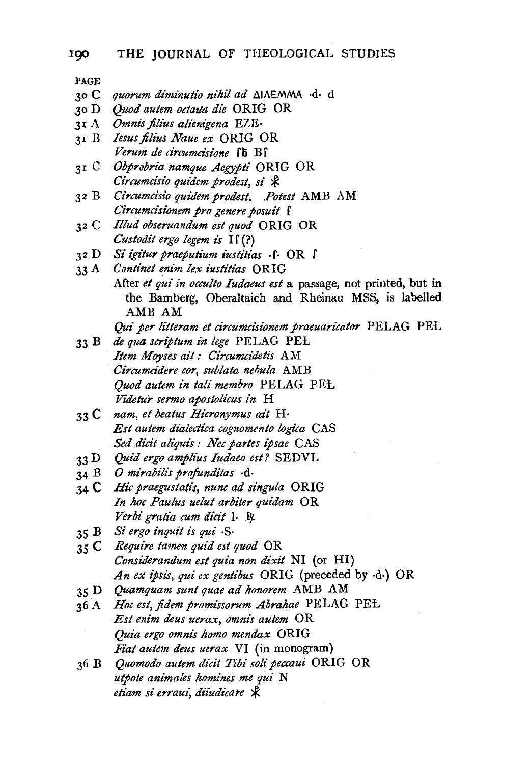PAGE

30 C *quorum diminutio nihil ad* ΔΙΛΕΜΜΑ ·d· d

30 D *Quod autem octaua die* ORIG OR

31 A *Omnis filius alienigena* EZE·

31 B *Iesus filius Naue ex* ORIG OR
*Verum de circumcisione* ſb Bſ

31 C *Obprobria namque Aegypti* ORIG OR
*Circumcisio quidem prodest, si* ⚹

32 B *Circumcisio quidem prodest. Potest* AMB AM
*Circumcisionem pro genere posuit* ſ

32 C *Illud obseruandum est quod* ORIG OR
*Custodit ergo legem is* Iſ (?)

32 D *Si igitur praeputium iustitias* ·ſ· OR ſ

33 A *Continet enim lex iustitias* ORIG
After *et qui in occulto Iudaeus est* a passage, not printed, but in the Bamberg, Oberaltaich and Rheinau MSS, is labelled AMB AM
*Qui per litteram et circumcisionem praeuaricator* PELAG PEŁ

33 B *de qua scriptum in lege* PELAG PEŁ
*Item Moyses ait: Circumcidetis* AM
*Circumcidere cor, sublata nebula* AMB
*Quod autem in tali membro* PELAG PEŁ
*Videtur sermo apostolicus in* H

33 C *nam, et beatus Hieronymus ait* H·
*Est autem dialectica cognomento logica* CAS
*Sed dicit aliquis: Nec partes ipsae* CAS

33 D *Quid ergo amplius Iudaeo est?* SEDVL

34 B *O mirabilis profunditas* ·d·

34 C *Hic praegustatis, nunc ad singula* ORIG
*In hoc Paulus uelut arbiter quidam* OR
*Verbi gratia cum dicit* l· ℞

35 B *Si ergo inquit is qui* ·S·

35 C *Require tamen quid est quod* OR
*Considerandum est quia non dixit* NI (or HI)
*An ex ipsis, qui ex gentibus* ORIG (preceded by ·d·) OR

35 D *Quamquam sunt quae ad honorem* AMB AM

36 A *Hoc est, fidem promissorum Abrahae* PELAG PEŁ
*Est enim deus uerax, omnis autem* OR
*Quia ergo omnis homo mendax* ORIG
*Fiat autem deus uerax* VI (in monogram)

36 B *Quomodo autem dicit Tibi soli peccaui* ORIG OR
*utpote animales homines me qui* N
*etiam si erraui, diiudicare* ⚹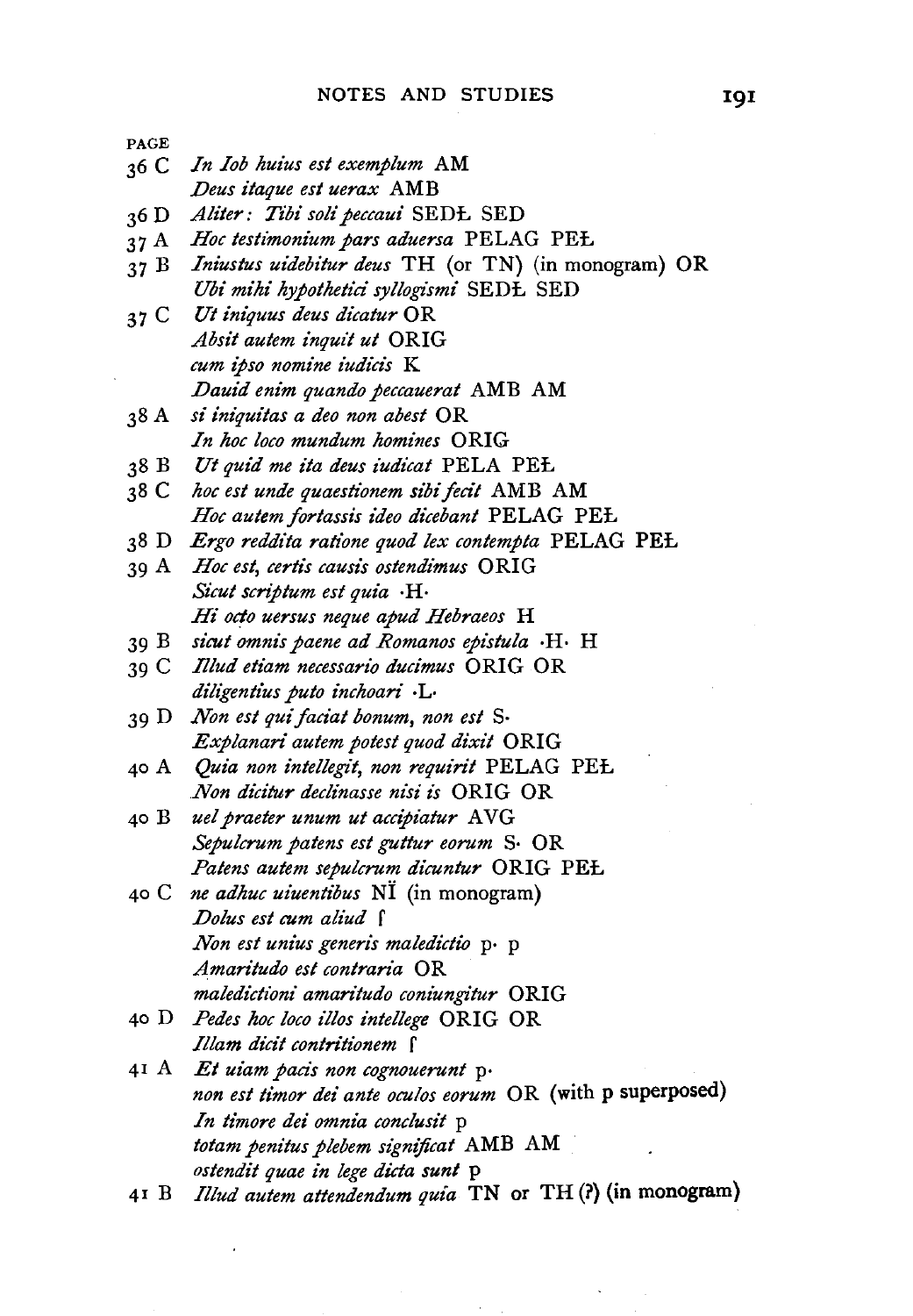PAGE

36 C *In Iob huius est exemplum* AM
*Deus itaque est uerax* AMB

36 D *Aliter: Tibi soli peccaui* SEDŁ SED

37 A *Hoc testimonium pars aduersa* PELAG PEŁ

37 B *Iniustus uidebitur deus* TH (or TN) (in monogram) OR
*Ubi mihi hypothetici syllogismi* SEDŁ SED

37 C *Ut iniquus deus dicatur* OR
*Absit autem inquit ut* ORIG
*cum ipso nomine iudicis* K
*Dauid enim quando peccauerat* AMB AM

38 A *si iniquitas a deo non abest* OR
*In hoc loco mundum homines* ORIG

38 B *Ut quid me ita deus iudicat* PELA PEŁ

38 C *hoc est unde quaestionem sibi fecit* AMB AM
*Hoc autem fortassis ideo dicebant* PELAG PEŁ

38 D *Ergo reddita ratione quod lex contempta* PELAG PEŁ

39 A *Hoc est, certis causis ostendimus* ORIG
*Sicut scriptum est quia* ·H·
*Hi octo uersus neque apud Hebraeos* H

39 B *sicut omnis paene ad Romanos epistula* ·H· H

39 C *Illud etiam necessario ducimus* ORIG OR
*diligentius puto inchoari* ·L·

39 D *Non est qui faciat bonum, non est* S·
*Explanari autem potest quod dixit* ORIG

40 A *Quia non intellegit, non requirit* PELAG PEŁ
*Non dicitur declinasse nisi is* ORIG OR

40 B *uel praeter unum ut accipiatur* AVG
*Sepulcrum patens est guttur eorum* S· OR
*Patens autem sepulcrum dicuntur* ORIG PEŁ

40 C *ne adhuc uiuentibus* NÏ (in monogram)
*Dolus est cum aliud* ſ
*Non est unius generis maledictio* p· p
*Amaritudo est contraria* OR
*maledictioni amaritudo coniungitur* ORIG

40 D *Pedes hoc loco illos intellege* ORIG OR
*Illam dicit contritionem* ſ

41 A *Et uiam pacis non cognouerunt* p·
*non est timor dei ante oculos eorum* OR (with p superposed)
*In timore dei omnia conclusit* p
*totam penitus plebem significat* AMB AM
*ostendit quae in lege dicta sunt* p

41 B *Illud autem attendendum quia* TN or TH (?) (in monogram)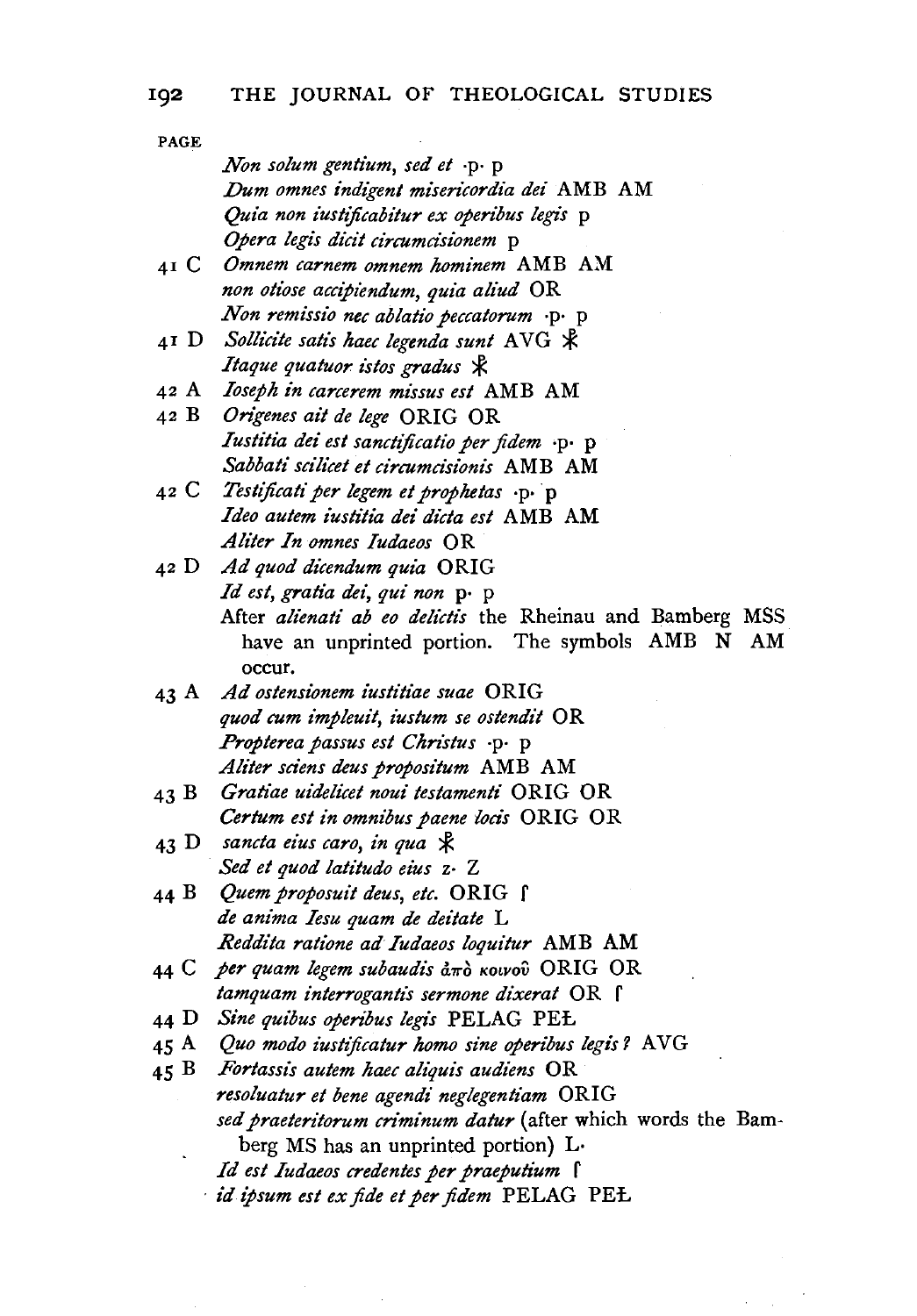PAGE

*Non solum gentium, sed et* ·p· p
*Dum omnes indigent misericordia dei* AMB AM
*Quia non iustificabitur ex operibus legis* p
*Opera legis dicit circumcisionem* p

41 C *Omnem carnem omnem hominem* AMB AM
*non otiose accipiendum, quia aliud* OR
*Non remissio nec ablatio peccatorum* ·p· p

41 D *Sollicite satis haec legenda sunt* AVG ☧
*Itaque quatuor istos gradus* ☧

42 A *Ioseph in carcerem missus est* AMB AM

42 B *Origenes ait de lege* ORIG OR
*Iustitia dei est sanctificatio per fidem* ·p· p
*Sabbati scilicet et circumcisionis* AMB AM

42 C *Testificati per legem et prophetas* ·p· p
*Ideo autem iustitia dei dicta est* AMB AM
*Aliter In omnes Iudaeos* OR

42 D *Ad quod dicendum quia* ORIG
*Id est, gratia dei, qui non* p· p
After *alienati ab eo delictis* the Rheinau and Bamberg MSS have an unprinted portion. The symbols AMB N AM occur.

43 A *Ad ostensionem iustitiae suae* ORIG
*quod cum impleuit, iustum se ostendit* OR
*Propterea passus est Christus* ·p· p
*Aliter sciens deus propositum* AMB AM

43 B *Gratiae uidelicet noui testamenti* ORIG OR
*Certum est in omnibus paene locis* ORIG OR

43 D *sancta eius caro, in qua* ☧
*Sed et quod latitudo eius* z· Z

44 B *Quem proposuit deus, etc.* ORIG ſ
*de anima Iesu quam de deitate* L
*Reddita ratione ad Iudaeos loquitur* AMB AM

44 C *per quam legem subaudis* ἀπὸ κοινοῦ ORIG OR
*tamquam interrogantis sermone dixerat* OR ſ

44 D *Sine quibus operibus legis* PELAG PEŁ

45 A *Quo modo iustificatur homo sine operibus legis?* AVG

45 B *Fortassis autem haec aliquis audiens* OR
*resoluatur et bene agendi neglegentiam* ORIG
*sed praeteritorum criminum datur* (after which words the Bamberg MS has an unprinted portion) L·
*Id est Iudaeos credentes per praeputium* ſ
*id ipsum est ex fide et per fidem* PELAG PEŁ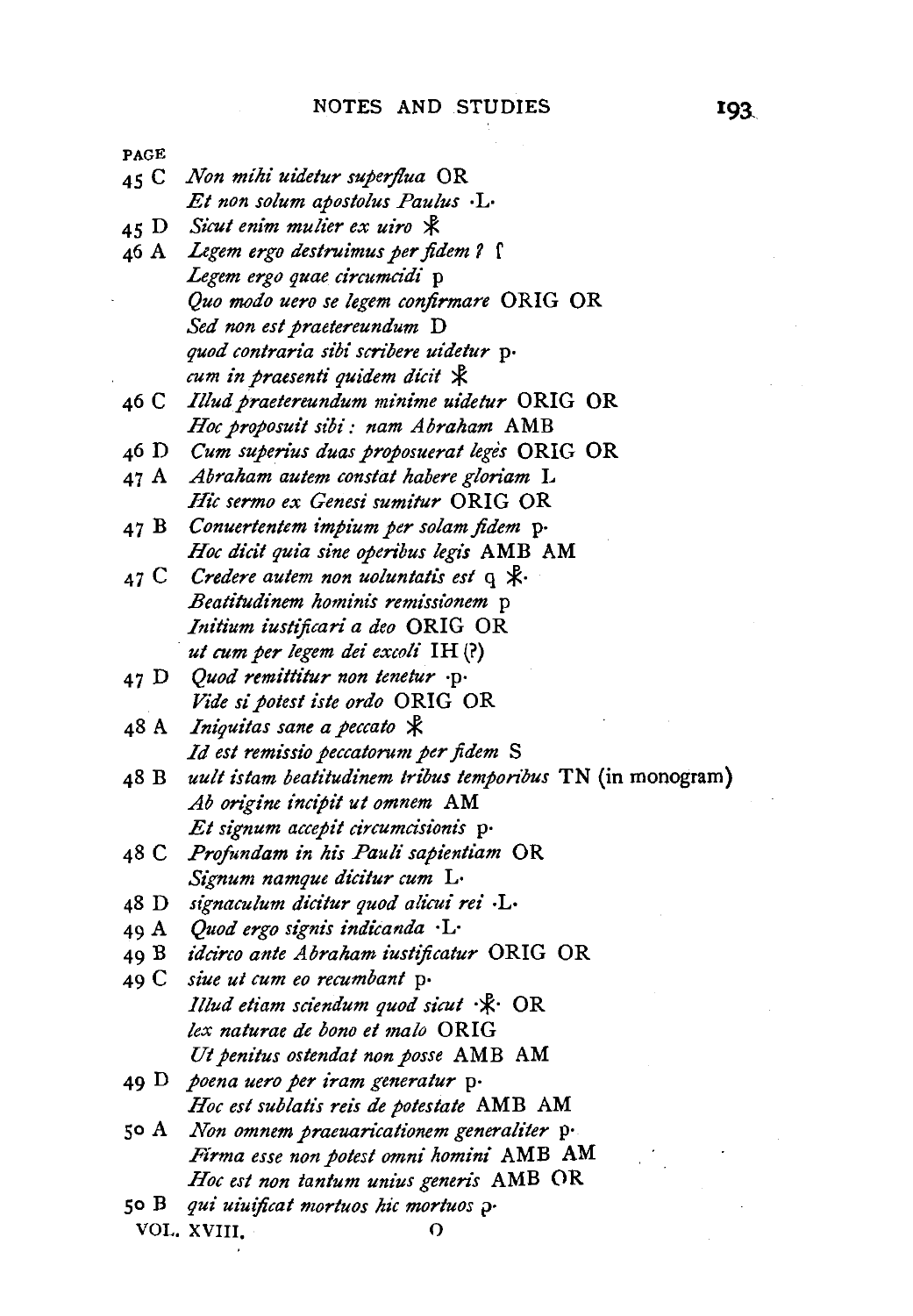| PAGE | | |
|---|---|---|
| 45 C | *Non mihi uidetur superflua* OR | |
| | *Et non solum apostolus Paulus* ·L· | |
| 45 D | *Sicut enim mulier ex uiro* ⁎ | |
| 46 A | *Legem ergo destruimus per fidem ?* ſ | |
| | *Legem ergo quae circumcidi* p | |
| | *Quo modo uero se legem confirmare* ORIG OR | |
| | *Sed non est praetereundum* D | |
| | *quod contraria sibi scribere uidetur* p· | |
| | *cum in praesenti quidem dicit* ⁎ | |
| 46 C | *Illud praetereundum minime uidetur* ORIG OR | |
| | *Hoc proposuit sibi : nam Abraham* AMB | |
| 46 D | *Cum superius duas proposuerat leges* ORIG OR | |
| 47 A | *Abraham autem constat habere gloriam* L | |
| | *Hic sermo ex Genesi sumitur* ORIG OR | |
| 47 B | *Conuertentem impium per solam fidem* p· | |
| | *Hoc dicit quia sine operibus legis* AMB AM | |
| 47 C | *Credere autem non uoluntatis est* q ⁎· | |
| | *Beatitudinem hominis remissionem* p | |
| | *Initium iustificari a deo* ORIG OR | |
| | *ut cum per legem dei excoli* IH (?) | |
| 47 D | *Quod remittitur non tenetur* ·p· | |
| | *Vide si potest iste ordo* ORIG OR | |
| 48 A | *Iniquitas sane a peccato* ⁎ | |
| | *Id est remissio peccatorum per fidem* S | |
| 48 B | *uult istam beatitudinem tribus temporibus* TN (in monogram) | |
| | *Ab origine incipit ut omnem* AM | |
| | *Et signum accepit circumcisionis* p· | |
| 48 C | *Profundam in his Pauli sapientiam* OR | |
| | *Signum namque dicitur cum* L· | |
| 48 D | *signaculum dicitur quod alicui rei* ·L· | |
| 49 A | *Quod ergo signis indicanda* ·L· | |
| 49 B | *idcirco ante Abraham iustificatur* ORIG OR | |
| 49 C | *siue ut cum eo recumbant* p· | |
| | *Illud etiam sciendum quod sicut* ·⁎· OR | |
| | *lex naturae de bono et malo* ORIG | |
| | *Ut penitus ostendat non posse* AMB AM | |
| 49 D | *poena uero per iram generatur* p· | |
| | *Hoc est sublatis reis de potestate* AMB AM | |
| 50 A | *Non omnem praeuaricationem generaliter* p· | |
| | *Firma esse non potest omni homini* AMB AM | |
| | *Hoc est non tantum unius generis* AMB OR | |
| 50 B | *qui uiuificat mortuos hic mortuos* p· | |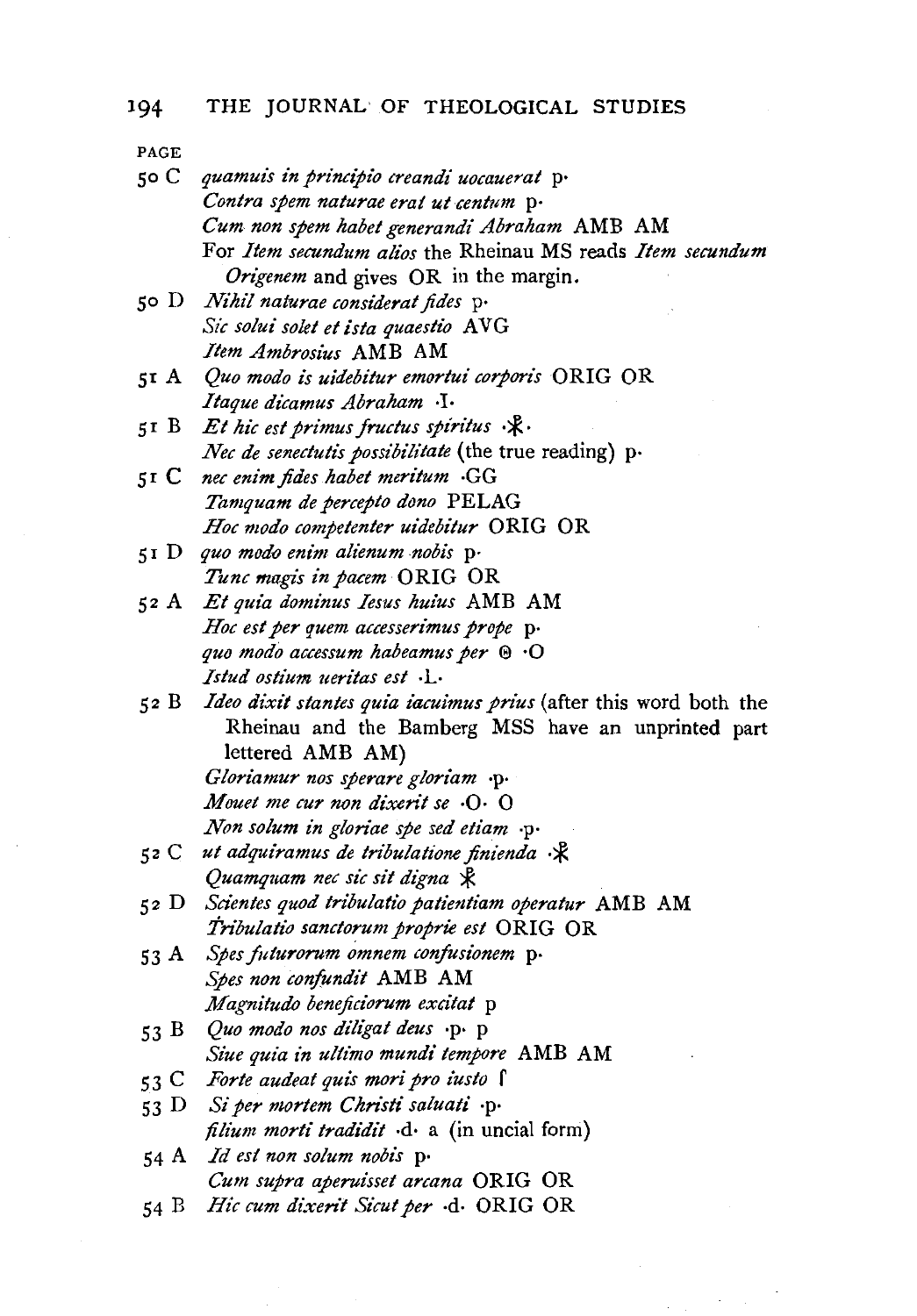PAGE

50 C *quamuis in principio creandi uocauerat* p·
*Contra spem naturae erat ut centum* p·
*Cum non spem habet generandi Abraham* AMB AM
For *Item secundum alios* the Rheinau MS reads *Item secundum Origenem* and gives OR in the margin.

50 D *Nihil naturae considerat fides* p·
*Sic solui solet et ista quaestio* AVG
*Item Ambrosius* AMB AM

51 A *Quo modo is uidebitur emortui corporis* ORIG OR
*Itaque dicamus Abraham* ·I·

51 B *Et hic est primus fructus spiritus* ·☧·
*Nec de senectutis possibilitate* (the true reading) p·

51 C *nec enim fides habet meritum* ·GG
*Tamquam de percepto dono* PELAG
*Hoc modo competenter uidebitur* ORIG OR

51 D *quo modo enim alienum nobis* p·
*Tunc magis in pacem* ORIG OR

52 A *Et quia dominus Iesus huius* AMB AM
*Hoc est per quem accesserimus prope* p·
*quo modo accessum habeamus per* ϴ ·O
*Istud ostium ueritas est* ·L·

52 B *Ideo dixit stantes quia iacuimus prius* (after this word both the Rheinau and the Bamberg MSS have an unprinted part lettered AMB AM)
*Gloriamur nos sperare gloriam* ·p·
*Mouet me cur non dixerit se* ·O· O
*Non solum in gloriae spe sed etiam* ·p·

52 C *ut adquiramus de tribulatione finienda* ·☧
*Quamquam nec sic sit digna* ☧

52 D *Scientes quod tribulatio patientiam operatur* AMB AM
*Tribulatio sanctorum proprie est* ORIG OR

53 A *Spes futurorum omnem confusionem* p·
*Spes non confundit* AMB AM
*Magnitudo beneficiorum excitat* p

53 B *Quo modo nos diligat deus* ·p· p
*Siue quia in ultimo mundi tempore* AMB AM

53 C *Forte audeat quis mori pro iusto* ſ

53 D *Si per mortem Christi saluati* ·p·
*filium morti tradidit* ·d· a (in uncial form)

54 A *Id est non solum nobis* p·
*Cum supra aperuisset arcana* ORIG OR

54 B *Hic cum dixerit Sicut per* ·d· ORIG OR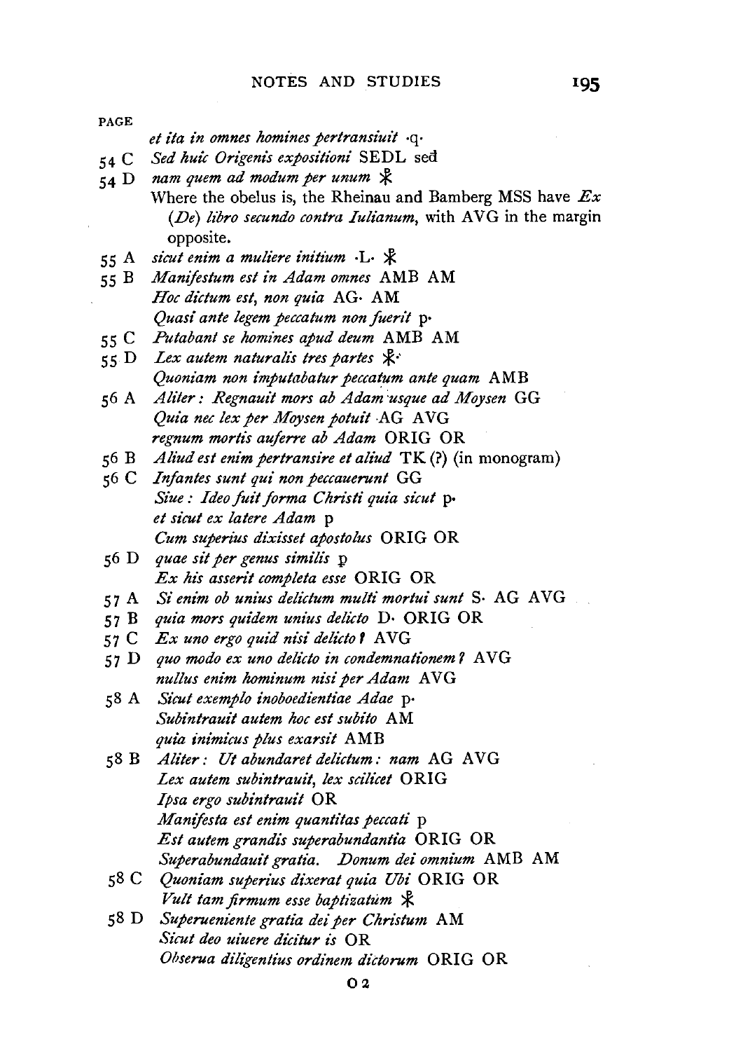PAGE

*et ita in omnes homines pertransiuit* ·q·

54 C *Sed huic Origenis expositioni* SEDL sed

54 D *nam quem ad modum per unum* ☧

Where the obelus is, the Rheinau and Bamberg MSS have *Ex* (*De*) *libro secundo contra Iulianum*, with AVG in the margin opposite.

55 A *sicut enim a muliere initium* ·L· ☧

55 B *Manifestum est in Adam omnes* AMB AM
*Hoc dictum est, non quia* AG· AM
*Quasi ante legem peccatum non fuerit* p·

55 C *Putabant se homines apud deum* AMB AM

55 D *Lex autem naturalis tres partes* ☧·
*Quoniam non imputabatur peccatum ante quam* AMB

56 A *Aliter: Regnauit mors ab Adam usque ad Moysen* GG
*Quia nec lex per Moysen potuit* AG AVG
*regnum mortis auferre ab Adam* ORIG OR

56 B *Aliud est enim pertransire et aliud* TK (?) (in monogram)

56 C *Infantes sunt qui non peccauerunt* GG
*Siue: Ideo fuit forma Christi quia sicut* p·
*et sicut ex latere Adam* p
*Cum superius dixisset apostolus* ORIG OR

56 D *quae sit per genus similis* p
*Ex his asserit completa esse* ORIG OR

57 A *Si enim ob unius delictum multi mortui sunt* S· AG AVG

57 B *quia mors quidem unius delicto* D· ORIG OR

57 C *Ex uno ergo quid nisi delicto?* AVG

57 D *quo modo ex uno delicto in condemnationem?* AVG
*nullus enim hominum nisi per Adam* AVG

58 A *Sicut exemplo inoboedientiae Adae* p·
*Subintrauit autem hoc est subito* AM
*quia inimicus plus exarsit* AMB

58 B *Aliter: Ut abundaret delictum: nam* AG AVG
*Lex autem subintrauit, lex scilicet* ORIG
*Ipsa ergo subintrauit* OR
*Manifesta est enim quantitas peccati* p
*Est autem grandis superabundantia* ORIG OR
*Superabundauit gratia. Donum dei omnium* AMB AM

58 C *Quoniam superius dixerat quia Ubi* ORIG OR
*Vult tam firmum esse baptizatum* ☧

58 D *Superueniente gratia dei per Christum* AM
*Sicut deo uiuere dicitur is* OR
*Obserua diligentius ordinem dictorum* ORIG OR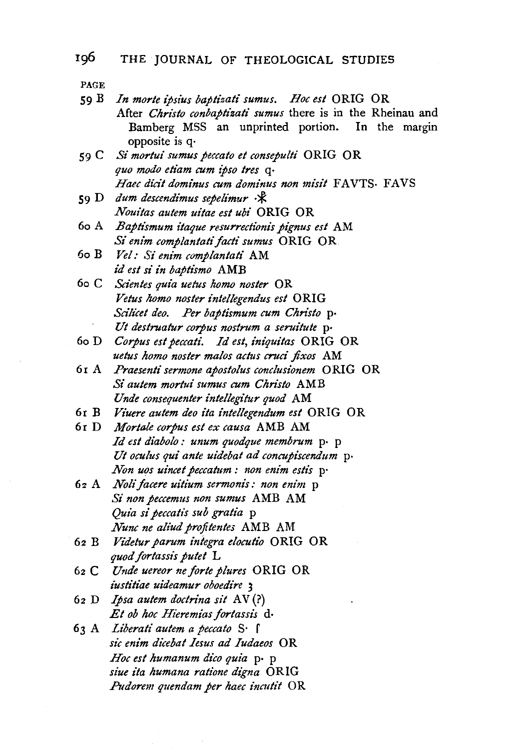PAGE

59 B *In morte ipsius baptizati sumus. Hoc est* ORIG OR
After *Christo conbaptizati sumus* there is in the Rheinau and Bamberg MSS an unprinted portion. In the margin opposite is q·

59 C *Si mortui sumus peccato et consepulti* ORIG OR
*quo modo etiam cum ipso tres* q·
*Haec dicit dominus cum dominus non misit* FAVTS· FAVS

59 D *dum descendimus sepelimur* ·⁜
*Nouitas autem uitae est ubi* ORIG OR

60 A *Baptismum itaque resurrectionis pignus est* AM
*Si enim complantati facti sumus* ORIG OR

60 B *Vel: Si enim complantati* AM
*id est si in baptismo* AMB

60 C *Scientes quia uetus homo noster* OR
*Vetus homo noster intellegendus est* ORIG
*Scilicet deo. Per baptismum cum Christo* p·
*Ut destruatur corpus nostrum a seruitute* p·

60 D *Corpus est peccati. Id est, iniquitas* ORIG OR
*uetus homo noster malos actus cruci fixos* AM

61 A *Praesenti sermone apostolus conclusionem* ORIG OR
*Si autem mortui sumus cum Christo* AMB
*Unde consequenter intellegitur quod* AM

61 B *Viuere autem deo ita intellegendum est* ORIG OR

61 D *Mortale corpus est ex causa* AMB AM
*Id est diabolo: unum quodque membrum* p· p
*Ut oculus qui ante uidebat ad concupiscendum* p·
*Non uos uincet peccatum: non enim estis* p·

62 A *Noli facere uitium sermonis: non enim* p
*Si non peccemus non sumus* AMB AM
*Quia si peccatis sub gratia* p
*Nunc ne aliud profitentes* AMB AM

62 B *Videtur parum integra elocutio* ORIG OR
*quod fortassis putet* L

62 C *Unde uereor ne forte plures* ORIG OR
*iustitiae uideamur oboedire* ʒ

62 D *Ipsa autem doctrina sit* AV (?)
*Et ob hoc Hieremias fortassis* d·

63 A *Liberati autem a peccato* S· ſ
*sic enim dicebat Iesus ad Iudaeos* OR
*Hoc est humanum dico quia* p· p
*siue ita humana ratione digna* ORIG
*Pudorem quendam per haec incutit* OR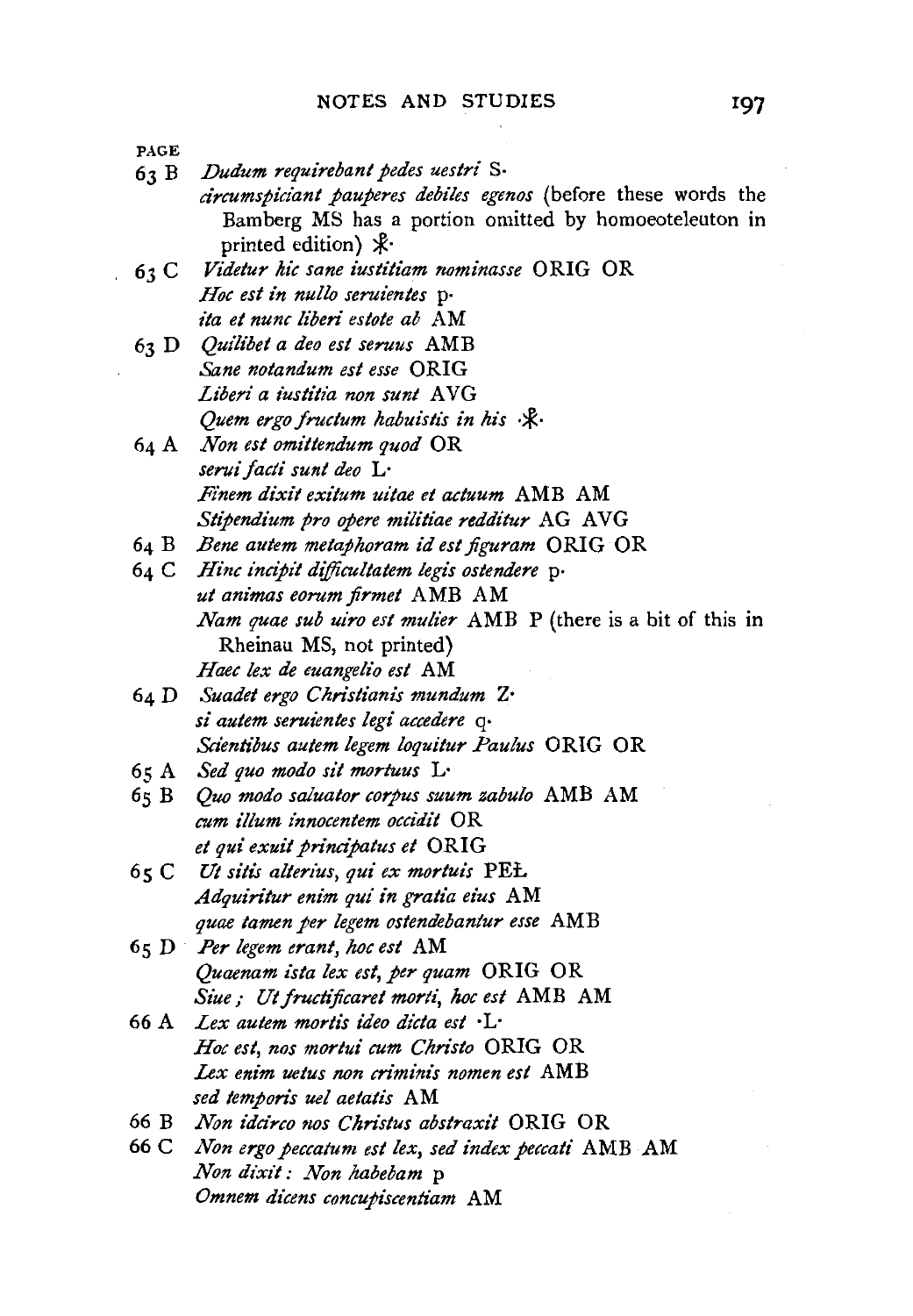PAGE

63 B *Dudum requirebant pedes uestri* S·
*circumspiciant pauperes debiles egenos* (before these words the Bamberg MS has a portion omitted by homoeoteleuton in printed edition) ☧·

63 C *Videtur hic sane iustitiam nominasse* ORIG OR
*Hoc est in nullo seruientes* p·
*ita et nunc liberi estote ab* AM

63 D *Quilibet a deo est seruus* AMB
*Sane notandum est esse* ORIG
*Liberi a iustitia non sunt* AVG
*Quem ergo fructum habuistis in his* ·☧·

64 A *Non est omittendum quod* OR
*serui facti sunt deo* L·
*Finem dixit exitum uitae et actuum* AMB AM
*Stipendium pro opere militiae redditur* AG AVG

64 B *Bene autem metaphoram id est figuram* ORIG OR

64 C *Hinc incipit difficultatem legis ostendere* p·
*ut animas eorum firmet* AMB AM
*Nam quae sub uiro est mulier* AMB P (there is a bit of this in Rheinau MS, not printed)
*Haec lex de euangelio est* AM

64 D *Suadet ergo Christianis mundum* Z·
*si autem seruientes legi accedere* q·
*Scientibus autem legem loquitur Paulus* ORIG OR

65 A *Sed quo modo sit mortuus* L·

65 B *Quo modo saluator corpus suum zabulo* AMB AM
*cum illum innocentem occidit* OR
*et qui exuit principatus et* ORIG

65 C *Ut sitis alterius, qui ex mortuis* PEŁ
*Adquiritur enim qui in gratia eius* AM
*quae tamen per legem ostendebantur esse* AMB

65 D *Per legem erant, hoc est* AM
*Quaenam ista lex est, per quam* ORIG OR
*Siue; Ut fructificaret morti, hoc est* AMB AM

66 A *Lex autem mortis ideo dicta est* ·L·
*Hoc est, nos mortui cum Christo* ORIG OR
*Lex enim uetus non criminis nomen est* AMB
*sed temporis uel aetatis* AM

66 B *Non idcirco nos Christus abstraxit* ORIG OR

66 C *Non ergo peccatum est lex, sed index peccati* AMB AM
*Non dixit: Non habebam* p
*Omnem dicens concupiscentiam* AM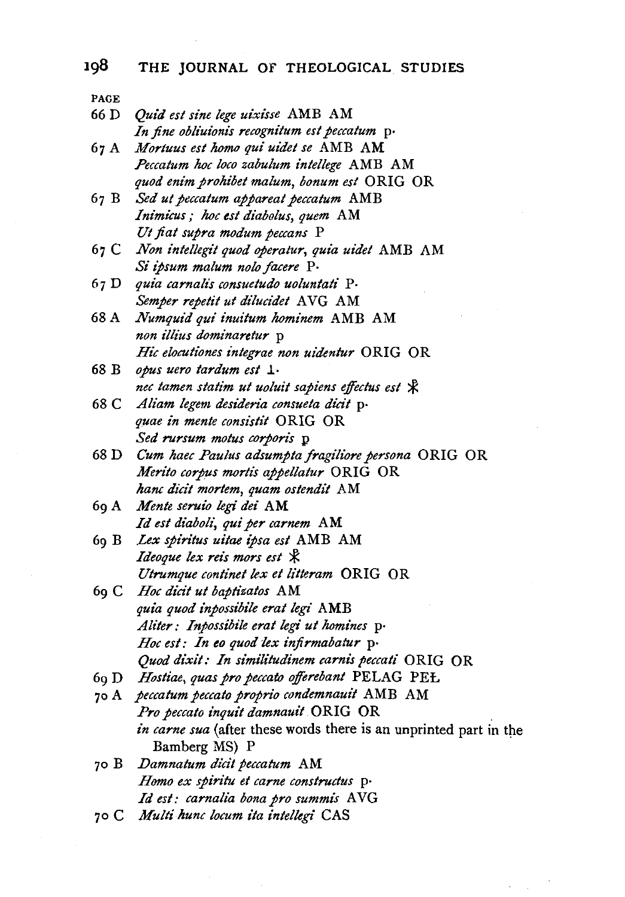PAGE

66 D *Quid est sine lege uixisse* AMB AM
*In fine obliuionis recognitum est peccatum* p·

67 A *Mortuus est homo qui uidet se* AMB AM
*Peccatum hoc loco zabulum intellege* AMB AM
*quod enim prohibet malum, bonum est* ORIG OR

67 B *Sed ut peccatum appareat peccatum* AMB
*Inimicus; hoc est diabolus, quem* AM
*Ut fiat supra modum peccans* P

67 C *Non intellegit quod operatur, quia uidet* AMB AM
*Si ipsum malum nolo facere* P·

67 D *quia carnalis consuetudo uoluntati* P·
*Semper repetit ut dilucidet* AVG AM

68 A *Numquid qui inuitum hominem* AMB AM
*non illius dominaretur* p
*Hic elocutiones integrae non uidentur* ORIG OR

68 B *opus uero tardum est* ⊥·
*nec tamen statim ut uoluit sapiens effectus est* ☧

68 C *Aliam legem desideria consueta dicit* p·
*quae in mente consistit* ORIG OR
*Sed rursum motus corporis* p

68 D *Cum haec Paulus adsumpta fragiliore persona* ORIG OR
*Merito corpus mortis appellatur* ORIG OR
*hanc dicit mortem, quam ostendit* AM

69 A *Mente seruio legi dei* AM
*Id est diaboli, qui per carnem* AM

69 B *Lex spiritus uitae ipsa est* AMB AM
*Ideoque lex reis mors est* ☧
*Utrumque continet lex et litteram* ORIG OR

69 C *Hoc dicit ut baptizatos* AM
*quia quod inpossibile erat legi* AMB
*Aliter: Inpossibile erat legi ut homines* p·
*Hoc est: In eo quod lex infirmabatur* p·
*Quod dixit: In similitudinem carnis peccati* ORIG OR

69 D *Hostiae, quas pro peccato offerebant* PELAG PEŁ

70 A *peccatum peccato proprio condemnauit* AMB AM
*Pro peccato inquit damnauit* ORIG OR
*in carne sua* (after these words there is an unprinted part in the Bamberg MS) P

70 B *Damnatum dicit peccatum* AM
*Homo ex spiritu et carne constructus* p·
*Id est: carnalia bona pro summis* AVG

70 C *Multi hunc locum ita intellegi* CAS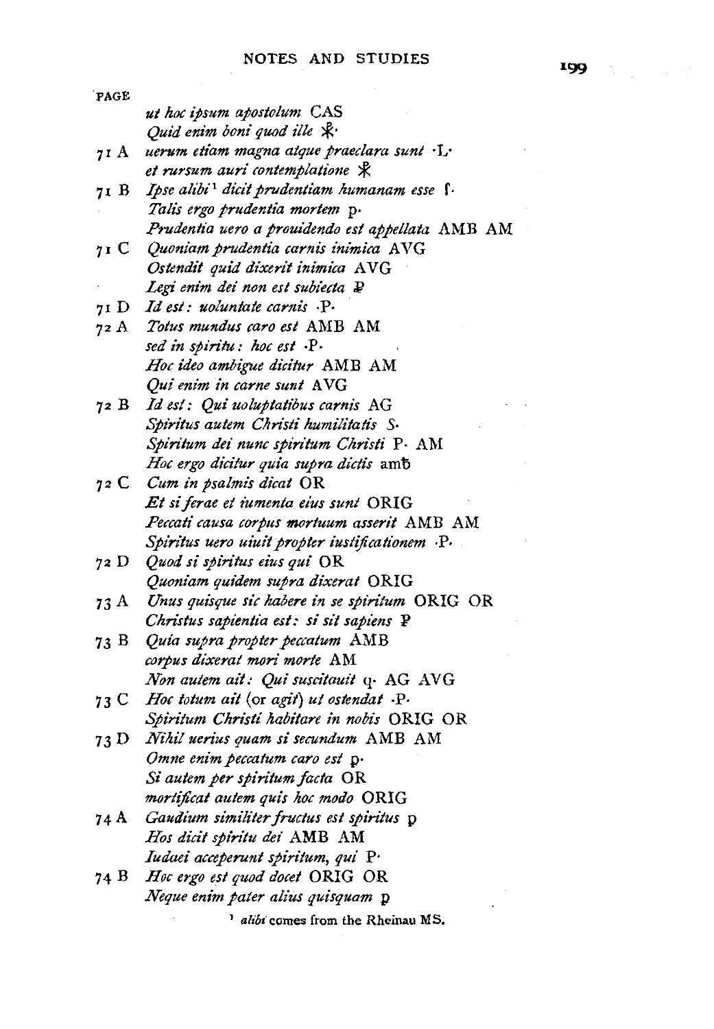PAGE

| | |
|---|---|
| | *ut hoc ipsum apostolum* CAS |
| | *Quid enim boni quod ille* ☧· |
| 71 A | *uerum etiam magna atque praeclara sunt* ·L· |
| | *et rursum auri contemplatione* ☧ |
| 71 B | *Ipse alibi*[1] *dicit prudentiam humanam esse* ſ· |
| | *Talis ergo prudentia mortem* p· |
| | *Prudentia uero a prouidendo est appellata* AMB AM |
| 71 C | *Quoniam prudentia carnis inimica* AVG |
| | *Ostendit quid dixerit inimica* AVG |
| | *Legi enim dei non est subiecta* ℙ |
| 71 D | *Id est: uoluntate carnis* ·P· |
| 72 A | *Totus mundus caro est* AMB AM |
| | *sed in spiritu: hoc est* ·P· |
| | *Hoc ideo ambigue dicitur* AMB AM |
| | *Qui enim in carne sunt* AVG |
| 72 B | *Id est: Qui uoluptatibus carnis* AG |
| | *Spiritus autem Christi humilitatis* S· |
| | *Spiritum dei nunc spiritum Christi* P· AM |
| | *Hoc ergo dicitur quia supra dictis* amb |
| 72 C | *Cum in psalmis dicat* OR |
| | *Et si ferae et iumenta eius sunt* ORIG |
| | *Peccati causa corpus mortuum asserit* AMB AM |
| | *Spiritus uero uiuit propter iustificationem* ·P· |
| 72 D | *Quod si spiritus eius qui* OR |
| | *Quoniam quidem supra dixerat* ORIG |
| 73 A | *Unus quisque sic habere in se spiritum* ORIG OR |
| | *Christus sapientia est: si sit sapiens* ℙ |
| 73 B | *Quia supra propter peccatum* AMB |
| | *corpus dixerat mori morte* AM |
| | *Non autem ait: Qui suscitauit* q· AG AVG |
| 73 C | *Hoc totum ait* (or *agit*) *ut ostendat* ·P· |
| | *Spiritum Christi habitare in nobis* ORIG OR |
| 73 D | *Nihil uerius quam si secundum* AMB AM |
| | *Omne enim peccatum caro est* p· |
| | *Si autem per spiritum facta* OR |
| | *mortificat autem quis hoc modo* ORIG |
| 74 A | *Gaudium similiter fructus est spiritus* p |
| | *Hos dicit spiritu dei* AMB AM |
| | *Iudaei acceperunt spiritum, qui* P· |
| 74 B | *Hoc ergo est quod docet* ORIG OR |
| | *Neque enim pater alius quisquam* p |

[1] *alibi* comes from the Rheinau MS.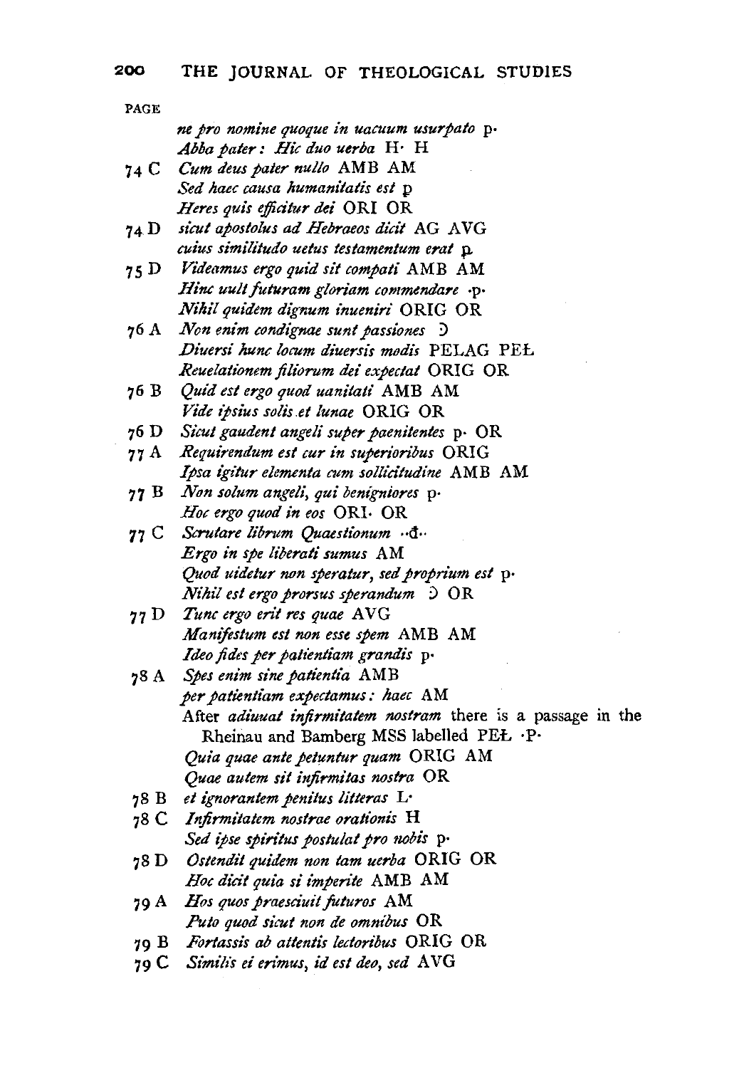PAGE

*ne pro nomine quoque in uacuum usurpato* p·
*Abba pater: Hic duo uerba* H· H

74 C *Cum deus pater nullo* AMB AM
*Sed haec causa humanitatis est* p
*Heres quis efficitur dei* ORI OR

74 D *sicut apostolus ad Hebraeos dicit* AG AVG
*cuius similitudo uetus testamentum erat* p

75 D *Videamus ergo quid sit compati* AMB AM
*Hinc uult futuram gloriam commendare* ·p·
*Nihil quidem dignum inueniri* ORIG OR

76 A *Non enim condignae sunt passiones* Ͻ
*Diuersi hunc locum diuersis modis* PELAG PEŁ
*Reuelationem filiorum dei expectat* ORIG OR

76 B *Quid est ergo quod uanitati* AMB AM
*Vide ipsius solis et lunae* ORIG OR

76 D *Sicut gaudent angeli super paenitentes* p· OR

77 A *Requirendum est cur in superioribus* ORIG
*Ipsa igitur elementa cum sollicitudine* AMB AM

77 B *Non solum angeli, qui benigniores* p·
*Hoc ergo quod in eos* ORI· OR

77 C *Scrutare librum Quaestionum* ··đ··
*Ergo in spe liberati sumus* AM
*Quod uidetur non speratur, sed proprium est* p·
*Nihil est ergo prorsus sperandum* Ͻ OR

77 D *Tunc ergo erit res quae* AVG
*Manifestum est non esse spem* AMB AM
*Ideo fides per patientiam grandis* p·

78 A *Spes enim sine patientia* AMB
*per patientiam expectamus: haec* AM
After *adiuuat infirmitatem nostram* there is a passage in the Rheinau and Bamberg MSS labelled PEŁ ·P·
*Quia quae ante petuntur quam* ORIG AM
*Quae autem sit infirmitas nostra* OR

78 B *et ignorantem penitus litteras* L·

78 C *Infirmitatem nostrae orationis* H
*Sed ipse spiritus postulat pro nobis* p·

78 D *Ostendit quidem non tam uerba* ORIG OR
*Hoc dicit quia si imperite* AMB AM

79 A *Hos quos praesciuit futuros* AM
*Puto quod sicut non de omnibus* OR

79 B *Fortassis ab attentis lectoribus* ORIG OR

79 C *Similis ei erimus, id est deo, sed* AVG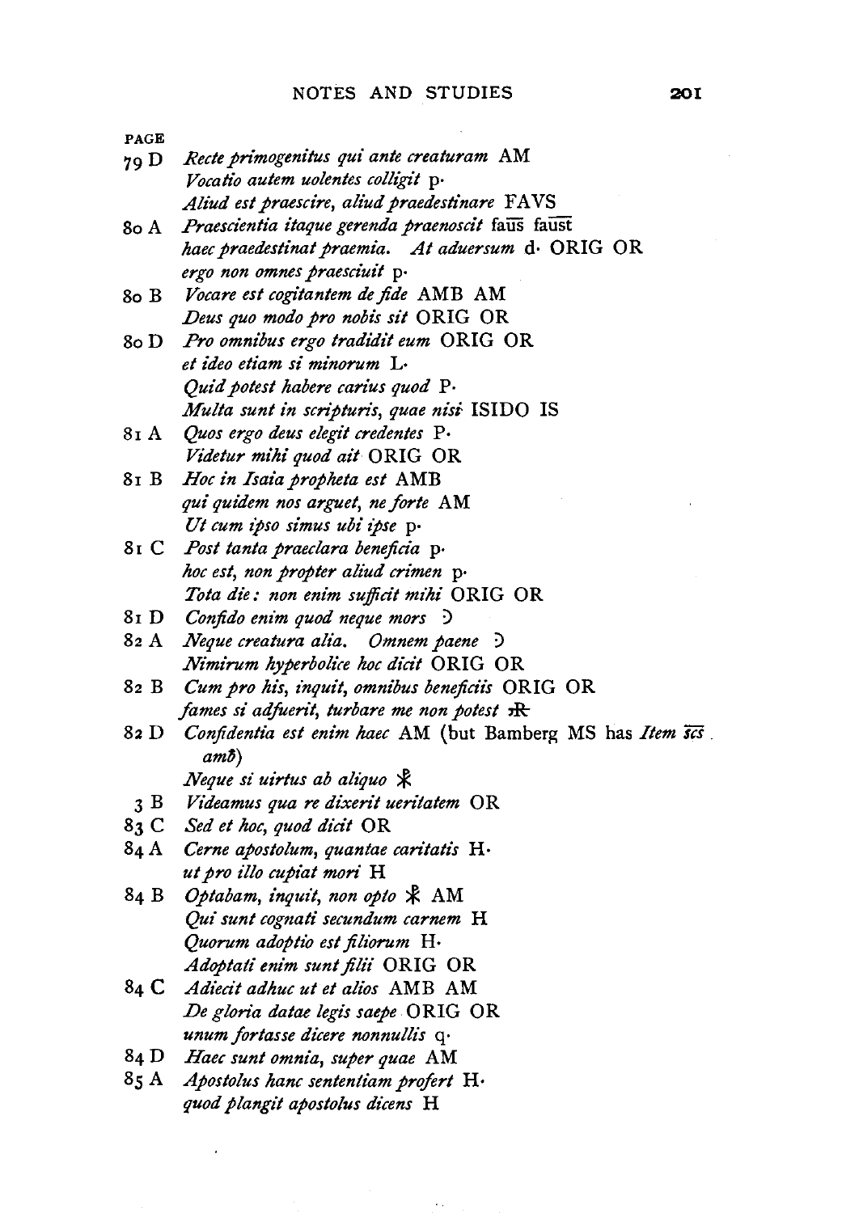PAGE

79 D *Recte primogenitus qui ante creaturam* AM
*Vocatio autem uolentes colligit* p·
*Aliud est praescire, aliud praedestinare* FAVS

80 A *Praescientia itaque gerenda praenoscit* faus̅ faust̅
*haec praedestinat praemia. At aduersum* d· ORIG OR
*ergo non omnes praesciuit* p·

80 B *Vocare est cogitantem de fide* AMB AM
*Deus quo modo pro nobis sit* ORIG OR

80 D *Pro omnibus ergo tradidit eum* ORIG OR
*et ideo etiam si minorum* L·
*Quid potest habere carius quod* P·
*Multa sunt in scripturis, quae nisi* ISIDO IS

81 A *Quos ergo deus elegit credentes* P·
*Videtur mihi quod ait* ORIG OR

81 B *Hoc in Isaia propheta est* AMB
*qui quidem nos arguet, ne forte* AM
*Ut cum ipso simus ubi ipse* p·

81 C *Post tanta praeclara beneficia* p·
*hoc est, non propter aliud crimen* p·
*Tota die: non enim sufficit mihi* ORIG OR

81 D *Confido enim quod neque mors* Ↄ

82 A *Neque creatura alia. Omnem paene* Ↄ
*Nimirum hyperbolice hoc dicit* ORIG OR

82 B *Cum pro his, inquit, omnibus beneficiis* ORIG OR
*fames si adfuerit, turbare me non potest* ☧

82 D *Confidentia est enim haec* AM (but Bamberg MS has *Item s̅c̅s̅ amb̄*)
*Neque si uirtus ab aliquo* ☧

3 B *Videamus qua re dixerit ueritatem* OR

83 C *Sed et hoc, quod dicit* OR

84 A *Cerne apostolum, quantae caritatis* H·
*ut pro illo cupiat mori* H

84 B *Optabam, inquit, non opto* ☧ AM
*Qui sunt cognati secundum carnem* H
*Quorum adoptio est filiorum* H·
*Adoptati enim sunt filii* ORIG OR

84 C *Adiecit adhuc ut et alios* AMB AM
*De gloria datae legis saepe* ORIG OR
*unum fortasse dicere nonnullis* q·

84 D *Haec sunt omnia, super quae* AM

85 A *Apostolus hanc sententiam profert* H·
*quod plangit apostolus dicens* H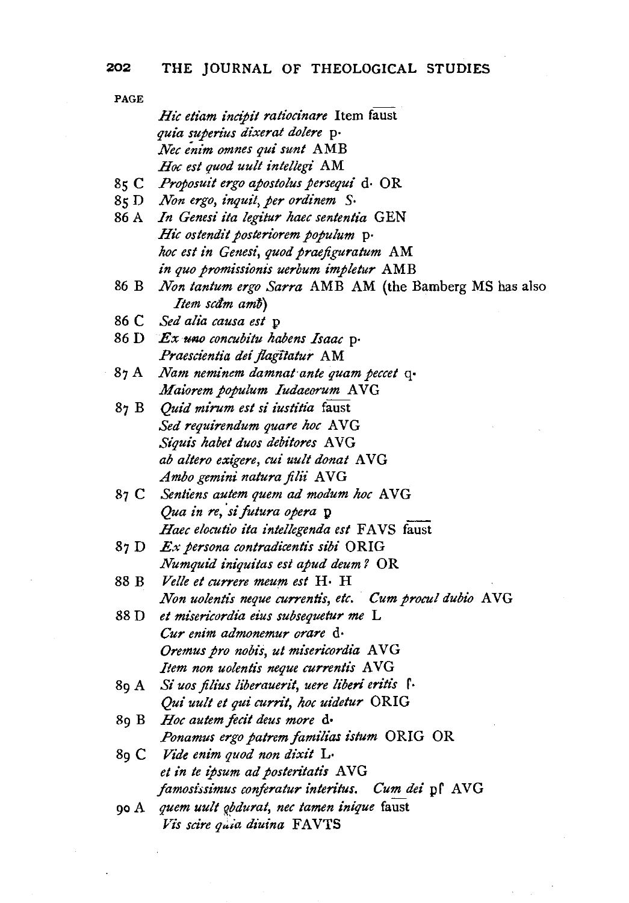PAGE

| | |
|---|---|
| | *Hic etiam incipit ratiocinare* Item faust |
| | *quia superius dixerat dolere* p· |
| | *Nec enim omnes qui sunt* AMB |
| | *Hoc est quod uult intellegi* AM |
| 85 C | *Proposuit ergo apostolus persequi* d· OR |
| 85 D | *Non ergo, inquit, per ordinem* S· |
| 86 A | *In Genesi ita legitur haec sententia* GEN |
| | *Hic ostendit posteriorem populum* p· |
| | *hoc est in Genesi, quod praefiguratum* AM |
| | *in quo promissionis uerbum impletur* AMB |
| 86 B | *Non tantum ergo Sarra* AMB AM (the Bamberg MS has also *Item scdm amb*) |
| 86 C | *Sed alia causa est* p |
| 86 D | *Ex uno concubitu habens Isaac* p· |
| | *Praescientia dei flagitatur* AM |
| 87 A | *Nam neminem damnat ante quam peccet* q· |
| | *Maiorem populum Iudaeorum* AVG |
| 87 B | *Quid mirum est si iustitia* faust |
| | *Sed requirendum quare hoc* AVG |
| | *Siquis habet duos debitores* AVG |
| | *ab altero exigere, cui uult donat* AVG |
| | *Ambo gemini natura filii* AVG |
| 87 C | *Sentiens autem quem ad modum hoc* AVG |
| | *Qua in re, si futura opera* p |
| | *Haec elocutio ita intellegenda est* FAVS faust |
| 87 D | *Ex persona contradicentis sibi* ORIG |
| | *Numquid iniquitas est apud deum?* OR |
| 88 B | *Velle et currere meum est* H· H |
| | *Non uolentis neque currentis, etc. Cum procul dubio* AVG |
| 88 D | *et misericordia eius subsequetur me* L |
| | *Cur enim admonemur orare* d· |
| | *Oremus pro nobis, ut misericordia* AVG |
| | *Item non uolentis neque currentis* AVG |
| 89 A | *Si uos filius liberauerit, uere liberi eritis* ſ· |
| | *Qui uult et qui currit, hoc uidetur* ORIG |
| 89 B | *Hoc autem fecit deus more* d· |
| | *Ponamus ergo patrem familias istum* ORIG OR |
| 89 C | *Vide enim quod non dixit* L· |
| | *et in te ipsum ad posteritatis* AVG |
| | *famosissimus conferatur interitus. Cum dei* pſ AVG |
| 90 A | *quem uult obdurat, nec tamen inique* faust |
| | *Vis scire quia diuina* FAVTS |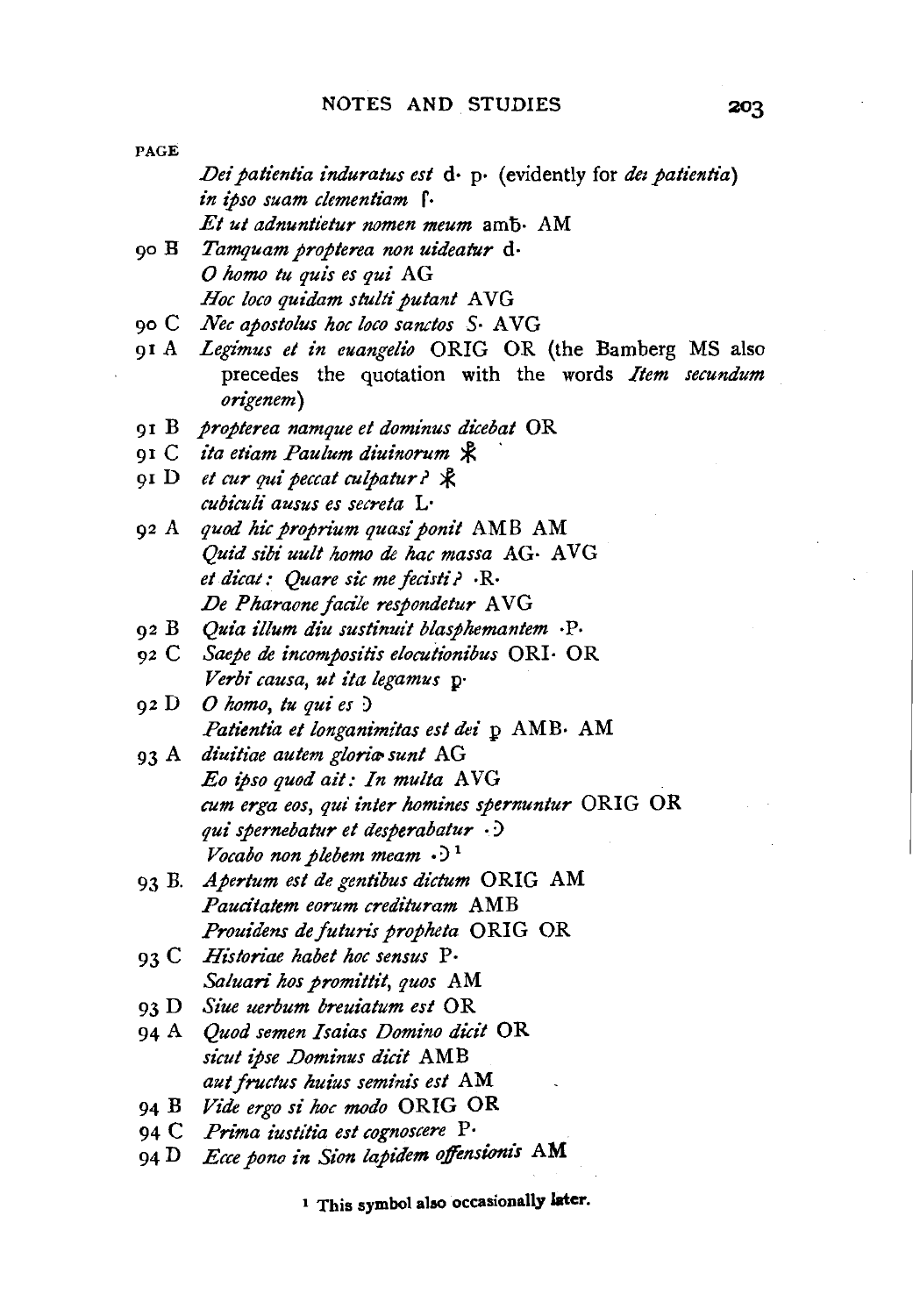PAGE

*Dei patientia induratus est* d· p· (evidently for *dei patientia*)
*in ipso suam clementiam* ſ·
*Et ut adnuntietur nomen meum* amƀ· AM

90 B *Tamquam propterea non uideatur* d·
*O homo tu quis es qui* AG
*Hoc loco quidam stulti putant* AVG

90 C *Nec apostolus hoc loco sanctos* S· AVG

91 A *Legimus et in euangelio* ORIG OR (the Bamberg MS also precedes the quotation with the words *Item secundum origenem*)

91 B *propterea namque et dominus dicebat* OR

91 C *ita etiam Paulum diuinorum* ☧

91 D *et cur qui peccat culpatur?* ☧
*cubiculi ausus es secreta* L·

92 A *quod hic proprium quasi ponit* AMB AM
*Quid sibi uult homo de hac massa* AG· AVG
*et dicat: Quare sic me fecisti?* ·R·
*De Pharaone facile respondetur* AVG

92 B *Quia illum diu sustinuit blasphemantem* ·P·

92 C *Saepe de incompositis elocutionibus* ORI· OR
*Verbi causa, ut ita legamus* p·

92 D *O homo, tu qui es* ↄ
*Patientia et longanimitas est dei* p AMB· AM

93 A *diuitiae autem gloriae sunt* AG
*Eo ipso quod ait: In multa* AVG
*cum erga eos, qui inter homines spernuntur* ORIG OR
*qui spernebatur et desperabatur* ·ↄ
*Vocabo non plebem meam* ·ↄ[1]

93 B. *Apertum est de gentibus dictum* ORIG AM
*Paucitatem eorum credituram* AMB
*Prouidens de futuris propheta* ORIG OR

93 C *Historiae habet hoc sensus* P·
*Saluari hos promittit, quos* AM

93 D *Siue uerbum breuiatum est* OR

94 A *Quod semen Isaias Domino dicit* OR
*sicut ipse Dominus dicit* AMB
*aut fructus huius seminis est* AM

94 B *Vide ergo si hoc modo* ORIG OR

94 C *Prima iustitia est cognoscere* P·

94 D *Ecce pono in Sion lapidem offensionis* AM

[1] This symbol also occasionally later.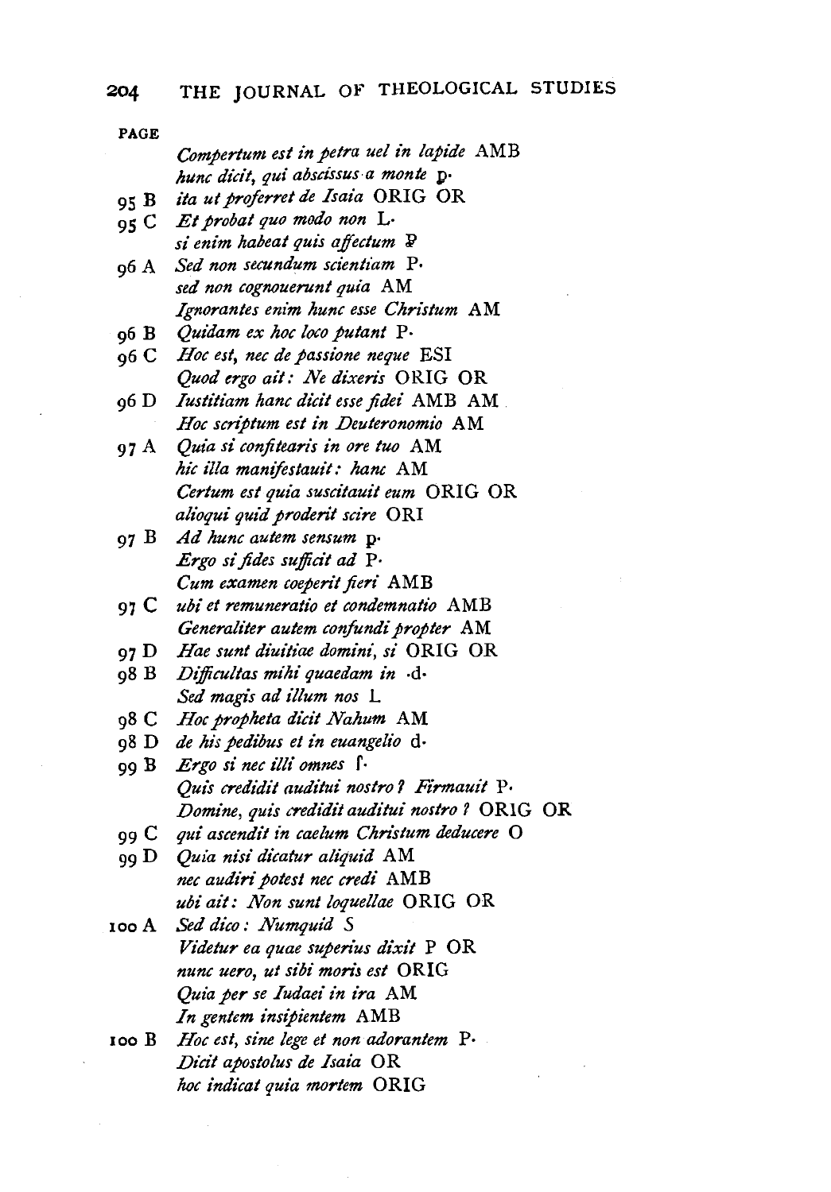| PAGE | |
|---|---|
| | *Compertum est in petra uel in lapide* AMB |
| | *hunc dicit, qui abscissus a monte* p· |
| 95 B | *ita ut proferret de Isaia* ORIG OR |
| 95 C | *Et probat quo modo non* L· |
| | *si enim habeat quis affectum* P |
| 96 A | *Sed non secundum scientiam* P· |
| | *sed non cognouerunt quia* AM |
| | *Ignorantes enim hunc esse Christum* AM |
| 96 B | *Quidam ex hoc loco putant* P· |
| 96 C | *Hoc est, nec de passione neque* ESI |
| | *Quod ergo ait: Ne dixeris* ORIG OR |
| 96 D | *Iustitiam hanc dicit esse fidei* AMB AM |
| | *Hoc scriptum est in Deuteronomio* AM |
| 97 A | *Quia si confitearis in ore tuo* AM |
| | *hic illa manifestauit: hanc* AM |
| | *Certum est quia suscitauit eum* ORIG OR |
| | *alioqui quid proderit scire* ORI |
| 97 B | *Ad hunc autem sensum* p· |
| | *Ergo si fides sufficit ad* P· |
| | *Cum examen coeperit fieri* AMB |
| 97 C | *ubi et remuneratio et condemnatio* AMB |
| | *Generaliter autem confundi propter* AM |
| 97 D | *Hae sunt diuitiae domini, si* ORIG OR |
| 98 B | *Difficultas mihi quaedam in* ·d· |
| | *Sed magis ad illum nos* L |
| 98 C | *Hoc propheta dicit Nahum* AM |
| 98 D | *de his pedibus et in euangelio* d· |
| 99 B | *Ergo si nec illi omnes* ſ· |
| | *Quis credidit auditui nostro? Firmauit* P· |
| | *Domine, quis credidit auditui nostro?* ORIG OR |
| 99 C | *qui ascendit in caelum Christum deducere* O |
| 99 D | *Quia nisi dicatur aliquid* AM |
| | *nec audiri potest nec credi* AMB |
| | *ubi ait: Non sunt loquellae* ORIG OR |
| 100 A | *Sed dico: Numquid* S |
| | *Videtur ea quae superius dixit* P OR |
| | *nunc uero, ut sibi moris est* ORIG |
| | *Quia per se Iudaei in ira* AM |
| | *In gentem insipientem* AMB |
| 100 B | *Hoc est, sine lege et non adorantem* P· |
| | *Dicit apostolus de Isaia* OR |
| | *hoc indicat quia mortem* ORIG |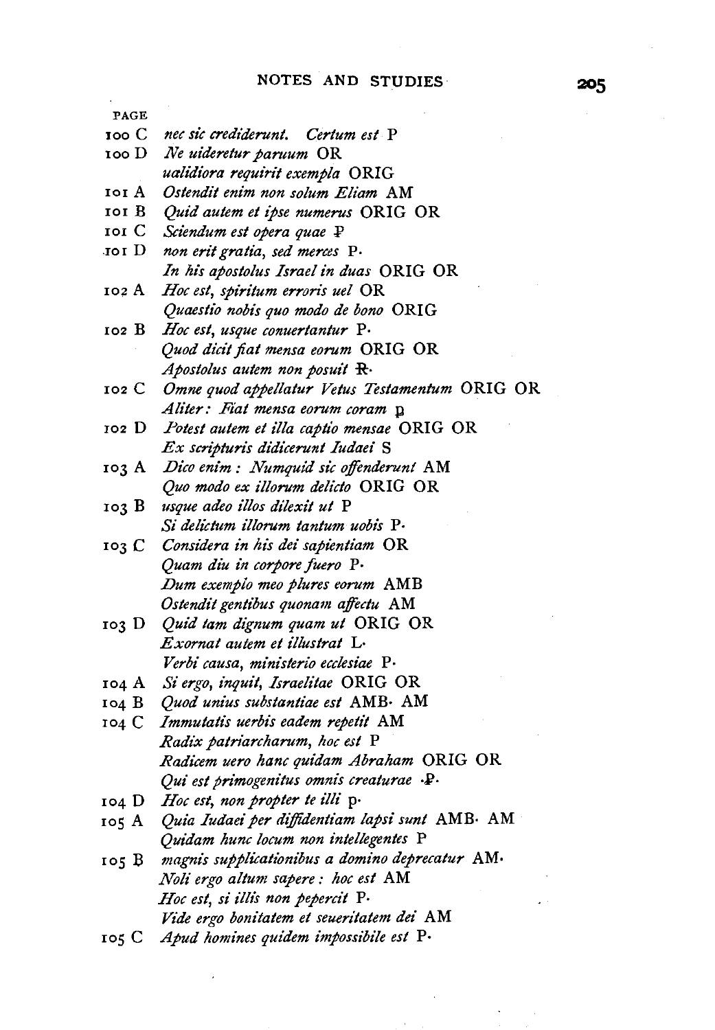| PAGE | | |
|---|---|---|
| 100 C | *nec sic crediderunt. Certum est* | P |
| 100 D | *Ne uideretur paruum* | OR |
| | *ualidiora requirit exempla* | ORIG |
| 101 A | *Ostendit enim non solum Eliam* | AM |
| 101 B | *Quid autem et ipse numerus* | ORIG OR |
| 101 C | *Sciendum est opera quae* | Ᵽ |
| 101 D | *non erit gratia, sed merces* | P· |
| | *In his apostolus Israel in duas* | ORIG OR |
| 102 A | *Hoc est, spiritum erroris uel* | OR |
| | *Quaestio nobis quo modo de bono* | ORIG |
| 102 B | *Hoc est, usque conuertantur* | P· |
| | *Quod dicit fiat mensa eorum* | ORIG OR |
| | *Apostolus autem non posuit* | Ꝛ· |
| 102 C | *Omne quod appellatur Vetus Testamentum* | ORIG OR |
| | *Aliter: Fiat mensa eorum coram* | p |
| 102 D | *Potest autem et illa captio mensae* | ORIG OR |
| | *Ex scripturis didicerunt Iudaei* | S |
| 103 A | *Dico enim: Numquid sic offenderunt* | AM |
| | *Quo modo ex illorum delicto* | ORIG OR |
| 103 B | *usque adeo illos dilexit ut* | P |
| | *Si delictum illorum tantum uobis* | P· |
| 103 C | *Considera in his dei sapientiam* | OR |
| | *Quam diu in corpore fuero* | P· |
| | *Dum exemplo meo plures eorum* | AMB |
| | *Ostendit gentibus quonam affectu* | AM |
| 103 D | *Quid tam dignum quam ut* | ORIG OR |
| | *Exornat autem et illustrat* | L· |
| | *Verbi causa, ministerio ecclesiae* | P· |
| 104 A | *Si ergo, inquit, Israelitae* | ORIG OR |
| 104 B | *Quod unius substantiae est* | AMB· AM |
| 104 C | *Immutatis uerbis eadem repetit* | AM |
| | *Radix patriarcharum, hoc est* | P |
| | *Radicem uero hanc quidam Abraham* | ORIG OR |
| | *Qui est primogenitus omnis creaturae* | ·Ᵽ· |
| 104 D | *Hoc est, non propter te illi* | p· |
| 105 A | *Quia Iudaei per diffidentiam lapsi sunt* | AMB· AM |
| | *Quidam hunc locum non intellegentes* | P |
| 105 B | *magnis supplicationibus a domino deprecatur* | AM· |
| | *Noli ergo altum sapere: hoc est* | AM |
| | *Hoc est, si illis non pepercit* | P· |
| | *Vide ergo bonitatem et seueritatem dei* | AM |
| 105 C | *Apud homines quidem impossibile est* | P· |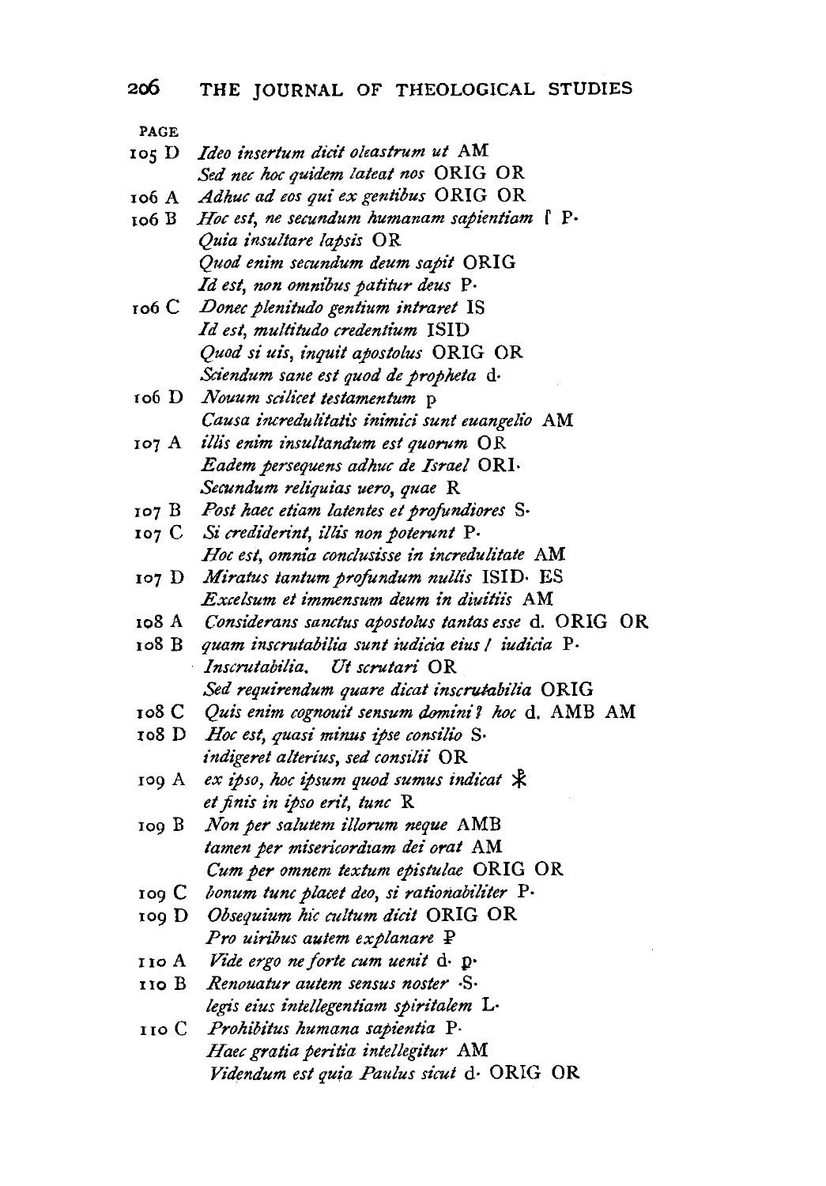PAGE

105 D *Ideo insertum dicit oleastrum ut* AM
*Sed nec hoc quidem lateat nos* ORIG OR
106 A *Adhuc ad eos qui ex gentibus* ORIG OR
106 B *Hoc est, ne secundum humanam sapientiam* ſ P·
*Quia insultare lapsis* OR
*Quod enim secundum deum sapit* ORIG
*Id est, non omnibus patitur deus* P·
106 C *Donec plenitudo gentium intraret* IS
*Id est, multitudo credentium* ISID
*Quod si uis, inquit apostolus* ORIG OR
*Sciendum sane est quod de propheta* d·
106 D *Nouum scilicet testamentum* p
*Causa incredulitatis inimici sunt euangelio* AM
107 A *illis enim insultandum est quorum* OR
*Eadem persequens adhuc de Israel* ORI·
*Secundum reliquias uero, quae* R
107 B *Post haec etiam latentes et profundiores* S·
107 C *Si crediderint, illis non poterunt* P·
*Hoc est, omnia conclusisse in incredulitate* AM
107 D *Miratus tantum profundum nullis* ISID· ES
*Excelsum et immensum deum in diuitiis* AM
108 A *Considerans sanctus apostolus tantas esse* d. ORIG OR
108 B *quam inscrutabilia sunt iudicia eius / iudicia* P·
*Inscrutabilia. Ut scrutari* OR
*Sed requirendum quare dicat inscrutabilia* ORIG
108 C *Quis enim cognouit sensum domini? hoc* d. AMB AM
108 D *Hoc est, quasi minus ipse consilio* S·
*indigeret alterius, sed consilii* OR
109 A *ex ipso, hoc ipsum quod sumus indicat* ☧
*et finis in ipso erit, tunc* R
109 B *Non per salutem illorum neque* AMB
*tamen per misericordiam dei orat* AM
*Cum per omnem textum epistulae* ORIG OR
109 C *bonum tunc placet deo, si rationabiliter* P·
109 D *Obsequium hic cultum dicit* ORIG OR
*Pro uiribus autem explanare* P
110 A *Vide ergo ne forte cum uenit* d· p·
110 B *Renouatur autem sensus noster* ·S·
*legis eius intellegentiam spiritalem* L·
110 C *Prohibitus humana sapientia* P·
*Haec gratia peritia intellegitur* AM
*Videndum est quia Paulus sicut* d· ORIG OR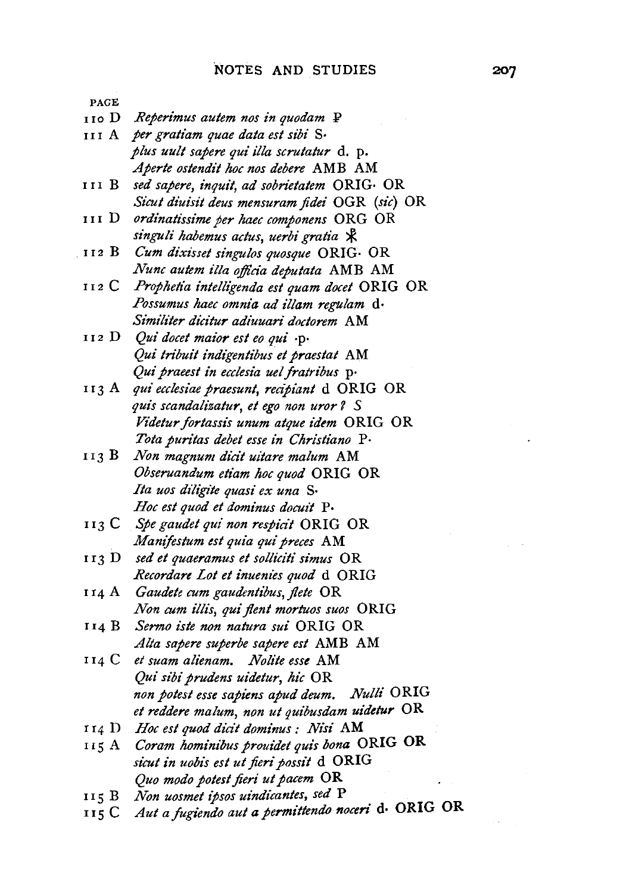PAGE

110 D *Reperimus autem nos in quodam* ℙ

111 A *per gratiam quae data est sibi* S·
*plus uult sapere qui illa scrutatur* d. p.
*Aperte ostendit hoc nos debere* AMB AM

111 B *sed sapere, inquit, ad sobrietatem* ORIG· OR
*Sicut diuisit deus mensuram fidei* OGR (*sic*) OR

111 D *ordinatissime per haec componens* ORG OR
*singuli habemus actus, uerbi gratia* ☧

112 B *Cum dixisset singulos quosque* ORIG· OR
*Nunc autem illa officia deputata* AMB AM

112 C *Prophetia intelligenda est quam docet* ORIG OR
*Possumus haec omnia ad illam regulam* d·
*Similiter dicitur adiuuari doctorem* AM

112 D *Qui docet maior est eo qui* ·p·
*Qui tribuit indigentibus et praestat* AM
*Qui praeest in ecclesia uel fratribus* p·

113 A *qui ecclesiae praesunt, recipiant* d ORIG OR
*quis scandalizatur, et ego non uror? S*
*Videtur fortassis unum atque idem* ORIG OR
*Tota puritas debet esse in Christiano* P·

113 B *Non magnum dicit uitare malum* AM
*Obseruandum etiam hoc quod* ORIG OR
*Ita uos diligite quasi ex una* S·
*Hoc est quod et dominus docuit* P·

113 C *Spe gaudet qui non respicit* ORIG OR
*Manifestum est quia qui preces* AM

113 D *sed et quaeramus et solliciti simus* OR
*Recordare Lot et inuenies quod* d ORIG

114 A *Gaudete cum gaudentibus, flete* OR
*Non cum illis, qui flent mortuos suos* ORIG

114 B *Sermo iste non natura sui* ORIG OR
*Alta sapere superbe sapere est* AMB AM

114 C *et suam alienam. Nolite esse* AM
*Qui sibi prudens uidetur, hic* OR
*non potest esse sapiens apud deum. Nulli* ORIG
*et reddere malum, non ut quibusdam uidetur* OR

114 D *Hoc est quod dicit dominus: Nisi* AM

115 A *Coram hominibus prouidet quis bona* ORIG OR
*sicut in uobis est ut fieri possit* d ORIG
*Quo modo potest fieri ut pacem* OR

115 B *Non uosmet ipsos uindicantes, sed* P

115 C *Aut a fugiendo aut a permittendo noceri* d· ORIG OR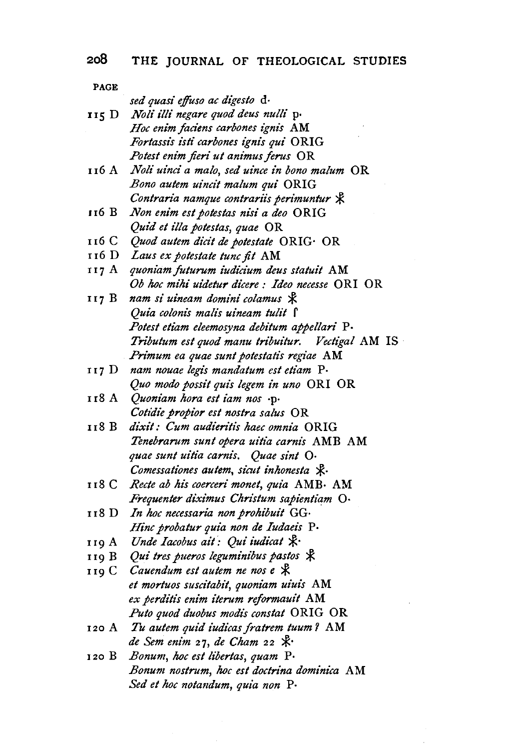| PAGE | |
|---|---|
| | *sed quasi effuso ac digesto* d· |
| 115 D | *Noli illi negare quod deus nulli* p· |
| | *Hoc enim faciens carbones ignis* AM |
| | *Fortassis isti carbones ignis qui* ORIG |
| | *Potest enim fieri ut animus ferus* OR |
| 116 A | *Noli uinci a malo, sed uince in bono malum* OR |
| | *Bono autem uincit malum qui* ORIG |
| | *Contraria namque contrariis perimuntur* ☧ |
| 116 B | *Non enim est potestas nisi a deo* ORIG |
| | *Quid et illa potestas, quae* OR |
| 116 C | *Quod autem dicit de potestate* ORIG· OR |
| 116 D | *Laus ex potestate tunc fit* AM |
| 117 A | *quoniam futurum iudicium deus statuit* AM |
| | *Ob hoc mihi uidetur dicere: Ideo necesse* ORI OR |
| 117 B | *nam si uineam domini colamus* ☧ |
| | *Quia colonis malis uineam tulit* ſ |
| | *Potest etiam eleemosyna debitum appellari* P· |
| | *Tributum est quod manu tribuitur. Vectigal* AM IS |
| | *Primum ea quae sunt potestatis regiae* AM |
| 117 D | *nam nouae legis mandatum est etiam* P· |
| | *Quo modo possit quis legem in uno* ORI OR |
| 118 A | *Quoniam hora est iam nos* ·p· |
| | *Cotidie propior est nostra salus* OR |
| 118 B | *dixit: Cum audieritis haec omnia* ORIG |
| | *Tenebrarum sunt opera uitia carnis* AMB AM |
| | *quae sunt uitia carnis. Quae sint* O· |
| | *Comessationes autem, sicut inhonesta* ☧· |
| 118 C | *Recte ab his coerceri monet, quia* AMB· AM |
| | *Frequenter diximus Christum sapientiam* O· |
| 118 D | *In hoc necessaria non prohibuit* GG· |
| | *Hinc probatur quia non de Iudaeis* P· |
| 119 A | *Unde Iacobus ait: Qui iudicat* ☧· |
| 119 B | *Qui tres pueros leguminibus pastos* ☧ |
| 119 C | *Cauendum est autem ne nos e* ☧ |
| | *et mortuos suscitabit, quoniam uiuis* AM |
| | *ex perditis enim iterum reformauit* AM |
| | *Puto quod duobus modis constat* ORIG OR |
| 120 A | *Tu autem quid iudicas fratrem tuum?* AM |
| | *de Sem enim 27, de Cham 22* ☧· |
| 120 B | *Bonum, hoc est libertas, quam* P· |
| | *Bonum nostrum, hoc est doctrina dominica* AM |
| | *Sed et hoc notandum, quia non* P· |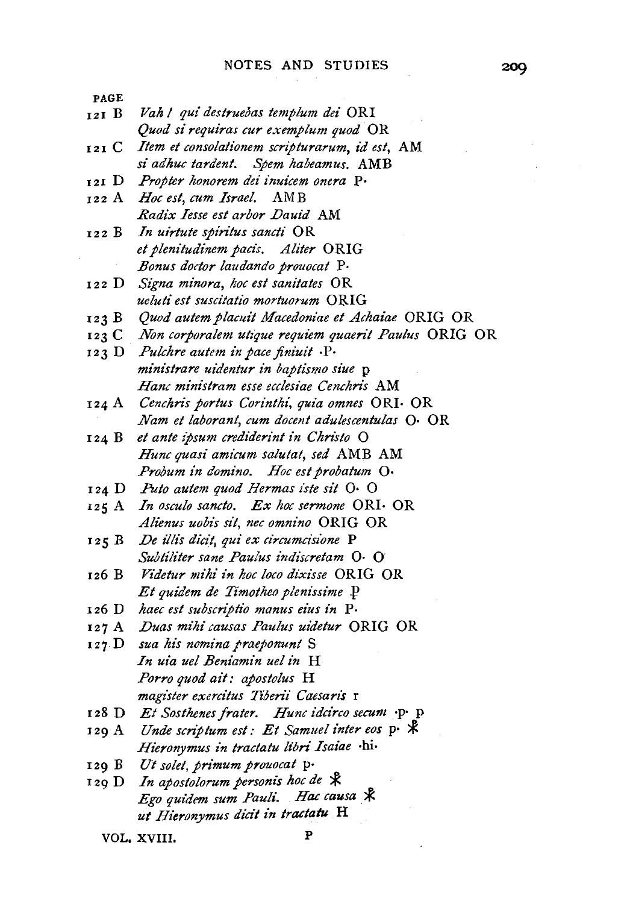| PAGE | | |
|---|---|---|
| 121 B | *Vah! qui destruebas templum dei* | ORI |
| | *Quod si requiras cur exemplum quod* | OR |
| 121 C | *Item et consolationem scripturarum, id est,* | AM |
| | *si adhuc tardent. Spem habeamus.* | AMB |
| 121 D | *Propter honorem dei inuicem onera* | P· |
| 122 A | *Hoc est, cum Israel.* | AMB |
| | *Radix Iesse est arbor Dauid* | AM |
| 122 B | *In uirtute spiritus sancti* | OR |
| | *et plenitudinem pacis. Aliter* | ORIG |
| | *Bonus doctor laudando prouocat* | P· |
| 122 D | *Signa minora, hoc est sanitates* | OR |
| | *ueluti est suscitatio mortuorum* | ORIG |
| 123 B | *Quod autem placuit Macedoniae et Achaiae* | ORIG OR |
| 123 C | *Non corporalem utique requiem quaerit Paulus* | ORIG OR |
| 123 D | *Pulchre autem in pace finiuit* | ·P· |
| | *ministrare uidentur in baptismo siue* | p |
| | *Hanc ministram esse ecclesiae Cenchris* | AM |
| 124 A | *Cenchris portus Corinthi, quia omnes* | ORI· OR |
| | *Nam et laborant, cum docent adulescentulas* | O· OR |
| 124 B | *et ante ipsum crediderint in Christo* | O |
| | *Hunc quasi amicum salutat, sed* | AMB AM |
| | *Probum in domino. Hoc est probatum* | O· |
| 124 D | *Puto autem quod Hermas iste sit* | O· O |
| 125 A | *In osculo sancto. Ex hoc sermone* | ORI· OR |
| | *Alienus uobis sit, nec omnino* | ORIG OR |
| 125 B | *De illis dicit, qui ex circumcisione* | P |
| | *Subtiliter sane Paulus indiscretam* | O· O |
| 126 B | *Videtur mihi in hoc loco dixisse* | ORIG OR |
| | *Et quidem de Timotheo plenissime* | Ꝑ |
| 126 D | *haec est subscriptio manus eius in* | P· |
| 127 A | *Duas mihi causas Paulus uidetur* | ORIG OR |
| 127 D | *sua his nomina praeponunt* | S |
| | *In uia uel Beniamin uel in* | H |
| | *Porro quod ait: apostolus* | H |
| | *magister exercitus Tiberii Caesaris* | r |
| 128 D | *Et Sosthenes frater. Hunc idcirco secum* | ·p· p |
| 129 A | *Unde scriptum est: Et Samuel inter eos* | p· ⁎ |
| | *Hieronymus in tractatu libri Isaiae* | ·hi· |
| 129 B | *Ut solet, primum prouocat* | p· |
| 129 D | *In apostolorum personis hoc de* | ⁎ |
| | *Ego quidem sum Pauli. Hac causa* | ⁎ |
| | *ut Hieronymus dicit in tractatu* | H |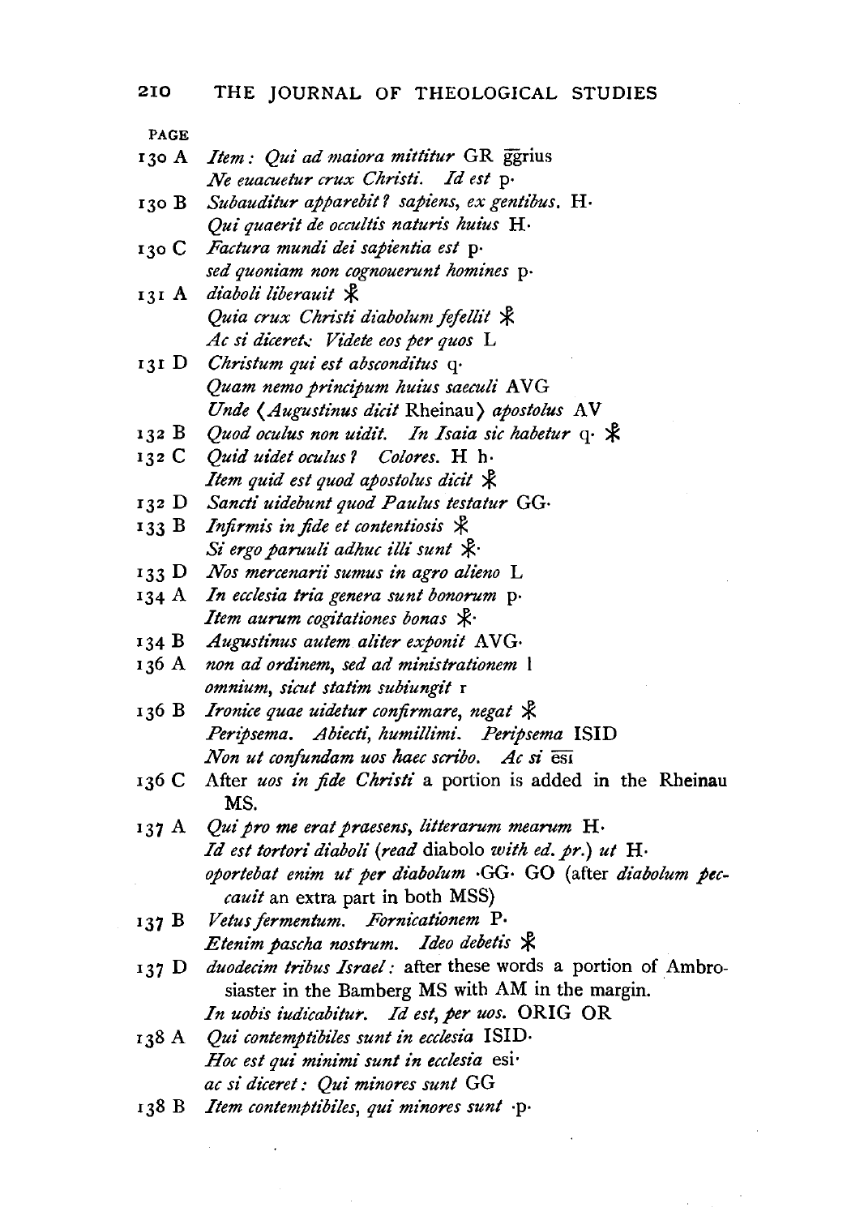PAGE

130 A *Item: Qui ad maiora mittitur* GR g̅g̅rius
*Ne euacuetur crux Christi. Id est* p·

130 B *Subauditur apparebit? sapiens, ex gentibus.* H·
*Qui quaerit de occultis naturis huius* H·

130 C *Factura mundi dei sapientia est* p·
*sed quoniam non cognouerunt homines* p·

131 A *diaboli liberauit* ☧
*Quia crux Christi diabolum fefellit* ☧
*Ac si diceret: Videte eos per quos* L

131 D *Christum qui est absconditus* q·
*Quam nemo principum huius saeculi* AVG
*Unde* ⟨*Augustinus dicit* Rheinau⟩ *apostolus* AV

132 B *Quod oculus non uidit. In Isaia sic habetur* q· ☧

132 C *Quid uidet oculus? Colores.* H h·
*Item quid est quod apostolus dicit* ☧

132 D *Sancti uidebunt quod Paulus testatur* GG·

133 B *Infirmis in fide et contentiosis* ☧
*Si ergo paruuli adhuc illi sunt* ☧·

133 D *Nos mercenarii sumus in agro alieno* L

134 A *In ecclesia tria genera sunt bonorum* p·
*Item aurum cogitationes bonas* ☧·

134 B *Augustinus autem aliter exponit* AVG·

136 A *non ad ordinem, sed ad ministrationem* l
*omnium, sicut statim subiungit* r

136 B *Ironice quae uidetur confirmare, negat* ☧
*Peripsema. Abiecti, humillimi. Peripsema* ISID
*Non ut confundam uos haec scribo. Ac si* e̅s̅i̅

136 C After *uos in fide Christi* a portion is added in the Rheinau MS.

137 A *Qui pro me erat praesens, litterarum mearum* H·
*Id est tortori diaboli* (*read* diabolo *with ed. pr.*) *ut* H·
*oportebat enim ut per diabolum* ·GG· GO (after *diabolum peccauit* an extra part in both MSS)

137 B *Vetus fermentum. Fornicationem* P·
*Etenim pascha nostrum. Ideo debetis* ☧

137 D *duodecim tribus Israel*: after these words a portion of Ambrosiaster in the Bamberg MS with AM in the margin.
*In uobis iudicabitur. Id est, per uos.* ORIG OR

138 A *Qui contemptibiles sunt in ecclesia* ISID·
*Hoc est qui minimi sunt in ecclesia* esi·
*ac si diceret: Qui minores sunt* GG

138 B *Item contemptibiles, qui minores sunt* ·p·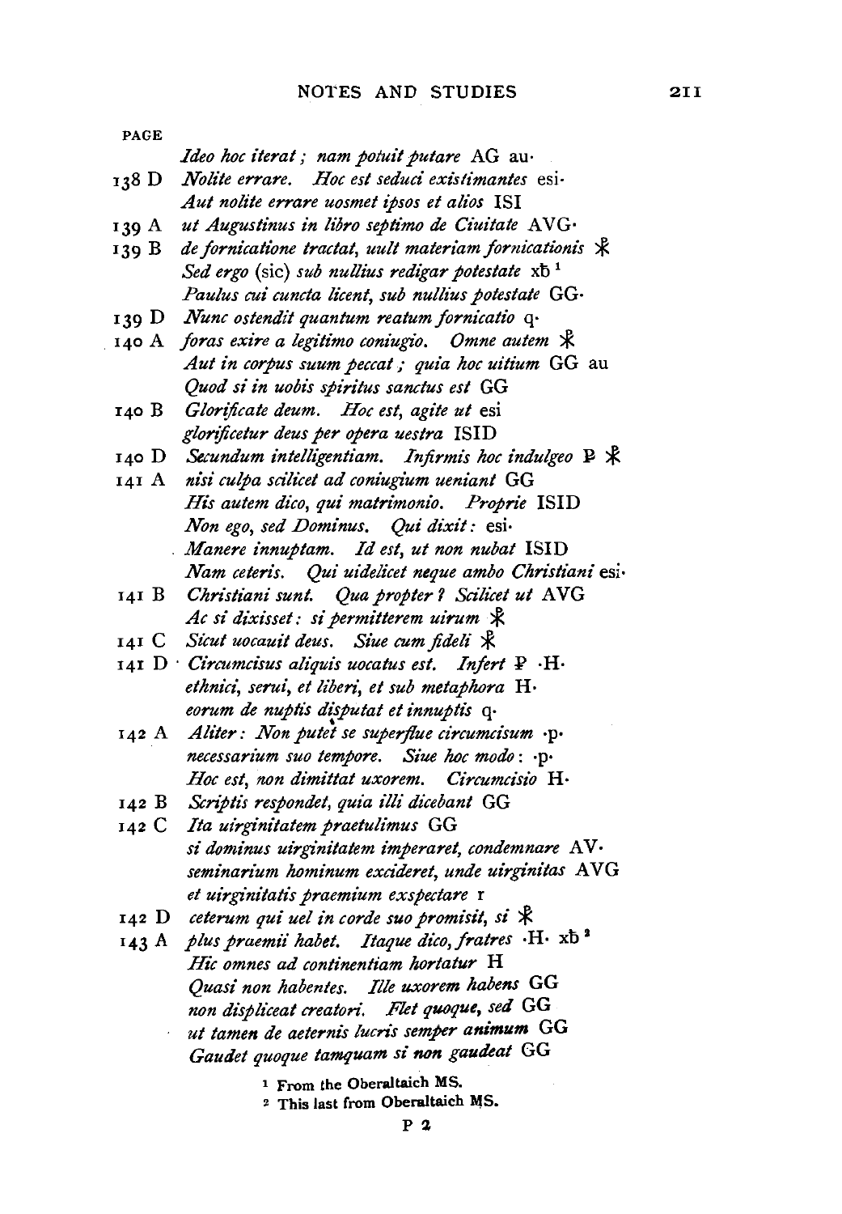PAGE

| | |
|---|---|
| | *Ideo hoc iterat; nam potuit putare* AG au· |
| 138 D | *Nolite errare. Hoc est seduci existimantes* esi· |
| | *Aut nolite errare uosmet ipsos et alios* ISI |
| 139 A | *ut Augustinus in libro septimo de Ciuitate* AVG· |
| 139 B | *de fornicatione tractat, uult materiam fornicationis* ☧ |
| | *Sed ergo* (sic) *sub nullius redigar potestate* xb̄ [1] |
| | *Paulus cui cuncta licent, sub nullius potestate* GG· |
| 139 D | *Nunc ostendit quantum reatum fornicatio* q· |
| 140 A | *foras exire a legitimo coniugio. Omne autem* ☧ |
| | *Aut in corpus suum peccat; quia hoc uitium* GG au |
| | *Quod si in uobis spiritus sanctus est* GG |
| 140 B | *Glorificate deum. Hoc est, agite ut* esi |
| | *glorificetur deus per opera uestra* ISID |
| 140 D | *Secundum intelligentiam. Infirmis hoc indulgeo* ꝑ ☧ |
| 141 A | *nisi culpa scilicet ad coniugium ueniant* GG |
| | *His autem dico, qui matrimonio. Proprie* ISID |
| | *Non ego, sed Dominus. Qui dixit:* esi· |
| | *Manere innuptam. Id est, ut non nubat* ISID |
| | *Nam ceteris. Qui uidelicet neque ambo Christiani* esi· |
| 141 B | *Christiani sunt. Qua propter? Scilicet ut* AVG |
| | *Ac si dixisset: si permitterem uirum* ☧ |
| 141 C | *Sicut uocauit deus. Siue cum fideli* ☧ |
| 141 D | *Circumcisus aliquis uocatus est. Infert* ꝑ ·H· |
| | *ethnici, serui, et liberi, et sub metaphora* H· |
| | *eorum de nuptis disputat et innuptis* q· |
| 142 A | *Aliter: Non putet se superflue circumcisum* ·p· |
| | *necessarium suo tempore. Siue hoc modo:* ·p· |
| | *Hoc est, non dimittat uxorem. Circumcisio* H· |
| 142 B | *Scriptis respondet, quia illi dicebant* GG |
| 142 C | *Ita uirginitatem praetulimus* GG |
| | *si dominus uirginitatem imperaret, condemnare* AV· |
| | *seminarium hominum excideret, unde uirginitas* AVG |
| | *et uirginitatis praemium exspectare* r |
| 142 D | *ceterum qui uel in corde suo promisit, si* ☧ |
| 143 A | *plus praemii habet. Itaque dico, fratres* ·H· xb̄ [2] |
| | *Hic omnes ad continentiam hortatur* H |
| | *Quasi non habentes. Ille uxorem habens* GG |
| | *non displiceat creatori. Flet quoque, sed* GG |
| | *ut tamen de aeternis lucris semper animum* GG |
| | *Gaudet quoque tamquam si non gaudeat* GG |

[1] From the Oberaltaich MS.

[2] This last from Oberaltaich MS.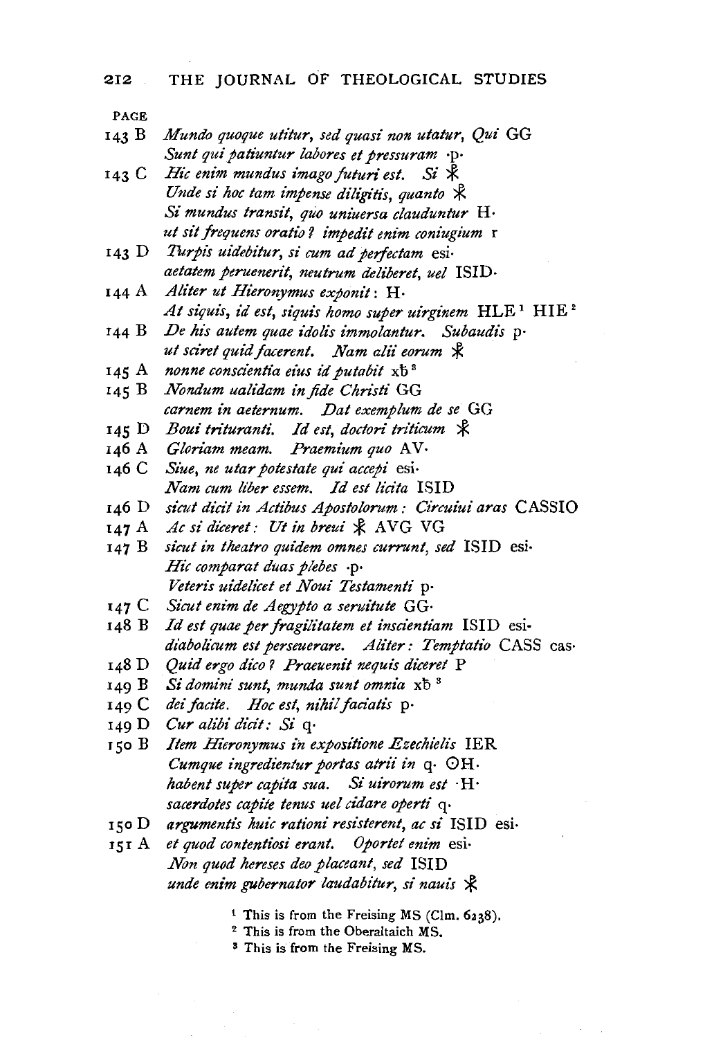PAGE

| | |
|---|---|
| 143 B | *Mundo quoque utitur, sed quasi non utatur, Qui* GG |
| | *Sunt qui patiuntur labores et pressuram* ·p· |
| 143 C | *Hic enim mundus imago futuri est. Si* ☧ |
| | *Unde si hoc tam impense diligitis, quanto* ☧ |
| | *Si mundus transit, quo uniuersa clauduntur* H· |
| | *ut sit frequens oratio? impedit enim coniugium* r |
| 143 D | *Turpis uidebitur, si cum ad perfectam* esi· |
| | *aetatem peruenerit, neutrum deliberet, uel* ISID· |
| 144 A | *Aliter ut Hieronymus exponit*: H· |
| | *At siquis, id est, siquis homo super uirginem* HLE[1] HIE[2] |
| 144 B | *De his autem quae idolis immolantur. Subaudis* p· |
| | *ut sciret quid facerent. Nam alii eorum* ☧ |
| 145 A | *nonne conscientia eius id putabit* xƀ[3] |
| 145 B | *Nondum ualidam in fide Christi* GG |
| | *carnem in aeternum. Dat exemplum de se* GG |
| 145 D | *Boui trituranti. Id est, doctori triticum* ☧ |
| 146 A | *Gloriam meam. Praemium quo* AV· |
| 146 C | *Siue, ne utar potestate qui accepi* esi· |
| | *Nam cum liber essem. Id est licita* ISID |
| 146 D | *sicut dicit in Actibus Apostolorum: Circuiui aras* CASSIO |
| 147 A | *Ac si diceret: Ut in breui* ☧ AVG VG |
| 147 B | *sicut in theatro quidem omnes currunt, sed* ISID esi· |
| | *Hic comparat duas plebes* ·p· |
| | *Veteris uidelicet et Noui Testamenti* p· |
| 147 C | *Sicut enim de Aegypto a seruitute* GG· |
| 148 B | *Id est quae per fragilitatem et inscientiam* ISID esi· |
| | *diabolicum est perseuerare. Aliter: Temptatio* CASS cas· |
| 148 D | *Quid ergo dico? Praeuenit nequis diceret* P |
| 149 B | *Si domini sunt, munda sunt omnia* xƀ[3] |
| 149 C | *dei facite. Hoc est, nihil faciatis* p· |
| 149 D | *Cur alibi dicit: Si* q· |
| 150 B | *Item Hieronymus in expositione Ezechielis* IER |
| | *Cumque ingredientur portas atrii in* q· ⊙H· |
| | *habent super capita sua. Si uirorum est* ·H· |
| | *sacerdotes capite tenus uel cidare operti* q· |
| 150 D | *argumentis huic rationi resisterent, ac si* ISID esi· |
| 151 A | *et quod contentiosi erant. Oportet enim* esi· |
| | *Non quod hereses deo placeant, sed* ISID |
| | *unde enim gubernator laudabitur, si nauis* ☧ |

[1] This is from the Freising MS (Clm. 6238).

[2] This is from the Oberaltaich MS.

[3] This is from the Freising MS.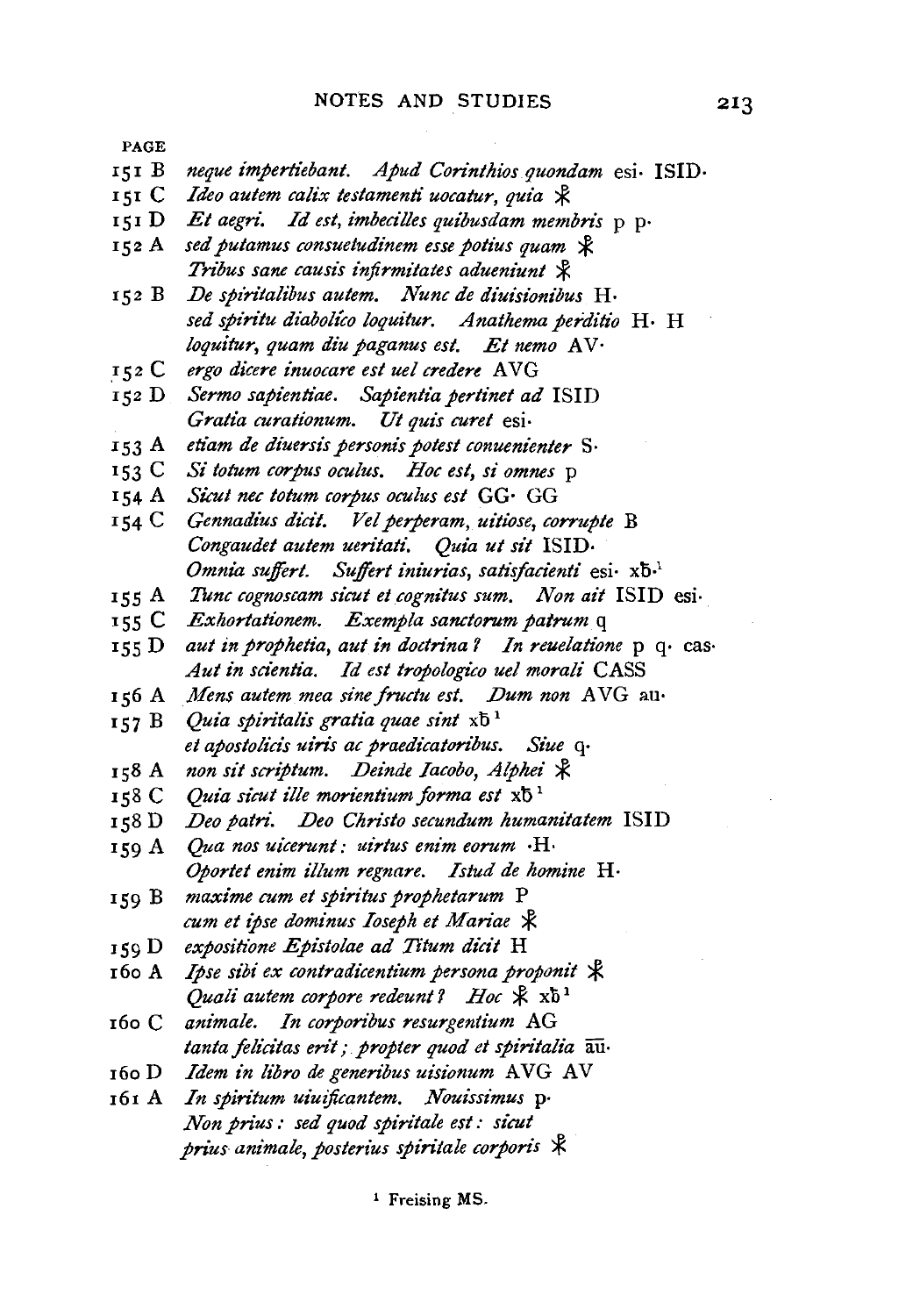| PAGE | |
|---|---|
| 151 B | *neque impertiebant. Apud Corinthios quondam* esi· ISID· |
| 151 C | *Ideo autem calix testamenti uocatur, quia* ☧ |
| 151 D | *Et aegri. Id est, imbecilles quibusdam membris* p p· |
| 152 A | *sed putamus consuetudinem esse potius quam* ☧ |
| | *Tribus sane causis infirmitates adueniunt* ☧ |
| 152 B | *De spiritalibus autem. Nunc de diuisionibus* H· |
| | *sed spiritu diabolico loquitur. Anathema perditio* H· H |
| | *loquitur, quam diu paganus est. Et nemo* AV· |
| 152 C | *ergo dicere inuocare est uel credere* AVG |
| 152 D | *Sermo sapientiae. Sapientia pertinet ad* ISID |
| | *Gratia curationum. Ut quis curet* esi· |
| 153 A | *etiam de diuersis personis potest conuenienter* S· |
| 153 C | *Si totum corpus oculus. Hoc est, si omnes* p |
| 154 A | *Sicut nec totum corpus oculus est* GG· GG |
| 154 C | *Gennadius dicit. Vel perperam, uitiose, corrupte* B |
| | *Congaudet autem ueritati. Quia ut sit* ISID· |
| | *Omnia suffert. Suffert iniurias, satisfacienti* esi· xƀ·[1] |
| 155 A | *Tunc cognoscam sicut et cognitus sum. Non ait* ISID esi· |
| 155 C | *Exhortationem. Exempla sanctorum patrum* q |
| 155 D | *aut in prophetia, aut in doctrina? In reuelatione* p q· cas· |
| | *Aut in scientia. Id est tropologico uel morali* CASS |
| 156 A | *Mens autem mea sine fructu est. Dum non* AVG au· |
| 157 B | *Quia spiritalis gratia quae sint* xƀ[1] |
| | *et apostolicis uiris ac praedicatoribus. Siue* q· |
| 158 A | *non sit scriptum. Deinde Iacobo, Alphei* ☧ |
| 158 C | *Quia sicut ille morientium forma est* xƀ[1] |
| 158 D | *Deo patri. Deo Christo secundum humanitatem* ISID |
| 159 A | *Qua nos uicerunt: uirtus enim eorum* ·H· |
| | *Oportet enim illum regnare. Istud de homine* H· |
| 159 B | *maxime cum et spiritus prophetarum* P |
| | *cum et ipse dominus Ioseph et Mariae* ☧ |
| 159 D | *expositione Epistolae ad Titum dicit* H |
| 160 A | *Ipse sibi ex contradicentium persona proponit* ☧ |
| | *Quali autem corpore redeunt? Hoc* ☧ xƀ[1] |
| 160 C | *animale. In corporibus resurgentium* AG |
| | *tanta felicitas erit; propter quod et spiritalia* āū· |
| 160 D | *Idem in libro de generibus uisionum* AVG AV |
| 161 A | *In spiritum uiuificantem. Nouissimus* p· |
| | *Non prius: sed quod spiritale est: sicut* |
| | *prius animale, posterius spiritale corporis* ☧ |

[1] Freising MS.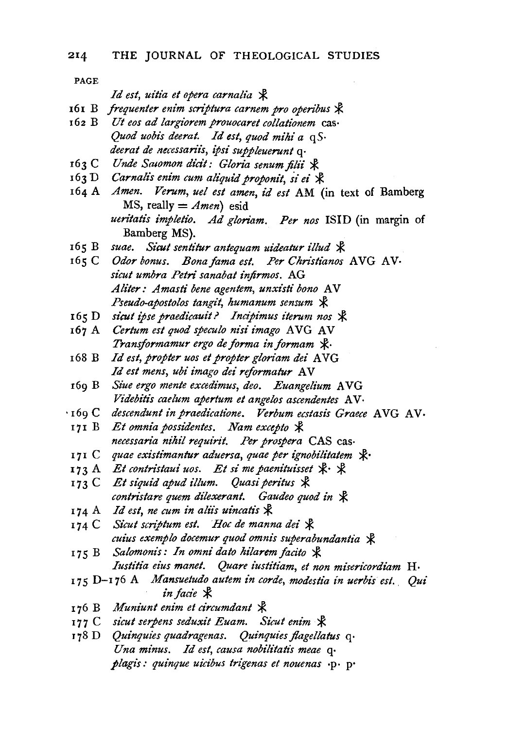PAGE

*Id est, uitia et opera carnalia* ⚹

161 B *frequenter enim scriptura carnem pro operibus* ⚹

162 B *Ut eos ad largiorem prouocaret collationem* cas·
*Quod uobis deerat. Id est, quod mihi a* qS·
*deerat de necessariis, ipsi suppleuerunt* q·

163 C *Unde Saiomon dicit: Gloria senum filii* ⚹

163 D *Carnalis enim cum aliquid proponit, si ei* ⚹

164 A *Amen. Verum, uel est amen, id est* AM (in text of Bamberg MS, really = *Amen*) esid
*ueritatis impletio. Ad gloriam. Per nos* ISID (in margin of Bamberg MS).

165 B *suae. Sicut sentitur antequam uideatur illud* ⚹

165 C *Odor bonus. Bona fama est. Per Christianos* AVG AV·
*sicut umbra Petri sanabat infirmos.* AG
*Aliter: Amasti bene agentem, unxisti bono* AV
*Pseudo-apostolos tangit, humanum sensum* ⚹

165 D *sicut ipse praedicauit? Incipimus iterum nos* ⚹

167 A *Certum est quod speculo nisi imago* AVG AV
*Transformamur ergo de forma in formam* ⚹·

168 B *Id est, propter uos et propter gloriam dei* AVG
*Id est mens, ubi imago dei reformatur* AV

169 B *Siue ergo mente excedimus, deo. Euangelium* AVG
*Videbitis caelum apertum et angelos ascendentes* AV·

169 C *descendunt in praedicatione. Verbum ecstasis Graece* AVG AV·

171 B *Et omnia possidentes. Nam excepto* ⚹
*necessaria nihil requirit. Per prospera* CAS cas·

171 C *quae existimantur aduersa, quae per ignobilitatem* ⚹·

173 A *Et contristaui uos. Et si me paenituisset* ⚹· ⚹

173 C *Et siquid apud illum. Quasi peritus* ⚹
*contristare quem dilexerant. Gaudeo quod in* ⚹

174 A *Id est, ne cum in aliis uincatis* ⚹

174 C *Sicut scriptum est. Hoc de manna dei* ⚹
*cuius exemplo docemur quod omnis superabundantia* ⚹

175 B *Salomonis: In omni dato hilarem facito* ⚹
*Iustitia eius manet. Quare iustitiam, et non misericordiam* H·

175 D–176 A *Mansuetudo autem in corde, modestia in uerbis est. Qui in facie* ⚹

176 B *Muniunt enim et circumdant* ⚹

177 C *sicut serpens seduxit Euam. Sicut enim* ⚹

178 D *Quinquies quadragenas. Quinquies flagellatus* q·
*Una minus. Id est, causa nobilitatis meae* q·
*plagis: quinque uicibus trigenas et nouenas* ·p· p·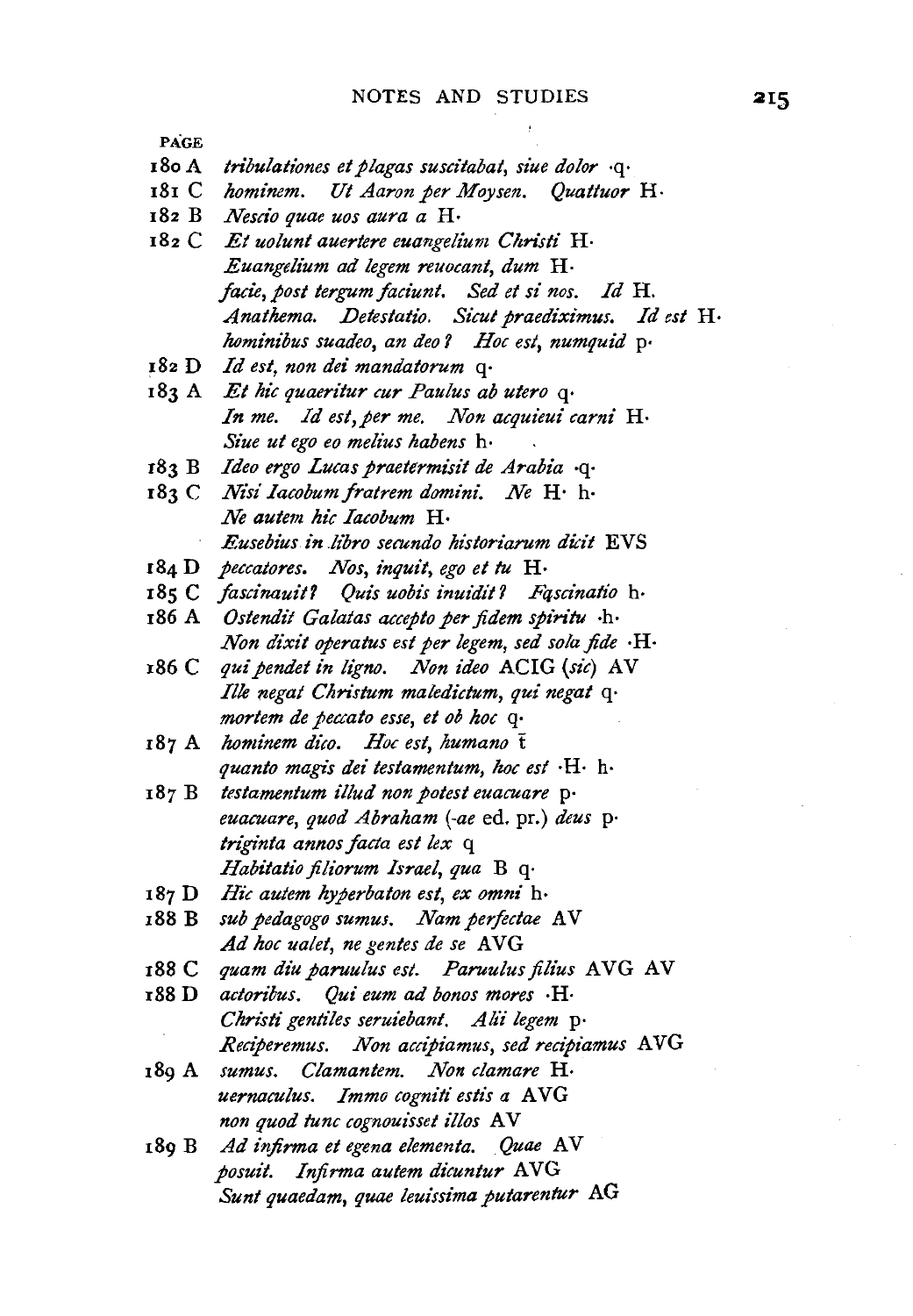| PAGE | |
|---|---|
| 180 A | *tribulationes et plagas suscitabat, siue dolor* ·q· |
| 181 C | *hominem. Ut Aaron per Moysen. Quattuor* H· |
| 182 B | *Nescio quae uos aura a* H· |
| 182 C | *Et uolunt auertere euangelium Christi* H· |
| | *Euangelium ad legem reuocant, dum* H· |
| | *facie, post tergum faciunt. Sed et si nos. Id* H. |
| | *Anathema. Detestatio. Sicut praediximus. Id est* H· |
| | *hominibus suadeo, an deo? Hoc est, numquid* p· |
| 182 D | *Id est, non dei mandatorum* q· |
| 183 A | *Et hic quaeritur cur Paulus ab utero* q· |
| | *In me. Id est, per me. Non acquieui carni* H· |
| | *Siue ut ego eo melius habens* h· |
| 183 B | *Ideo ergo Lucas praetermisit de Arabia* ·q· |
| 183 C | *Nisi Iacobum fratrem domini. Ne* H· h· |
| | *Ne autem hic Iacobum* H· |
| | *Eusebius in libro secundo historiarum dicit* EVS |
| 184 D | *peccatores. Nos, inquit, ego et tu* H· |
| 185 C | *fascinauit? Quis uobis inuidit? Fascinatio* h· |
| 186 A | *Ostendit Galatas accepto per fidem spiritu* ·h· |
| | *Non dixit operatus est per legem, sed sola fide* ·H· |
| 186 C | *qui pendet in ligno. Non ideo* ACIG (*sic*) AV |
| | *Ille negat Christum maledictum, qui negat* q· |
| | *mortem de peccato esse, et ob hoc* q· |
| 187 A | *hominem dico. Hoc est, humano* t̄ |
| | *quanto magis dei testamentum, hoc est* ·H· h· |
| 187 B | *testamentum illud non potest euacuare* p· |
| | *euacuare, quod Abraham* (*-ae* ed. pr.) *deus* p· |
| | *triginta annos facta est lex* q |
| | *Habitatio filiorum Israel, qua* B q· |
| 187 D | *Hic autem hyperbaton est, ex omni* h· |
| 188 B | *sub pedagogo sumus. Nam perfectae* AV |
| | *Ad hoc ualet, ne gentes de se* AVG |
| 188 C | *quam diu paruulus est. Paruulus filius* AVG AV |
| 188 D | *actoribus. Qui eum ad bonos mores* ·H· |
| | *Christi gentiles seruiebant. Alii legem* p· |
| | *Reciperemus. Non accipiamus, sed recipiamus* AVG |
| 189 A | *sumus. Clamantem. Non clamare* H· |
| | *uernaculus. Immo cogniti estis a* AVG |
| | *non quod tunc cognouisset illos* AV |
| 189 B | *Ad infirma et egena elementa. Quae* AV |
| | *posuit. Infirma autem dicuntur* AVG |
| | *Sunt quaedam, quae leuissima putarentur* AG |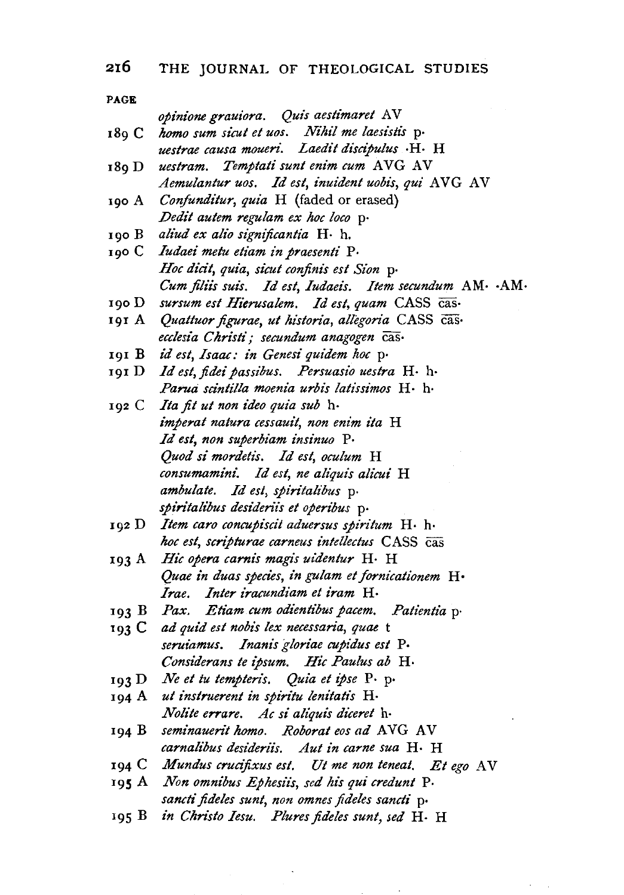PAGE

| | |
|---|---|
| | *opinione grauiora. Quis aestimaret* AV |
| 189 C | *homo sum sicut et uos. Nihil me laesistis* p· |
| | *uestrae causa moueri. Laedit discipulus* ·H· H |
| 189 D | *uestram. Temptati sunt enim cum* AVG AV |
| | *Aemulantur uos. Id est, inuident uobis, qui* AVG AV |
| 190 A | *Confunditur, quia* H (faded or erased) |
| | *Dedit autem regulam ex hoc loco* p· |
| 190 B | *aliud ex alio significantia* H· h. |
| 190 C | *Iudaei metu etiam in praesenti* P· |
| | *Hoc dicit, quia, sicut confinis est Sion* p· |
| | *Cum filiis suis. Id est, Iudaeis. Item secundum* AM· ·AM· |
| 190 D | *sursum est Hierusalem. Id est, quam* CASS c̄ās· |
| 191 A | *Quattuor figurae, ut historia, allegoria* CASS c̄ās· |
| | *ecclesia Christi; secundum anagogen* c̄ās· |
| 191 B | *id est, Isaac: in Genesi quidem hoc* p· |
| 191 D | *Id est, fidei passibus. Persuasio uestra* H· h· |
| | *Parua scintilla moenia urbis latissimos* H· h· |
| 192 C | *Ita fit ut non ideo quia sub* h· |
| | *imperat natura cessauit, non enim ita* H |
| | *Id est, non superbiam insinuo* P· |
| | *Quod si mordetis. Id est, oculum* H |
| | *consumamini. Id est, ne aliquis alicui* H |
| | *ambulate. Id est, spiritalibus* p· |
| | *spiritalibus desideriis et operibus* p· |
| 192 D | *Item caro concupiscit aduersus spiritum* H· h· |
| | *hoc est, scripturae carneus intellectus* CASS c̄ās |
| 193 A | *Hic opera carnis magis uidentur* H· H |
| | *Quae in duas species, in gulam et fornicationem* H· |
| | *Irae. Inter iracundiam et iram* H· |
| 193 B | *Pax. Etiam cum odientibus pacem. Patientia* p· |
| 193 C | *ad quid est nobis lex necessaria, quae* t |
| | *seruiamus. Inanis gloriae cupidus est* P· |
| | *Considerans te ipsum. Hic Paulus ab* H· |
| 193 D | *Ne et tu tempteris. Quia et ipse* P· p· |
| 194 A | *ut instruerent in spiritu lenitatis* H· |
| | *Nolite errare. Ac si aliquis diceret* h· |
| 194 B | *seminauerit homo. Roborat eos ad* AVG AV |
| | *carnalibus desideriis. Aut in carne sua* H· H |
| 194 C | *Mundus crucifixus est. Ut me non teneat. Et ego* AV |
| 195 A | *Non omnibus Ephesiis, sed his qui credunt* P· |
| | *sancti fideles sunt, non omnes fideles sancti* p· |
| 195 B | *in Christo Iesu. Plures fideles sunt, sed* H· H |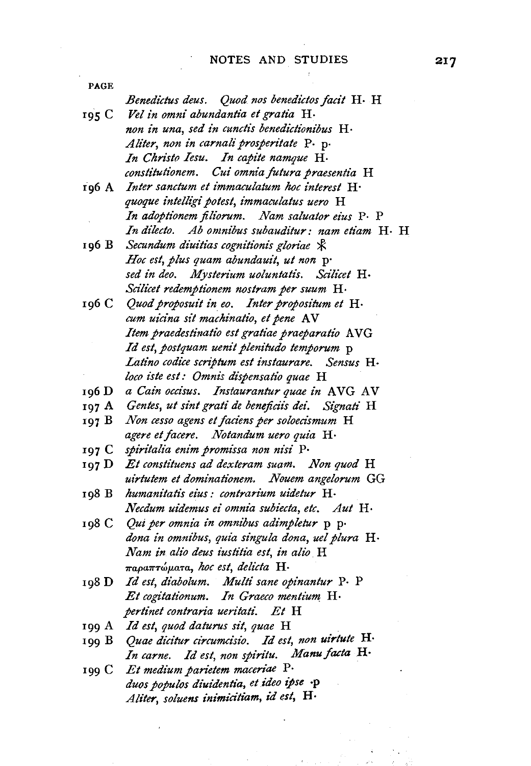PAGE

| | |
|---|---|
| | *Benedictus deus. Quod nos benedictos facit* H· H |
| 195 C | *Vel in omni abundantia et gratia* H· |
| | *non in una, sed in cunctis benedictionibus* H· |
| | *Aliter, non in carnali prosperitate* P· p· |
| | *In Christo Iesu. In capite namque* H· |
| | *constitutionem. Cui omnia futura praesentia* H |
| 196 A | *Inter sanctum et immaculatum hoc interest* H· |
| | *quoque intelligi potest, immaculatus uero* H |
| | *In adoptionem filiorum. Nam saluator eius* P· P |
| | *In dilecto. Ab omnibus subauditur: nam etiam* H· H |
| 196 B | *Secundum diuitias cognitionis gloriae* ☧ |
| | *Hoc est, plus quam abundauit, ut non* p· |
| | *sed in deo. Mysterium uoluntatis. Scilicet* H· |
| | *Scilicet redemptionem nostram per suum* H· |
| 196 C | *Quod proposuit in eo. Inter propositum et* H· |
| | *cum uicina sit machinatio, et pene* AV |
| | *Item praedestinatio est gratiae praeparatio* AVG |
| | *Id est, postquam uenit plenitudo temporum* p |
| | *Latino codice scriptum est instaurare. Sensus* H· |
| | *loco iste est: Omnis dispensatio quae* H |
| 196 D | *a Cain occisus. Instaurantur quae in* AVG AV |
| 197 A | *Gentes, ut sint grati de beneficiis dei. Signati* H |
| 197 B | *Non cesso agens et faciens per soloecismum* H |
| | *agere et facere. Notandum uero quia* H· |
| 197 C | *spiritalia enim promissa non nisi* P· |
| 197 D | *Et constituens ad dexteram suam. Non quod* H |
| | *uirtutem et dominationem. Nouem angelorum* GG |
| 198 B | *humanitatis eius: contrarium uidetur* H· |
| | *Necdum uidemus ei omnia subiecta, etc. Aut* H· |
| 198 C | *Qui per omnia in omnibus adimpletur* p p· |
| | *dona in omnibus, quia singula dona, uel plura* H· |
| | *Nam in alio deus iustitia est, in alio* H |
| | παραπτώματα, *hoc est, delicta* H· |
| 198 D | *Id est, diabolum. Multi sane opinantur* P· P |
| | *Et cogitationum. In Graeco mentium* H· |
| | *pertinet contraria ueritati. Et* H |
| 199 A | *Id est, quod daturus sit, quae* H |
| 199 B | *Quae dicitur circumcisio. Id est, non uirtute* H· |
| | *In carne. Id est, non spiritu. Manu facta* H· |
| 199 C | *Et medium parietem maceriae* P· |
| | *duos populos diuidentia, et ideo ipse* ·p |
| | *Aliter, soluens inimicitiam, id est,* H· |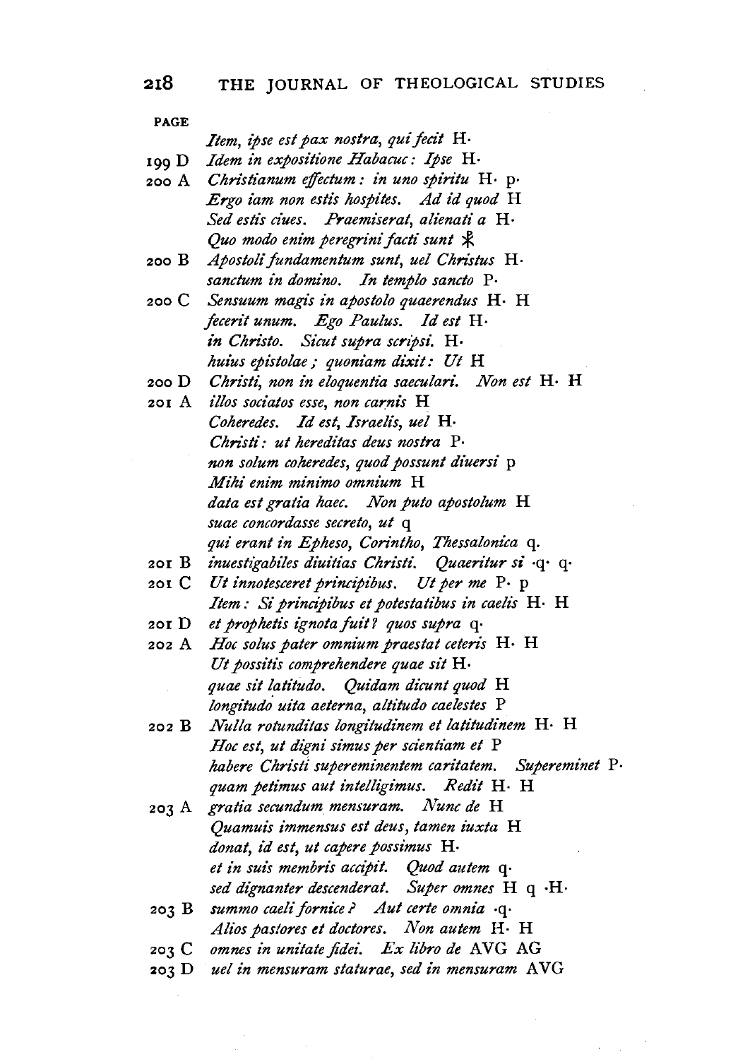PAGE

| | |
|---|---|
| | *Item, ipse est pax nostra, qui fecit* H· |
| 199 D | *Idem in expositione Habacuc: Ipse* H· |
| 200 A | *Christianum effectum: in uno spiritu* H· p· |
| | *Ergo iam non estis hospites. Ad id quod* H |
| | *Sed estis ciues. Praemiserat, alienati a* H· |
| | *Quo modo enim peregrini facti sunt* ☧ |
| 200 B | *Apostoli fundamentum sunt, uel Christus* H· |
| | *sanctum in domino. In templo sancto* P· |
| 200 C | *Sensuum magis in apostolo quaerendus* H· H |
| | *fecerit unum. Ego Paulus. Id est* H· |
| | *in Christo. Sicut supra scripsi.* H· |
| | *huius epistolae; quoniam dixit: Ut* H |
| 200 D | *Christi, non in eloquentia saeculari. Non est* H· H |
| 201 A | *illos sociatos esse, non carnis* H |
| | *Coheredes. Id est, Israelis, uel* H· |
| | *Christi: ut hereditas deus nostra* P· |
| | *non solum coheredes, quod possunt diuersi* p |
| | *Mihi enim minimo omnium* H |
| | *data est gratia haec. Non puto apostolum* H |
| | *suae concordasse secreto, ut* q |
| | *qui erant in Epheso, Corintho, Thessalonica* q. |
| 201 B | *inuestigabiles diuitias Christi. Quaeritur si* ·q· q· |
| 201 C | *Ut innotesceret principibus. Ut per me* P· p |
| | *Item: Si principibus et potestatibus in caelis* H· H |
| 201 D | *et prophetis ignota fuit? quos supra* q· |
| 202 A | *Hoc solus pater omnium praestat ceteris* H· H |
| | *Ut possitis comprehendere quae sit* H· |
| | *quae sit latitudo. Quidam dicunt quod* H |
| | *longitudo uita aeterna, altitudo caelestes* P |
| 202 B | *Nulla rotunditas longitudinem et latitudinem* H· H |
| | *Hoc est, ut digni simus per scientiam et* P |
| | *habere Christi supereminentem caritatem. Supereminet* P· |
| | *quam petimus aut intelligimus. Redit* H· H |
| 203 A | *gratia secundum mensuram. Nunc de* H |
| | *Quamuis immensus est deus, tamen iuxta* H |
| | *donat, id est, ut capere possimus* H· |
| | *et in suis membris accipit. Quod autem* q· |
| | *sed dignanter descenderat. Super omnes* H q ·H· |
| 203 B | *summo caeli fornice? Aut certe omnia* ·q· |
| | *Alios pastores et doctores. Non autem* H· H |
| 203 C | *omnes in unitate fidei. Ex libro de* AVG AG |
| 203 D | *uel in mensuram staturae, sed in mensuram* AVG |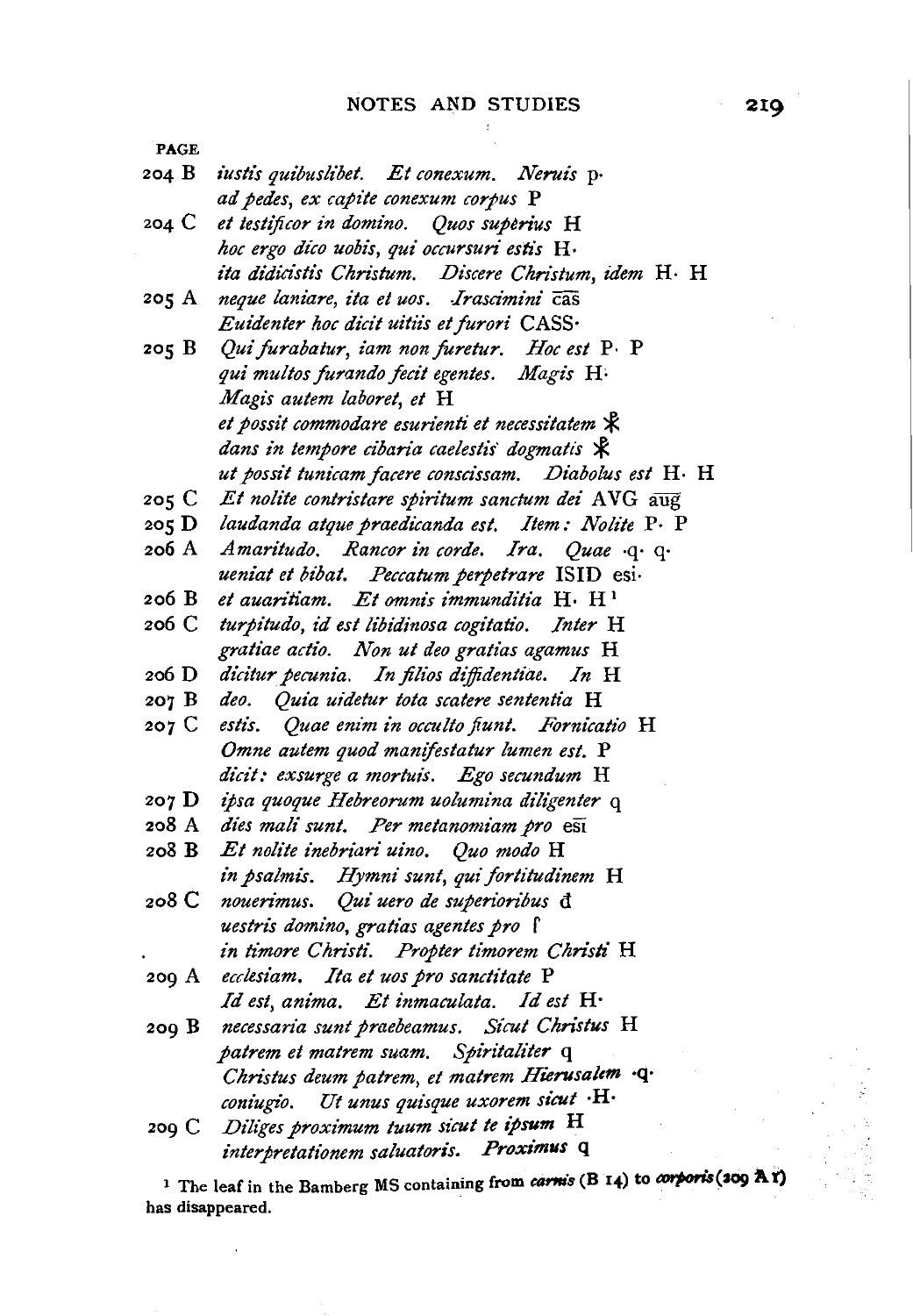PAGE

204 B *iustis quibuslibet. Et conexum. Neruis* p·
*ad pedes, ex capite conexum corpus* P

204 C *et testificor in domino. Quos superius* H
*hoc ergo dico uobis, qui occursuri estis* H·
*ita didicistis Christum. Discere Christum, idem* H· H

205 A *neque laniare, ita et uos. Irascimini* c̄a̅s̄
*Euidenter hoc dicit uitiis et furori* CASS·

205 B *Qui furabatur, iam non furetur. Hoc est* P· P
*qui multos furando fecit egentes. Magis* H·
*Magis autem laboret, et* H
*et possit commodare esurienti et necessitatem* ☧
*dans in tempore cibaria caelestis dogmatis* ☧
*ut possit tunicam facere conscissam. Diabolus est* H· H

205 C *Et nolite contristare spiritum sanctum dei* AVG āug̅

205 D *laudanda atque praedicanda est. Item: Nolite* P· P

206 A *Amaritudo. Rancor in corde. Ira. Quae* ·q· q·
*ueniat et bibat. Peccatum perpetrare* ISID esi·

206 B *et auaritiam. Et omnis immunditia* H· H[1]

206 C *turpitudo, id est libidinosa cogitatio. Inter* H
*gratiae actio. Non ut deo gratias agamus* H

206 D *dicitur pecunia. In filios diffidentiae. In* H

207 B *deo. Quia uidetur tota scatere sententia* H

207 C *estis. Quae enim in occulto fiunt. Fornicatio* H
*Omne autem quod manifestatur lumen est.* P
*dicit: exsurge a mortuis. Ego secundum* H

207 D *ipsa quoque Hebreorum uolumina diligenter* q

208 A *dies mali sunt. Per metanomiam pro* es̄ī

208 B *Et nolite inebriari uino. Quo modo* H
*in psalmis. Hymni sunt, qui fortitudinem* H

208 C *nouerimus. Qui uero de superioribus* đ
*uestris domino, gratias agentes pro* ſ
*in timore Christi. Propter timorem Christi* H

209 A *ecclesiam. Ita et uos pro sanctitate* P
*Id est, anima. Et inmaculata. Id est* H·

209 B *necessaria sunt praebeamus. Sicut Christus* H
*patrem et matrem suam. Spiritaliter* q
*Christus deum patrem, et matrem Hierusalem* ·q·
*coniugio. Ut unus quisque uxorem sicut* ·H·

209 C *Diliges proximum tuum sicut te ipsum* H
*interpretationem saluatoris. Proximus* q

[1] The leaf in the Bamberg MS containing from *carnis* (B 14) to *corporis* (209 A 1) has disappeared.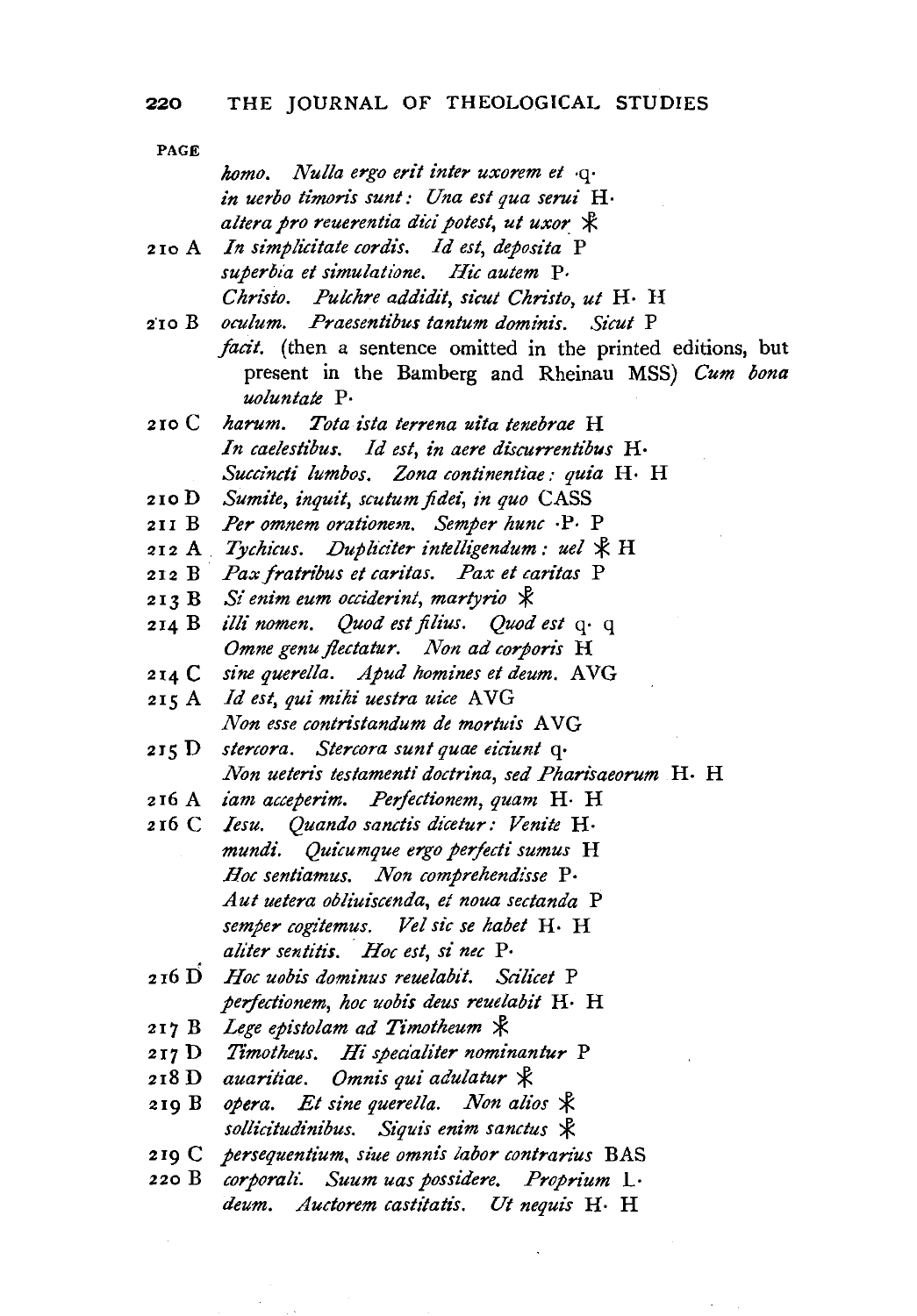PAGE

| | |
|---|---|
| | *homo. Nulla ergo erit inter uxorem et* ·q· |
| | *in uerbo timoris sunt: Una est qua serui* H· |
| | *altera pro reuerentia dici potest, ut uxor* ⁜ |
| 210 A | *In simplicitate cordis. Id est, deposita* P |
| | *superbia et simulatione. Hic autem* P· |
| | *Christo. Pulchre addidit, sicut Christo, ut* H· H |
| 210 B | *oculum. Praesentibus tantum dominis. Sicut* P |
| | *facit.* (then a sentence omitted in the printed editions, but present in the Bamberg and Rheinau MSS) *Cum bona uoluntate* P· |
| 210 C | *harum. Tota ista terrena uita tenebrae* H |
| | *In caelestibus. Id est, in aere discurrentibus* H· |
| | *Succincti lumbos. Zona continentiae: quia* H· H |
| 210 D | *Sumite, inquit, scutum fidei, in quo* CASS |
| 211 B | *Per omnem orationem. Semper hunc* ·P· P |
| 212 A | *Tychicus. Dupliciter intelligendum: uel* ⁜ H |
| 212 B | *Pax fratribus et caritas. Pax et caritas* P |
| 213 B | *Si enim eum occiderint, martyrio* ⁜ |
| 214 B | *illi nomen. Quod est filius. Quod est* q· q |
| | *Omne genu flectatur. Non ad corporis* H |
| 214 C | *sine querella. Apud homines et deum.* AVG |
| 215 A | *Id est, qui mihi uestra uice* AVG |
| | *Non esse contristandum de mortuis* AVG |
| 215 D | *stercora. Stercora sunt quae eiciunt* q· |
| | *Non ueteris testamenti doctrina, sed Pharisaeorum* H· H |
| 216 A | *iam acceperim. Perfectionem, quam* H· H |
| 216 C | *Iesu. Quando sanctis dicetur: Venite* H· |
| | *mundi. Quicumque ergo perfecti sumus* H |
| | *Hoc sentiamus. Non comprehendisse* P· |
| | *Aut uetera obliuiscenda, et noua sectanda* P |
| | *semper cogitemus. Vel sic se habet* H· H |
| | *aliter sentitis. Hoc est, si nec* P· |
| 216 D | *Hoc uobis dominus reuelabit. Scilicet* P |
| | *perfectionem, hoc uobis deus reuelabit* H· H |
| 217 B | *Lege epistolam ad Timotheum* ⁜ |
| 217 D | *Timotheus. Hi specialiter nominantur* P |
| 218 D | *auaritiae. Omnis qui adulatur* ⁜ |
| 219 B | *opera. Et sine querella. Non alios* ⁜ |
| | *sollicitudinibus. Siquis enim sanctus* ⁜ |
| 219 C | *persequentium, siue omnis labor contrarius* BAS |
| 220 B | *corporali. Suum uas possidere. Proprium* L· |
| | *deum. Auctorem castitatis. Ut nequis* H· H |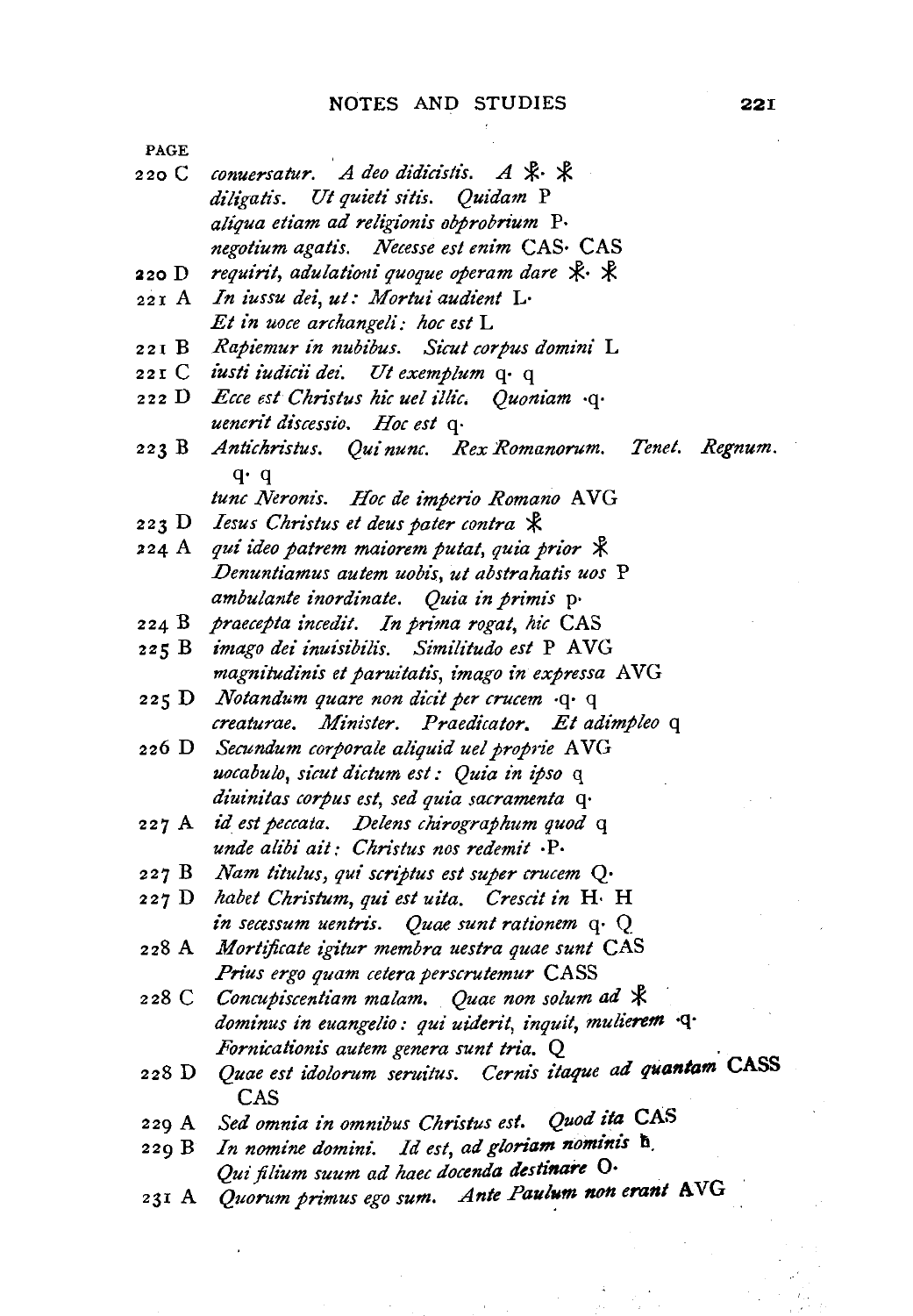PAGE

220 C *conuersatur. A deo didicistis.* A ☧· ☧
*diligatis. Ut quieti sitis. Quidam* P
*aliqua etiam ad religionis obprobrium* P·
*negotium agatis. Necesse est enim* CAS· CAS

220 D *requirit, adulationi quoque operam dare* ☧· ☧

221 A *In iussu dei, ut: Mortui audient* L·
*Et in uoce archangeli: hoc est* L

221 B *Rapiemur in nubibus. Sicut corpus domini* L

221 C *iusti iudicii dei. Ut exemplum* q· q

222 D *Ecce est Christus hic uel illic. Quoniam* ·q·
*uenerit discessio. Hoc est* q·

223 B *Antichristus. Qui nunc. Rex Romanorum. Tenet. Regnum.*
q· q
*tunc Neronis. Hoc de imperio Romano* AVG

223 D *Iesus Christus et deus pater contra* ☧

224 A *qui ideo patrem maiorem putat, quia prior* ☧
*Denuntiamus autem uobis, ut abstrahatis uos* P
*ambulante inordinate. Quia in primis* p·

224 B *praecepta incedit. In prima rogat, hic* CAS

225 B *imago dei inuisibilis. Similitudo est* P AVG
*magnitudinis et paruitatis, imago in expressa* AVG

225 D *Notandum quare non dicit per crucem* ·q· q
*creaturae. Minister. Praedicator. Et adimpleo* q

226 D *Secundum corporale aliquid uel proprie* AVG
*uocabulo, sicut dictum est: Quia in ipso* q
*diuinitas corpus est, sed quia sacramenta* q·

227 A *id est peccata. Delens chirographum quod* q
*unde alibi ait: Christus nos redemit* ·P·

227 B *Nam titulus, qui scriptus est super crucem* Q·

227 D *habet Christum, qui est uita. Crescit in* H· H
*in secessum uentris. Quae sunt rationem* q· Q

228 A *Mortificate igitur membra uestra quae sunt* CAS
*Prius ergo quam cetera perscrutemur* CASS

228 C *Concupiscentiam malam. Quae non solum ad* ☧
*dominus in euangelio: qui uiderit, inquit, mulierem* ·q·
*Fornicationis autem genera sunt tria.* Q

228 D *Quae est idolorum seruitus. Cernis itaque ad quantam* CASS
CAS

229 A *Sed omnia in omnibus Christus est. Quod ita* CAS

229 B *In nomine domini. Id est, ad gloriam nominis* h.
*Qui filium suum ad haec docenda destinare* O·

231 A *Quorum primus ego sum. Ante Paulum non erant* AVG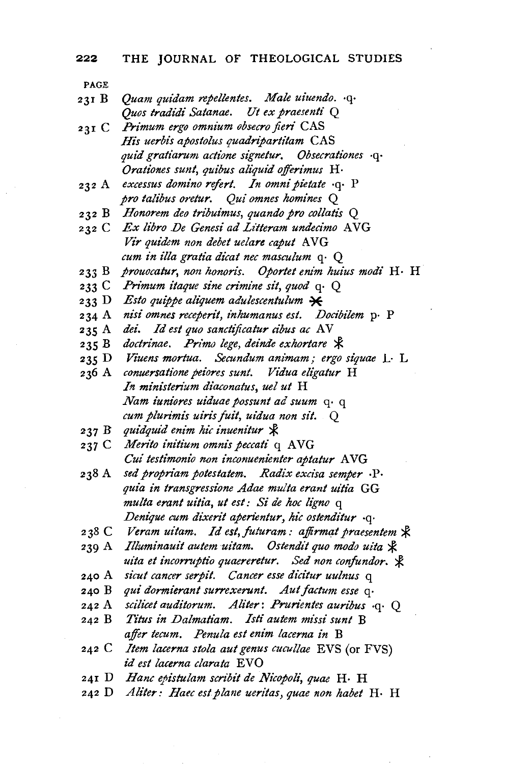PAGE

| | |
|---|---|
| 231 B | *Quam quidam repellentes. Male uiuendo.* ·q· |
| | *Quos tradidi Satanae. Ut ex praesenti* Q |
| 231 C | *Primum ergo omnium obsecro fieri* CAS |
| | *His uerbis apostolus quadripartitam* CAS |
| | *quid gratiarum actione signetur. Obsecrationes* ·q· |
| | *Orationes sunt, quibus aliquid offerimus* H· |
| 232 A | *excessus domino refert. In omni pietate* ·q· P |
| | *pro talibus oretur. Qui omnes homines* Q |
| 232 B | *Honorem deo tribuimus, quando pro collatis* Q |
| 232 C | *Ex libro De Genesi ad Litteram undecimo* AVG |
| | *Vir quidem non debet uelare caput* AVG |
| | *cum in illa gratia dicat nec masculum* q· Q |
| 233 B | *prouocatur, non honoris. Oportet enim huius modi* H· H |
| 233 C | *Primum itaque sine crimine sit, quod* q· Q |
| 233 D | *Esto quippe aliquem adulescentulum* ⋇ |
| 234 A | *nisi omnes receperit, inhumanus est. Docibilem* p· P |
| 235 A | *dei. Id est quo sanctificatur cibus ac* AV |
| 235 B | *doctrinae. Primo lege, deinde exhortare* ☧ |
| 235 D | *Viuens mortua. Secundum animam; ergo siquae* L· L |
| 236 A | *conuersatione peiores sunt. Vidua eligatur* H |
| | *In ministerium diaconatus, uel ut* H |
| | *Nam iuniores uiduae possunt ad suum* q· q |
| | *cum plurimis uiris fuit, uidua non sit.* Q |
| 237 B | *quidquid enim hic inuenitur* ☧ |
| 237 C | *Merito initium omnis peccati* q AVG |
| | *Cui testimonio non inconuenienter aptatur* AVG |
| 238 A | *sed propriam potestatem. Radix excisa semper* ·P· |
| | *quia in transgressione Adae multa erant uitia* GG |
| | *multa erant uitia, ut est: Si de hoc ligno* q |
| | *Denique cum dixerit aperientur, hic ostenditur* ·q· |
| 238 C | *Veram uitam. Id est, futuram: affirmat praesentem* ☧ |
| 239 A | *Illuminauit autem uitam. Ostendit quo modo uita* ☧ |
| | *uita et incorruptio quaereretur. Sed non confundor.* ☧ |
| 240 A | *sicut cancer serpit. Cancer esse dicitur uulnus* q |
| 240 B | *qui dormierant surrexerunt. Aut factum esse* q· |
| 242 A | *scilicet auditorum. Aliter: Prurientes auribus* ·q· Q |
| 242 B | *Titus in Dalmatiam. Isti autem missi sunt* B |
| | *affer tecum. Penula est enim lacerna in* B |
| 242 C | *Item lacerna stola aut genus cucullae* EVS (or FVS) |
| | *id est lacerna clarata* EVO |
| 241 D | *Hanc epistulam scribit de Nicopoli, quae* H· H |
| 242 D | *Aliter: Haec est plane ueritas, quae non habet* H· H |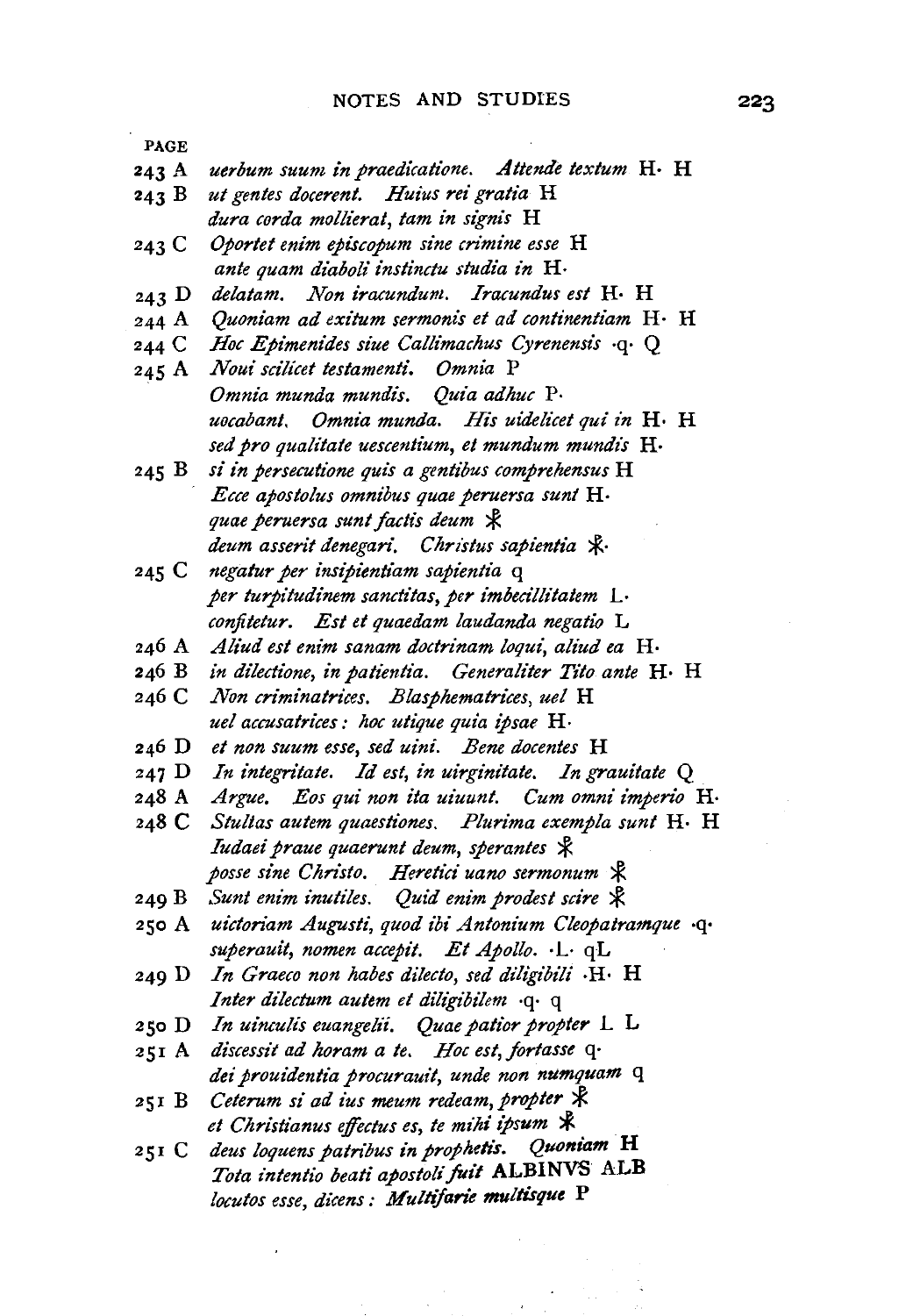| PAGE | | |
|---|---|---|
| 243 A | *uerbum suum in praedicatione. Attende textum* | H· H |
| 243 B | *ut gentes docerent. Huius rei gratia* | H |
| | *dura corda mollierat, tam in signis* | H |
| 243 C | *Oportet enim episcopum sine crimine esse* | H |
| | *ante quam diaboli instinctu studia in* | H· |
| 243 D | *delatam. Non iracundum. Iracundus est* | H· H |
| 244 A | *Quoniam ad exitum sermonis et ad continentiam* | H· H |
| 244 C | *Hoc Epimenides siue Callimachus Cyrenensis* | ·q· Q |
| 245 A | *Noui scilicet testamenti. Omnia* | P |
| | *Omnia munda mundis. Quia adhuc* | P· |
| | *uocabant. Omnia munda. His uidelicet qui in* | H· H |
| | *sed pro qualitate uescentium, et mundum mundis* | H· |
| 245 B | *si in persecutione quis a gentibus comprehensus* | H |
| | *Ecce apostolus omnibus quae peruersa sunt* | H· |
| | *quae peruersa sunt factis deum* | ☧ |
| | *deum asserit denegari. Christus sapientia* | ☧· |
| 245 C | *negatur per insipientiam sapientia* | q |
| | *per turpitudinem sanctitas, per imbecillitatem* | L· |
| | *confitetur. Est et quaedam laudanda negatio* | L |
| 246 A | *Aliud est enim sanam doctrinam loqui, aliud ea* | H· |
| 246 B | *in dilectione, in patientia. Generaliter Tito ante* | H· H |
| 246 C | *Non criminatrices. Blasphematrices, uel* | H |
| | *uel accusatrices: hoc utique quia ipsae* | H· |
| 246 D | *et non suum esse, sed uini. Bene docentes* | H |
| 247 D | *In integritate. Id est, in uirginitate. In grauitate* | Q |
| 248 A | *Argue. Eos qui non ita uiuunt. Cum omni imperio* | H· |
| 248 C | *Stultas autem quaestiones. Plurima exempla sunt* | H· H |
| | *Iudaei praue quaerunt deum, sperantes* | ☧ |
| | *posse sine Christo. Heretici uano sermonum* | ☧ |
| 249 B | *Sunt enim inutiles. Quid enim prodest scire* | ☧ |
| 250 A | *uictoriam Augusti, quod ibi Antonium Cleopatramque* | ·q· |
| | *superauit, nomen accepit. Et Apollo.* | ·L· qL |
| 249 D | *In Graeco non habes dilecto, sed diligibili* | ·H· H |
| | *Inter dilectum autem et diligibilem* | ·q· q |
| 250 D | *In uinculis euangelii. Quae patior propter* | L L |
| 251 A | *discessit ad horam a te. Hoc est, fortasse* | q· |
| | *dei prouidentia procurauit, unde non numquam* | q |
| 251 B | *Ceterum si ad ius meum redeam, propter* | ☧ |
| | *et Christianus effectus es, te mihi ipsum* | ☧ |
| 251 C | *deus loquens patribus in prophetis. Quoniam* | H |
| | *Tota intentio beati apostoli fuit* | ALBINVS ALB |
| | *locutos esse, dicens: Multifarie multisque* | P |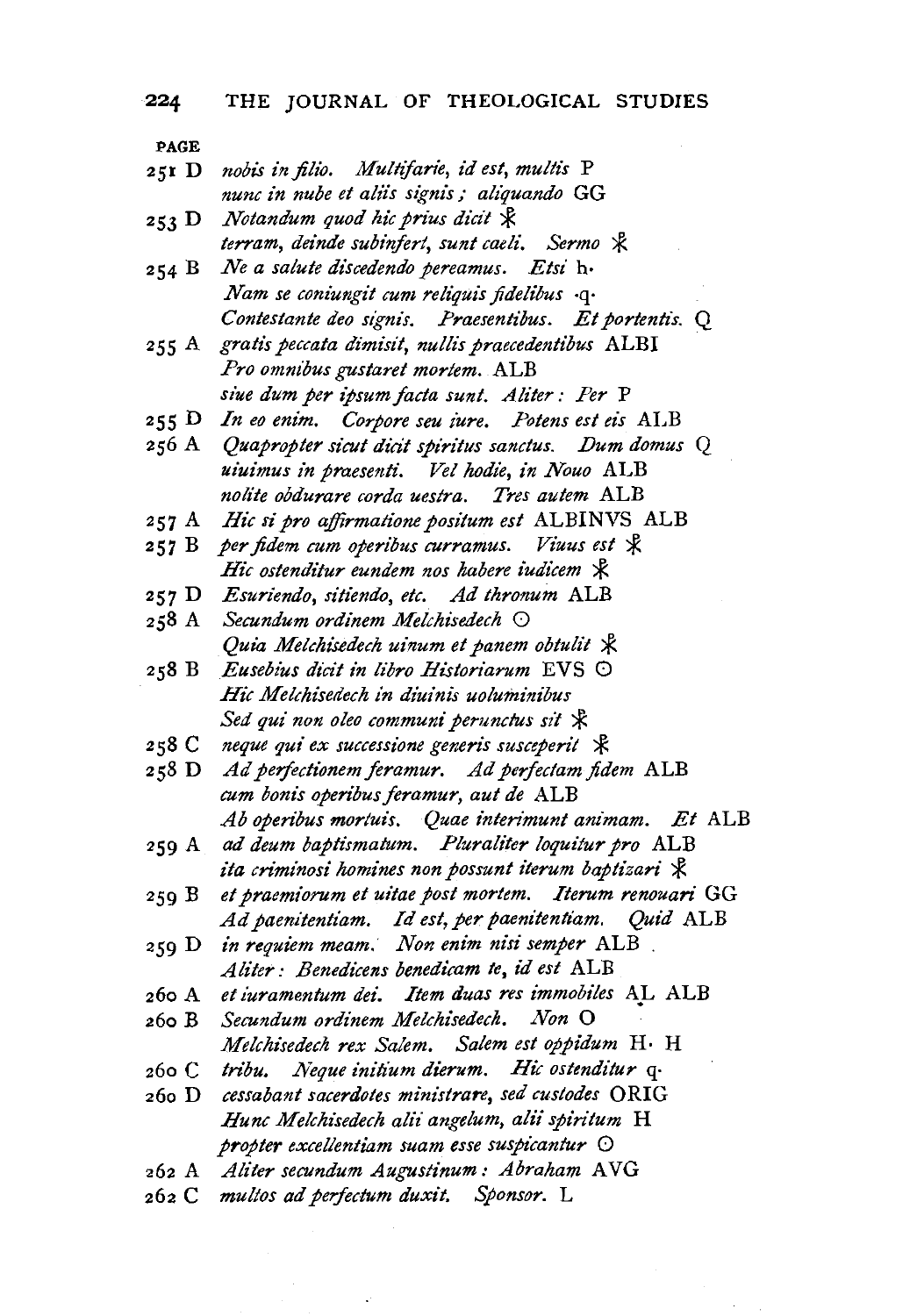| PAGE | | |
|---|---|---|
| 251 D | *nobis in filio. Multifarie, id est, multis* | P |
| | *nunc in nube et aliis signis; aliquando* | GG |
| 253 D | *Notandum quod hic prius dicit* | ☧ |
| | *terram, deinde subinfert, sunt caeli. Sermo* | ☧ |
| 254 B | *Ne a salute discedendo pereamus. Etsi* | h· |
| | *Nam se coniungit cum reliquis fidelibus* | ·q· |
| | *Contestante deo signis. Praesentibus. Et portentis.* | Q |
| 255 A | *gratis peccata dimisit, nullis praecedentibus* | ALBI |
| | *Pro omnibus gustaret mortem.* | ALB |
| | *siue dum per ipsum facta sunt. Aliter: Per* | P |
| 255 D | *In eo enim. Corpore seu iure. Potens est eis* | ALB |
| 256 A | *Quapropter sicut dicit spiritus sanctus. Dum domus* | Q |
| | *uiuimus in praesenti. Vel hodie, in Nouo* | ALB |
| | *nolite obdurare corda uestra. Tres autem* | ALB |
| 257 A | *Hic si pro affirmatione positum est* ALBINVS | ALB |
| 257 B | *per fidem cum operibus curramus. Viuus est* | ☧ |
| | *Hic ostenditur eundem nos habere iudicem* | ☧ |
| 257 D | *Esuriendo, sitiendo, etc. Ad thronum* | ALB |
| 258 A | *Secundum ordinem Melchisedech* | ⊙ |
| | *Quia Melchisedech uinum et panem obtulit* | ☧ |
| 258 B | *Eusebius dicit in libro Historiarum* EVS | ⊙ |
| | *Hic Melchisedech in diuinis uoluminibus* | |
| | *Sed qui non oleo communi perunctus sit* | ☧ |
| 258 C | *neque qui ex successione generis susceperit* | ☧ |
| 258 D | *Ad perfectionem feramur. Ad perfectam fidem* | ALB |
| | *cum bonis operibus feramur, aut de* | ALB |
| | *Ab operibus mortuis. Quae interimunt animam. Et* | ALB |
| 259 A | *ad deum baptismatum. Pluraliter loquitur pro* | ALB |
| | *ita criminosi homines non possunt iterum baptizari* | ☧ |
| 259 B | *et praemiorum et uitae post mortem. Iterum renouari* | GG |
| | *Ad paenitentiam. Id est, per paenitentiam. Quid* | ALB |
| 259 D | *in requiem meam. Non enim nisi semper* | ALB |
| | *Aliter: Benedicens benedicam te, id est* | ALB |
| 260 A | *et iuramentum dei. Item duas res immobiles* | AL ALB |
| 260 B | *Secundum ordinem Melchisedech. Non* | O |
| | *Melchisedech rex Salem. Salem est oppidum* | H· H |
| 260 C | *tribu. Neque initium dierum. Hic ostenditur* | q· |
| 260 D | *cessabant sacerdotes ministrare, sed custodes* | ORIG |
| | *Hunc Melchisedech alii angelum, alii spiritum* | H |
| | *propter excellentiam suam esse suspicantur* | ⊙ |
| 262 A | *Aliter secundum Augustinum: Abraham* | AVG |
| 262 C | *multos ad perfectum duxit. Sponsor.* | L |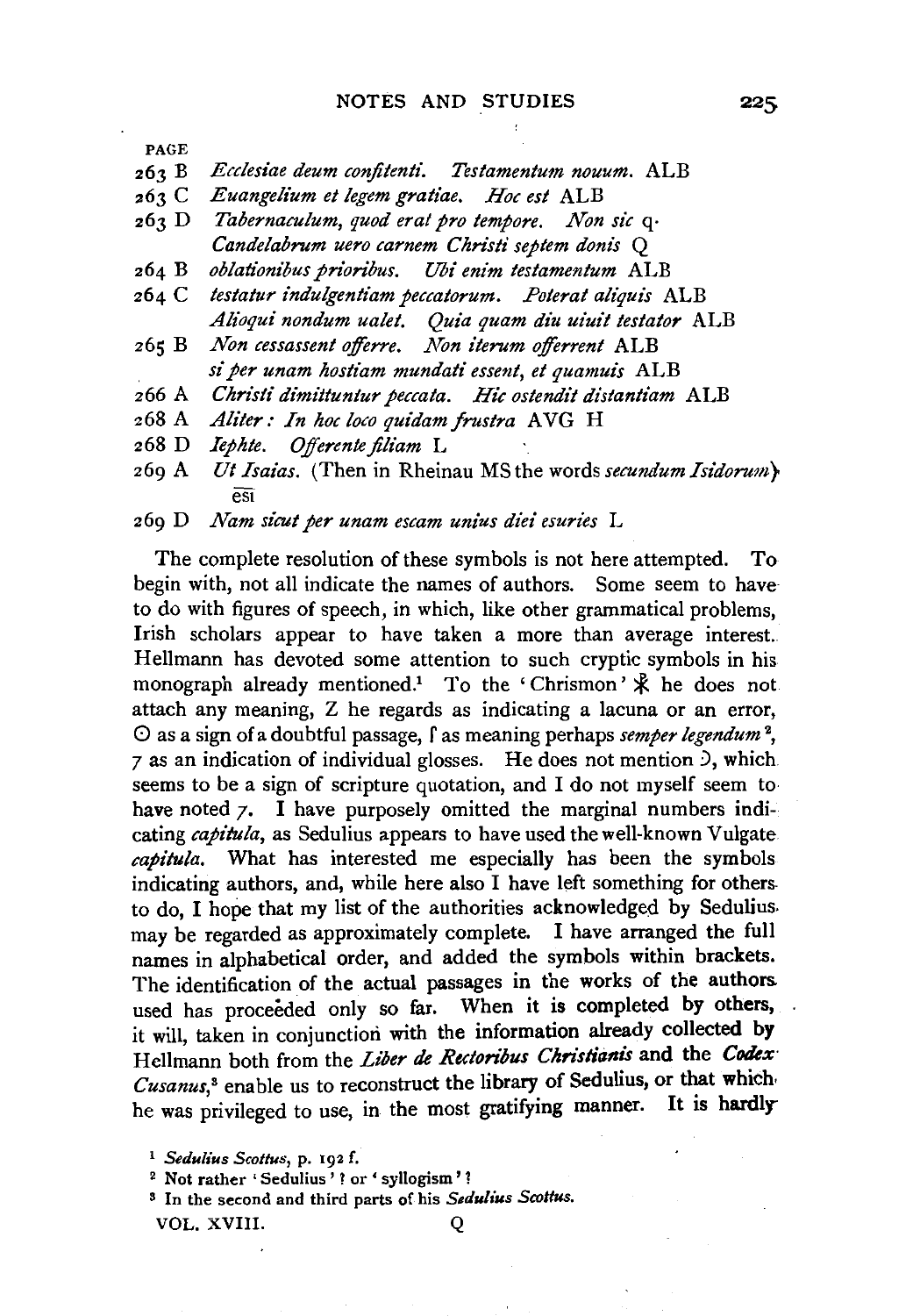| PAGE | |
|---|---|
| 263 B | *Ecclesiae deum confitenti. Testamentum nouum.* ALB |
| 263 C | *Euangelium et legem gratiae. Hoc est* ALB |
| 263 D | *Tabernaculum, quod erat pro tempore. Non sic* q· |
| | *Candelabrum uero carnem Christi septem donis* Q |
| 264 B | *oblationibus prioribus. Ubi enim testamentum* ALB |
| 264 C | *testatur indulgentiam peccatorum. Poterat aliquis* ALB |
| | *Alioqui nondum ualet. Quia quam diu uiuit testator* ALB |
| 265 B | *Non cessassent offerre. Non iterum offerrent* ALB |
| | *si per unam hostiam mundati essent, et quamuis* ALB |
| 266 A | *Christi dimittuntur peccata. Hic ostendit distantiam* ALB |
| 268 A | *Aliter: In hoc loco quidam frustra* AVG H |
| 268 D | *Iephte. Offerente filiam* L |
| 269 A | *Ut Isaias.* (Then in Rheinau MS the words *secundum Isidorum*) $\overline{\text{esi}}$ |
| 269 D | *Nam sicut per unam escam unius diei esuries* L |

The complete resolution of these symbols is not here attempted. To begin with, not all indicate the names of authors. Some seem to have to do with figures of speech, in which, like other grammatical problems, Irish scholars appear to have taken a more than average interest. Hellmann has devoted some attention to such cryptic symbols in his monograph already mentioned.[1] To the 'Chrismon' ☧ he does not attach any meaning, Z he regards as indicating a lacuna or an error, ʘ as a sign of a doubtful passage, ſ as meaning perhaps *semper legendum*[2], 7 as an indication of individual glosses. He does not mention Ͽ, which seems to be a sign of scripture quotation, and I do not myself seem to have noted 7. I have purposely omitted the marginal numbers indicating *capitula*, as Sedulius appears to have used the well-known Vulgate *capitula*. What has interested me especially has been the symbols indicating authors, and, while here also I have left something for others to do, I hope that my list of the authorities acknowledged by Sedulius may be regarded as approximately complete. I have arranged the full names in alphabetical order, and added the symbols within brackets. The identification of the actual passages in the works of the authors used has proceeded only so far. When it is completed by others, it will, taken in conjunction with the information already collected by Hellmann both from the *Liber de Rectoribus Christianis* and the *Codex Cusanus*,[3] enable us to reconstruct the library of Sedulius, or that which he was privileged to use, in the most gratifying manner. It is hardly

[1] *Sedulius Scottus*, p. 192 f.

[2] Not rather 'Sedulius'? or 'syllogism'?

[3] In the second and third parts of his *Sedulius Scottus*.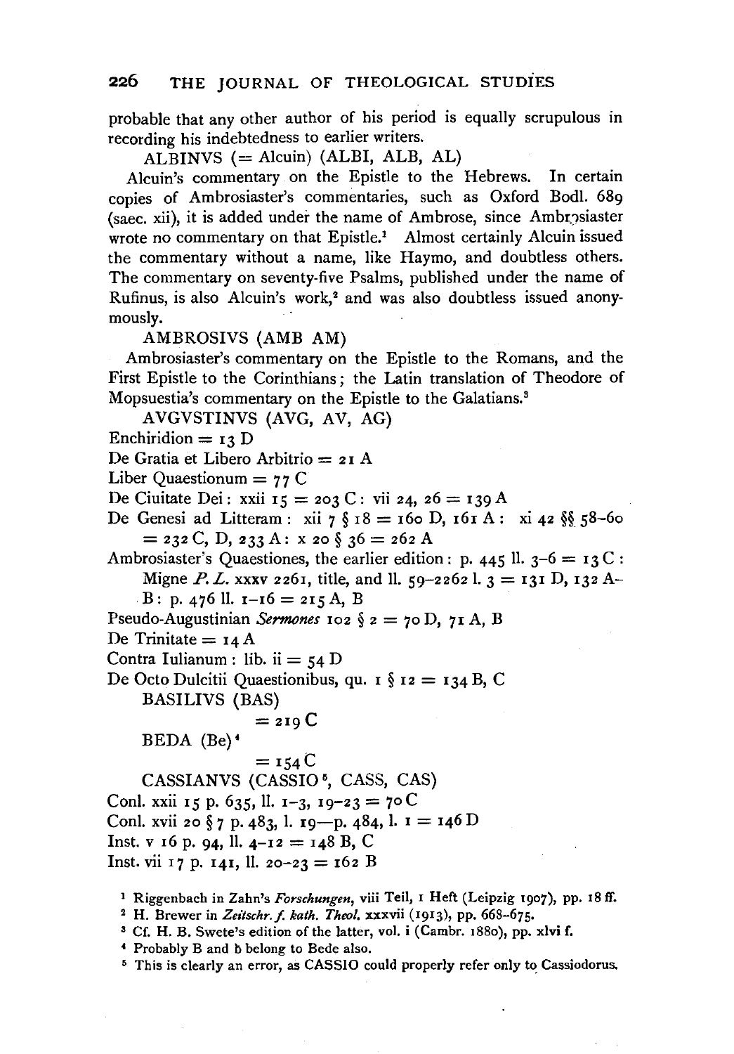probable that any other author of his period is equally scrupulous in recording his indebtedness to earlier writers.

ALBINVS (= Alcuin) (ALBI, ALB, AL)

Alcuin's commentary on the Epistle to the Hebrews. In certain copies of Ambrosiaster's commentaries, such as Oxford Bodl. 689 (saec. xii), it is added under the name of Ambrose, since Ambrosiaster wrote no commentary on that Epistle.[1] Almost certainly Alcuin issued the commentary without a name, like Haymo, and doubtless others. The commentary on seventy-five Psalms, published under the name of Rufinus, is also Alcuin's work,[2] and was also doubtless issued anonymously.

AMBROSIVS (AMB AM)

Ambrosiaster's commentary on the Epistle to the Romans, and the First Epistle to the Corinthians; the Latin translation of Theodore of Mopsuestia's commentary on the Epistle to the Galatians.[3]

AVGVSTINVS (AVG, AV, AG)

Enchiridion = 13 D

De Gratia et Libero Arbitrio = 21 A

Liber Quaestionum = 77 C

De Ciuitate Dei: xxii 15 = 203 C: vii 24, 26 = 139 A

De Genesi ad Litteram: xii 7 § 18 = 160 D, 161 A: xi 42 §§ 58–60 = 232 C, D, 233 A: x 20 § 36 = 262 A

Ambrosiaster's Quaestiones, the earlier edition: p. 445 ll. 3–6 = 13 C: Migne *P. L.* xxxv 2261, title, and ll. 59–2262 l. 3 = 131 D, 132 A–B: p. 476 ll. 1–16 = 215 A, B

Pseudo-Augustinian *Sermones* 102 § 2 = 70 D, 71 A, B

De Trinitate = 14 A

Contra Iulianum: lib. ii = 54 D

De Octo Dulcitii Quaestionibus, qu. 1 § 12 = 134 B, C

BASILIVS (BAS)

= 219 C

BEDA (Be)[4]

= 154 C

CASSIANVS (CASSIO[5], CASS, CAS)

Conl. xxii 15 p. 635, ll. 1–3, 19–23 = 70 C

Conl. xvii 20 § 7 p. 483, l. 19—p. 484, l. 1 = 146 D

Inst. v 16 p. 94, ll. 4–12 = 148 B, C

Inst. vii 17 p. 141, ll. 20–23 = 162 B

---

[1] Riggenbach in Zahn's *Forschungen*, viii Teil, 1 Heft (Leipzig 1907), pp. 18 ff.

[2] H. Brewer in *Zeitschr. f. kath. Theol.* xxxvii (1913), pp. 668–675.

[3] Cf. H. B. Swete's edition of the latter, vol. i (Cambr. 1880), pp. xlvi f.

[4] Probably B and b belong to Bede also.

[5] This is clearly an error, as CASSIO could properly refer only to Cassiodorus.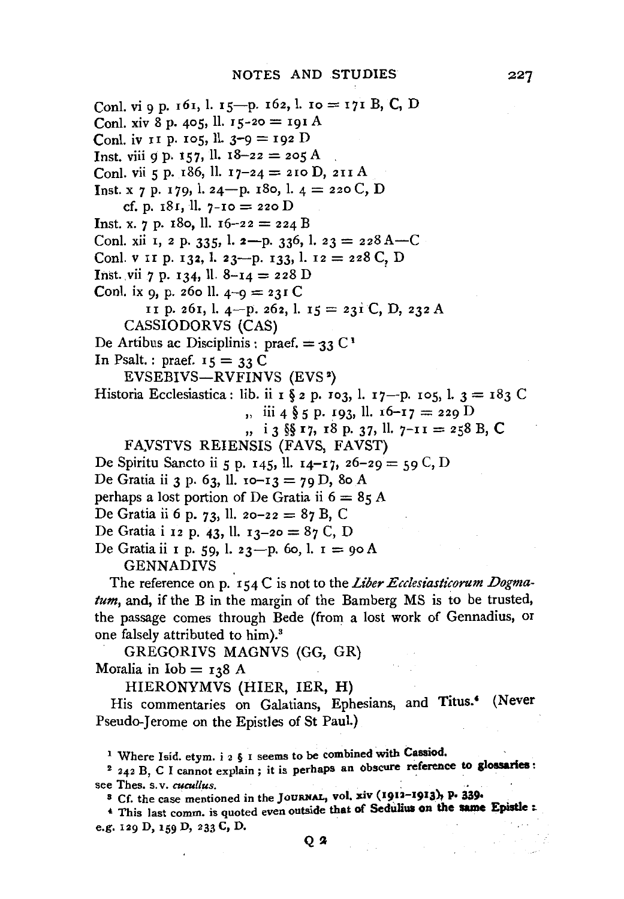Conl. vi 9 p. 161, l. 15—p. 162, l. 10 = 171 B, C, D
Conl. xiv 8 p. 405, ll. 15-20 = 191 A
Conl. iv 11 p. 105, ll. 3-9 = 192 D
Inst. viii 9 p. 157, ll. 18-22 = 205 A
Conl. vii 5 p. 186, ll. 17-24 = 210 D, 211 A
Inst. x 7 p. 179, l. 24—p. 180, l. 4 = 220 C, D
  cf. p. 181, ll. 7-10 = 220 D
Inst. x. 7 p. 180, ll. 16-22 = 224 B
Conl. xii 1, 2 p. 335, l. 2—p. 336, l. 23 = 228 A—C
Conl. v 11 p. 132, l. 23—p. 133, l. 12 = 228 C, D
Inst. vii 7 p. 134, ll. 8-14 = 228 D
Conl. ix 9, p. 260 ll. 4-9 = 231 C
  11 p. 261, l. 4—p. 262, l. 15 = 231 C, D, 232 A

CASSIODORVS (CAS)

De Artibus ac Disciplinis: praef. = 33 C[1]
In Psalt.: praef. 15 = 33 C

EVSEBIVS—RVFINVS (EVS[2])

Historia Ecclesiastica: lib. ii 1 § 2 p. 103, l. 17—p. 105, l. 3 = 183 C
  ,, iii 4 § 5 p. 193, ll. 16-17 = 229 D
  ,, i 3 §§ 17, 18 p. 37, ll. 7-11 = 258 B, C

FAVSTVS REIENSIS (FAVS, FAVST)

De Spiritu Sancto ii 5 p. 145, ll. 14-17, 26-29 = 59 C, D
De Gratia ii 3 p. 63, ll. 10-13 = 79 D, 80 A
perhaps a lost portion of De Gratia ii 6 = 85 A
De Gratia ii 6 p. 73, ll. 20-22 = 87 B, C
De Gratia i 12 p. 43, ll. 13-20 = 87 C, D
De Gratia ii 1 p. 59, l. 23—p. 60, l. 1 = 90 A

GENNADIVS

The reference on p. 154 C is not to the *Liber Ecclesiasticorum Dogmatum*, and, if the B in the margin of the Bamberg MS is to be trusted, the passage comes through Bede (from a lost work of Gennadius, or one falsely attributed to him).[3]

GREGORIVS MAGNVS (GG, GR)

Moralia in Iob = 138 A

HIERONYMVS (HIER, IER, H)

His commentaries on Galatians, Ephesians, and Titus.[4] (Never Pseudo-Jerome on the Epistles of St Paul.)

---

[1] Where Isid. etym. i 2 § 1 seems to be combined with Cassiod.

[2] 242 B, C I cannot explain; it is perhaps an obscure reference to glossaries: see Thes. s.v. *cucullus*.

[3] Cf. the case mentioned in the JOURNAL, vol. xiv (1912-1913), p. 339.

[4] This last comm. is quoted even outside that of Sedulius on the same Epistle: e.g. 129 D, 159 D, 233 C, D.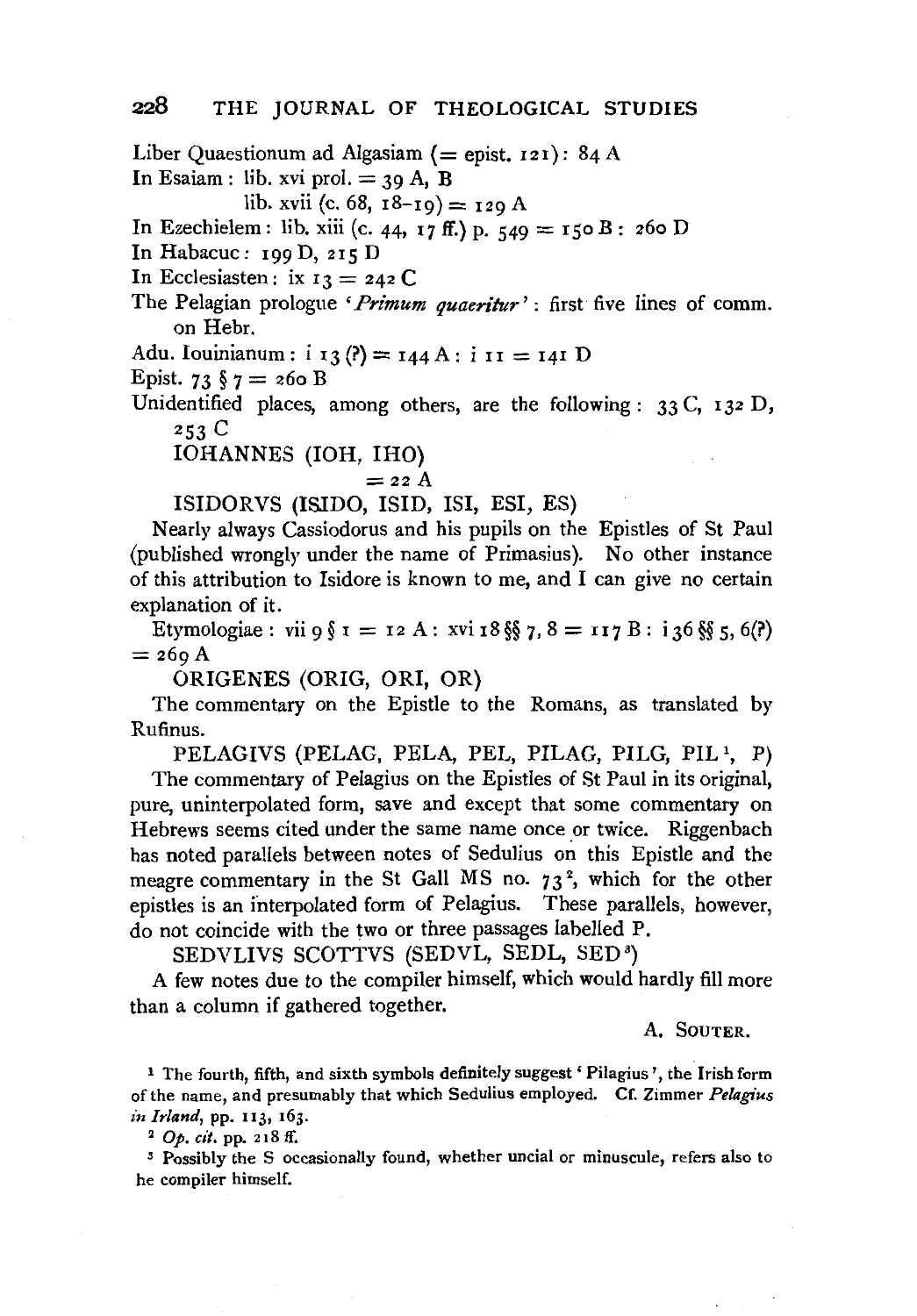Liber Quaestionum ad Algasiam (= epist. 121): 84 A

In Esaiam: lib. xvi prol. = 39 A, B

lib. xvii (c. 68, 18–19) = 129 A

In Ezechielem: lib. xiii (c. 44, 17 ff.) p. 549 = 150 B: 260 D

In Habacuc: 199 D, 215 D

In Ecclesiasten: ix 13 = 242 C

The Pelagian prologue '*Primum quaeritur*': first five lines of comm. on Hebr.

Adu. Iouinianum: i 13 (?) = 144 A: i 11 = 141 D

Epist. 73 § 7 = 260 B

Unidentified places, among others, are the following: 33 C, 132 D, 253 C

IOHANNES (IOH, IHO)

= 22 A

ISIDORVS (ISIDO, ISID, ISI, ESI, ES)

Nearly always Cassiodorus and his pupils on the Epistles of St Paul (published wrongly under the name of Primasius). No other instance of this attribution to Isidore is known to me, and I can give no certain explanation of it.

Etymologiae: vii 9 § 1 = 12 A: xvi 18 §§ 7, 8 = 117 B: i 36 §§ 5, 6(?) = 269 A

ORIGENES (ORIG, ORI, OR)

The commentary on the Epistle to the Romans, as translated by Rufinus.

PELAGIVS (PELAG, PELA, PEL, PILAG, PILG, PIL [1], P)

The commentary of Pelagius on the Epistles of St Paul in its original, pure, uninterpolated form, save and except that some commentary on Hebrews seems cited under the same name once or twice. Riggenbach has noted parallels between notes of Sedulius on this Epistle and the meagre commentary in the St Gall MS no. 73 [2], which for the other epistles is an interpolated form of Pelagius. These parallels, however, do not coincide with the two or three passages labelled P.

SEDVLIVS SCOTTVS (SEDVL, SEDL, SED [3])

A few notes due to the compiler himself, which would hardly fill more than a column if gathered together.

A. Souter.

[1] The fourth, fifth, and sixth symbols definitely suggest 'Pilagius', the Irish form of the name, and presumably that which Sedulius employed. Cf. Zimmer *Pelagius in Irland*, pp. 113, 163.

[2] *Op. cit.* pp. 218 ff.

[3] Possibly the S occasionally found, whether uncial or minuscule, refers also to he compiler himself.